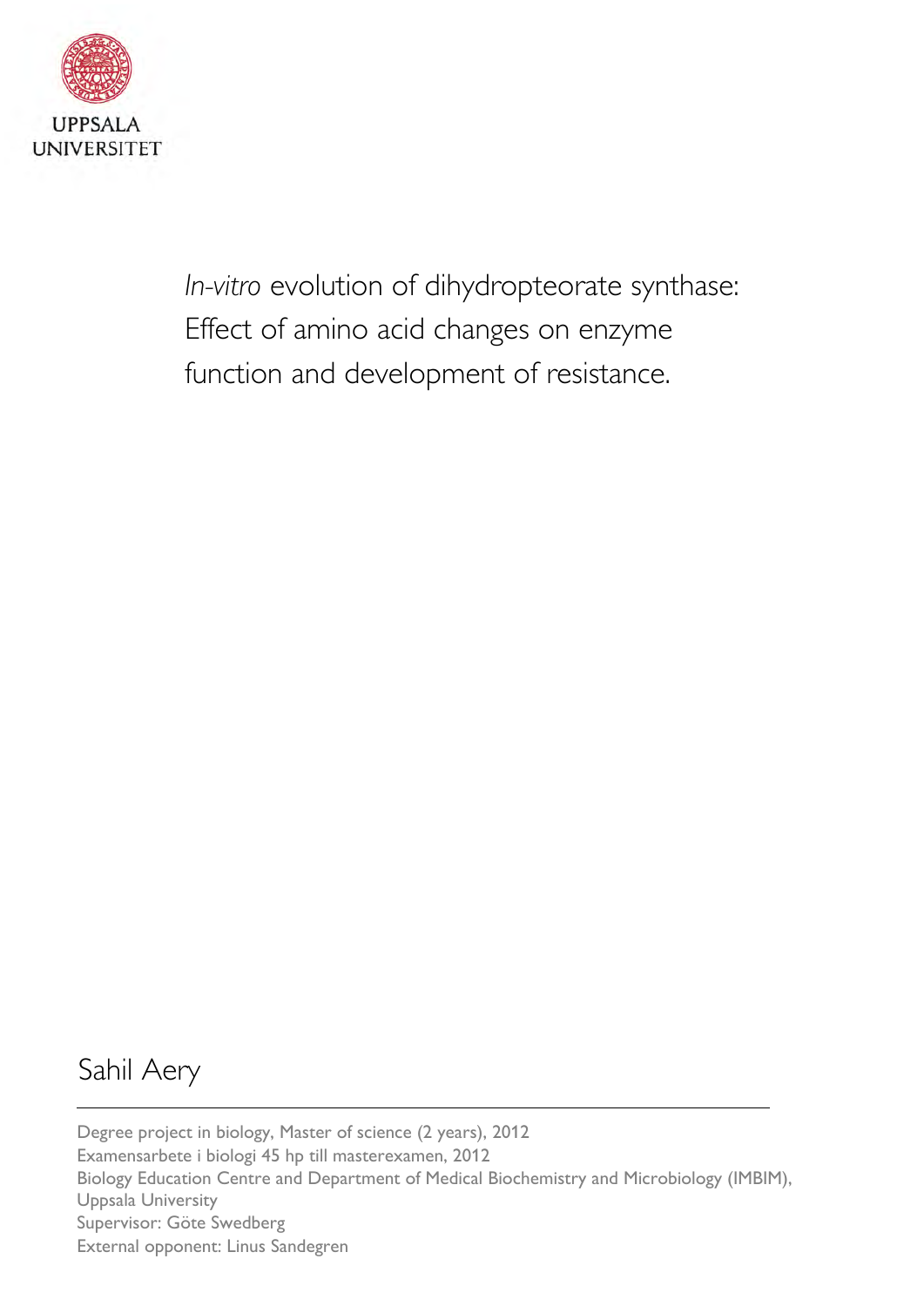UPPSALA UNIVERSITET

# *In-vitro* evolution of dihydropteorate synthase: Effect of amino acid changes on enzyme function and development of resistance.

Sahil Aery

---

Degree project in biology, Master of science (2 years), 2012
Examensarbete i biologi 45 hp till masterexamen, 2012
Biology Education Centre and Department of Medical Biochemistry and Microbiology (IMBIM), Uppsala University
Supervisor: Göte Swedberg
External opponent: Linus Sandegren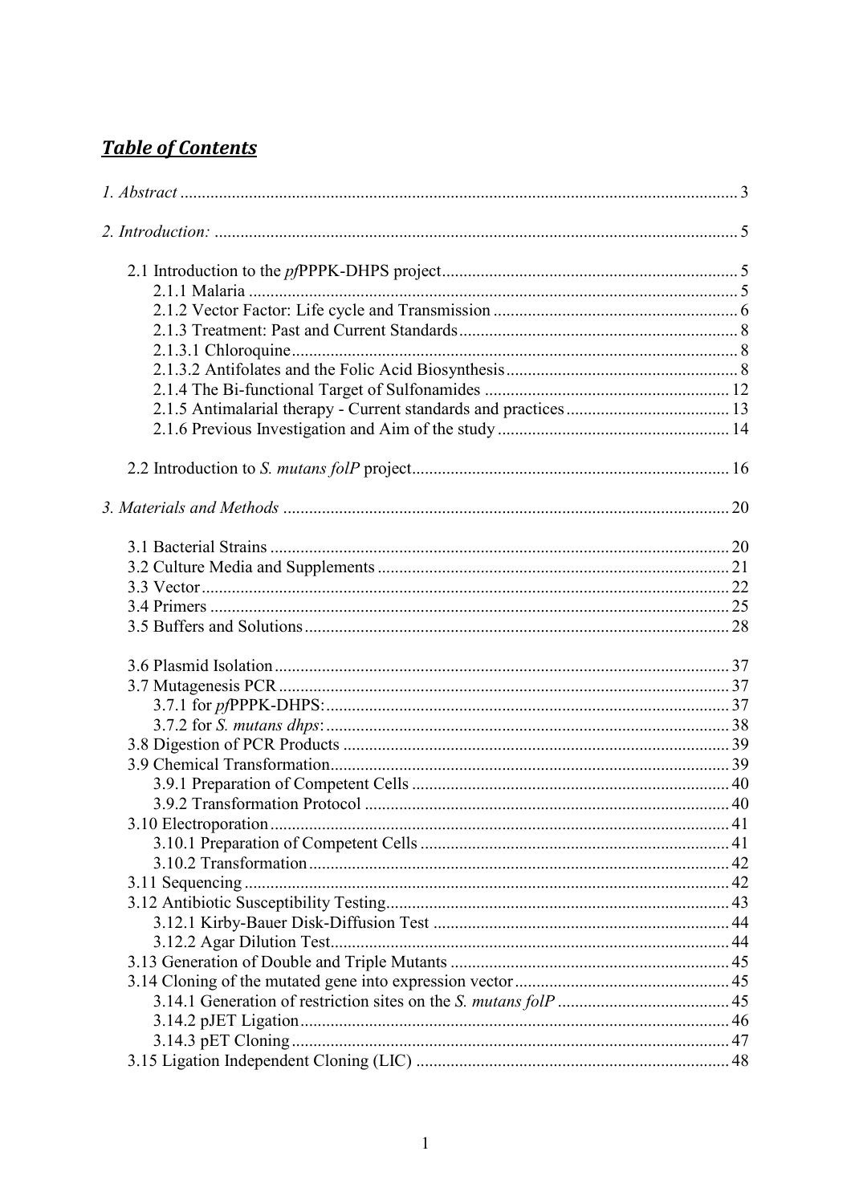# ***Table of Contents***

*1. Abstract* ........................................................................................................................ 3

*2. Introduction:* ................................................................................................................ 5

- 2.1 Introduction to the *pf*PPPK-DHPS project .................................................................... 5
  - 2.1.1 Malaria ................................................................................................................ 5
  - 2.1.2 Vector Factor: Life cycle and Transmission ......................................................... 6
  - 2.1.3 Treatment: Past and Current Standards ................................................................ 8
  - 2.1.3.1 Chloroquine ...................................................................................................... 8
  - 2.1.3.2 Antifolates and the Folic Acid Biosynthesis ...................................................... 8
  - 2.1.4 The Bi-functional Target of Sulfonamides ......................................................... 12
  - 2.1.5 Antimalarial therapy - Current standards and practices ...................................... 13
  - 2.1.6 Previous Investigation and Aim of the study ...................................................... 14
- 2.2 Introduction to *S. mutans folP* project ......................................................................... 16

*3. Materials and Methods* .................................................................................................. 20

- 3.1 Bacterial Strains .......................................................................................................... 20
- 3.2 Culture Media and Supplements ................................................................................. 21
- 3.3 Vector .......................................................................................................................... 22
- 3.4 Primers ........................................................................................................................ 25
- 3.5 Buffers and Solutions .................................................................................................. 28
- 3.6 Plasmid Isolation ......................................................................................................... 37
- 3.7 Mutagenesis PCR ........................................................................................................ 37
  - 3.7.1 for *pf*PPPK-DHPS: ............................................................................................. 37
  - 3.7.2 for *S. mutans dhps*: ............................................................................................. 38
- 3.8 Digestion of PCR Products ......................................................................................... 39
- 3.9 Chemical Transformation ............................................................................................ 39
  - 3.9.1 Preparation of Competent Cells ......................................................................... 40
  - 3.9.2 Transformation Protocol .................................................................................... 40
- 3.10 Electroporation .......................................................................................................... 41
  - 3.10.1 Preparation of Competent Cells ....................................................................... 41
  - 3.10.2 Transformation ................................................................................................. 42
- 3.11 Sequencing ................................................................................................................ 42
- 3.12 Antibiotic Susceptibility Testing ............................................................................... 43
  - 3.12.1 Kirby-Bauer Disk-Diffusion Test .................................................................... 44
  - 3.12.2 Agar Dilution Test ............................................................................................ 44
- 3.13 Generation of Double and Triple Mutants ................................................................. 45
- 3.14 Cloning of the mutated gene into expression vector .................................................. 45
  - 3.14.1 Generation of restriction sites on the *S. mutans folP* ........................................ 45
  - 3.14.2 pJET Ligation ................................................................................................... 46
  - 3.14.3 pET Cloning ..................................................................................................... 47
- 3.15 Ligation Independent Cloning (LIC) ......................................................................... 48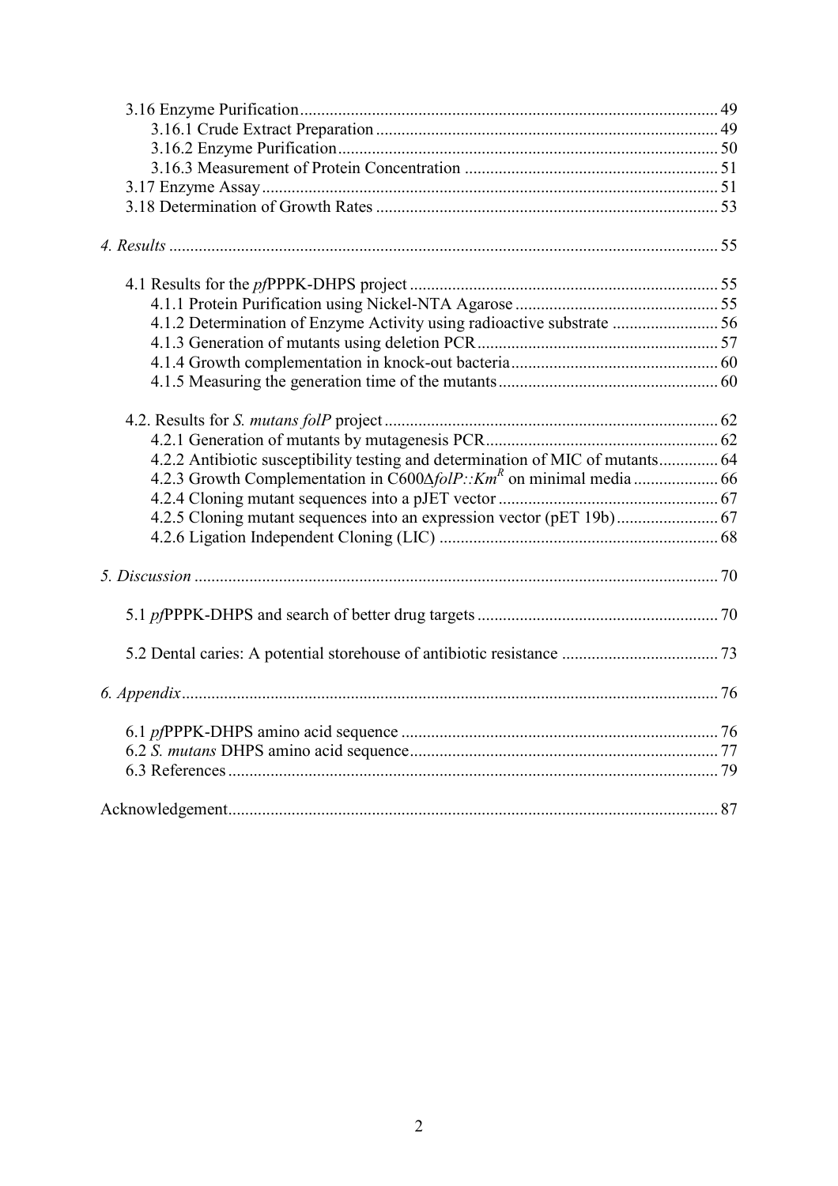3.16 Enzyme Purification ........................................................................................ 49
3.16.1 Crude Extract Preparation ........................................................................ 49
3.16.2 Enzyme Purification .................................................................................. 50
3.16.3 Measurement of Protein Concentration ..................................................... 51
3.17 Enzyme Assay ................................................................................................. 51
3.18 Determination of Growth Rates ...................................................................... 53

*4. Results* ............................................................................................................... 55

4.1 Results for the *pf*PPPK-DHPS project ............................................................. 55
4.1.1 Protein Purification using Nickel-NTA Agarose ......................................... 55
4.1.2 Determination of Enzyme Activity using radioactive substrate .................. 56
4.1.3 Generation of mutants using deletion PCR .................................................. 57
4.1.4 Growth complementation in knock-out bacteria .......................................... 60
4.1.5 Measuring the generation time of the mutants ............................................. 60

4.2. Results for *S. mutans folP* project .................................................................. 62
4.2.1 Generation of mutants by mutagenesis PCR ................................................ 62
4.2.2 Antibiotic susceptibility testing and determination of MIC of mutants ........ 64
4.2.3 Growth Complementation in C600Δ*folP::Km*$^R$ on minimal media ............ 66
4.2.4 Cloning mutant sequences into a pJET vector .............................................. 67
4.2.5 Cloning mutant sequences into an expression vector (pET 19b) .................. 67
4.2.6 Ligation Independent Cloning (LIC) ............................................................ 68

*5. Discussion* .......................................................................................................... 70

5.1 *pf*PPPK-DHPS and search of better drug targets ............................................ 70

5.2 Dental caries: A potential storehouse of antibiotic resistance ........................... 73

*6. Appendix* ............................................................................................................ 76

6.1 *pf*PPPK-DHPS amino acid sequence ............................................................... 76
6.2 *S. mutans* DHPS amino acid sequence ............................................................. 77
6.3 References ........................................................................................................ 79

Acknowledgement .................................................................................................... 87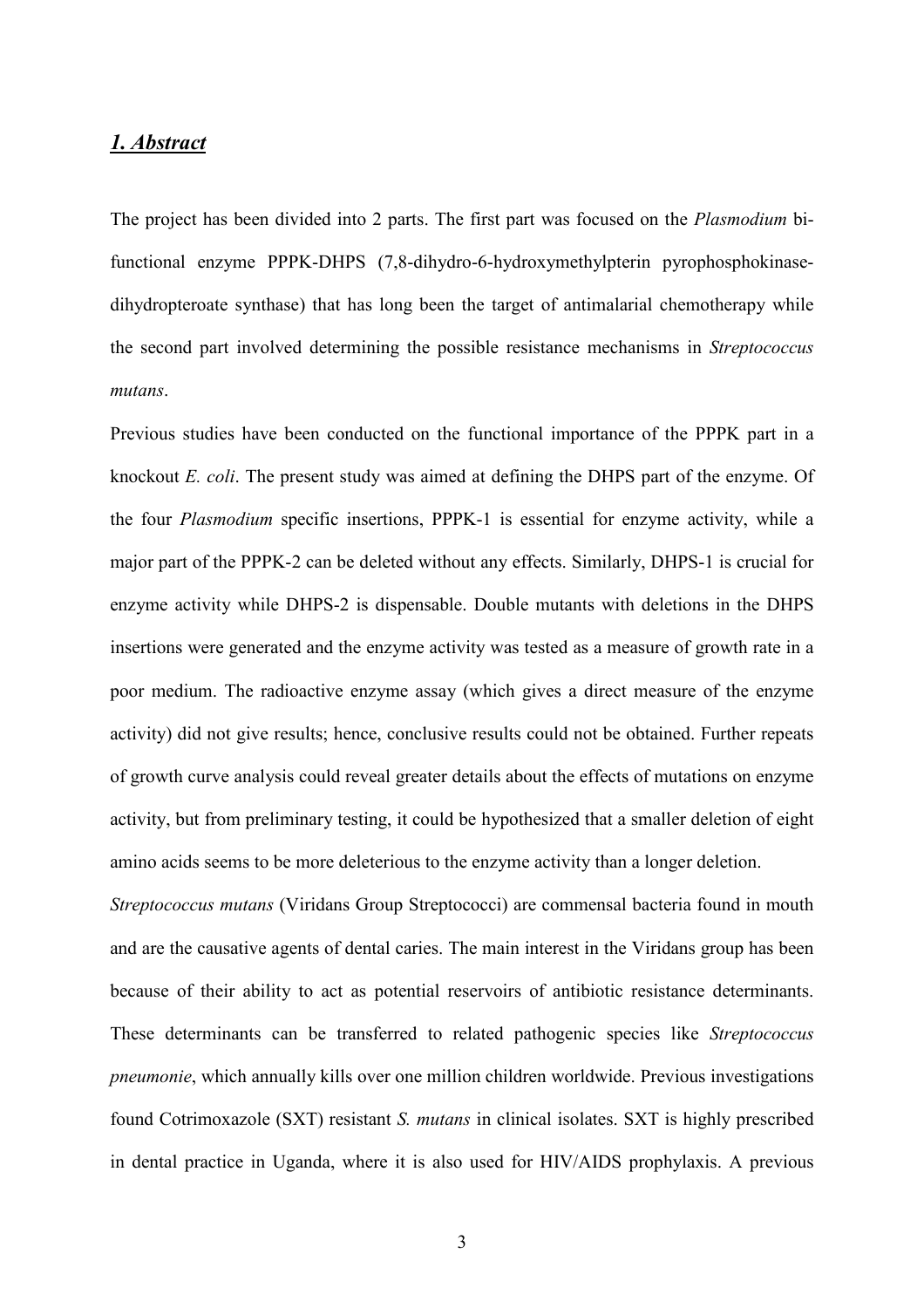## *1. Abstract*

The project has been divided into 2 parts. The first part was focused on the *Plasmodium* bi-functional enzyme PPPK-DHPS (7,8-dihydro-6-hydroxymethylpterin pyrophosphokinase-dihydropteroate synthase) that has long been the target of antimalarial chemotherapy while the second part involved determining the possible resistance mechanisms in *Streptococcus mutans*.

Previous studies have been conducted on the functional importance of the PPPK part in a knockout *E. coli*. The present study was aimed at defining the DHPS part of the enzyme. Of the four *Plasmodium* specific insertions, PPPK-1 is essential for enzyme activity, while a major part of the PPPK-2 can be deleted without any effects. Similarly, DHPS-1 is crucial for enzyme activity while DHPS-2 is dispensable. Double mutants with deletions in the DHPS insertions were generated and the enzyme activity was tested as a measure of growth rate in a poor medium. The radioactive enzyme assay (which gives a direct measure of the enzyme activity) did not give results; hence, conclusive results could not be obtained. Further repeats of growth curve analysis could reveal greater details about the effects of mutations on enzyme activity, but from preliminary testing, it could be hypothesized that a smaller deletion of eight amino acids seems to be more deleterious to the enzyme activity than a longer deletion.

*Streptococcus mutans* (Viridans Group Streptococci) are commensal bacteria found in mouth and are the causative agents of dental caries. The main interest in the Viridans group has been because of their ability to act as potential reservoirs of antibiotic resistance determinants. These determinants can be transferred to related pathogenic species like *Streptococcus pneumonie*, which annually kills over one million children worldwide. Previous investigations found Cotrimoxazole (SXT) resistant *S. mutans* in clinical isolates. SXT is highly prescribed in dental practice in Uganda, where it is also used for HIV/AIDS prophylaxis. A previous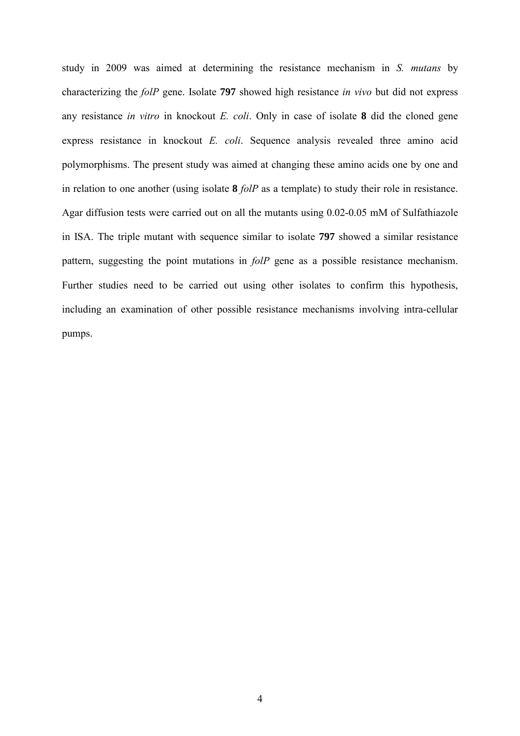study in 2009 was aimed at determining the resistance mechanism in *S. mutans* by characterizing the *folP* gene. Isolate **797** showed high resistance *in vivo* but did not express any resistance *in vitro* in knockout *E. coli*. Only in case of isolate **8** did the cloned gene express resistance in knockout *E. coli*. Sequence analysis revealed three amino acid polymorphisms. The present study was aimed at changing these amino acids one by one and in relation to one another (using isolate **8** *folP* as a template) to study their role in resistance. Agar diffusion tests were carried out on all the mutants using 0.02-0.05 mM of Sulfathiazole in ISA. The triple mutant with sequence similar to isolate **797** showed a similar resistance pattern, suggesting the point mutations in *folP* gene as a possible resistance mechanism. Further studies need to be carried out using other isolates to confirm this hypothesis, including an examination of other possible resistance mechanisms involving intra-cellular pumps.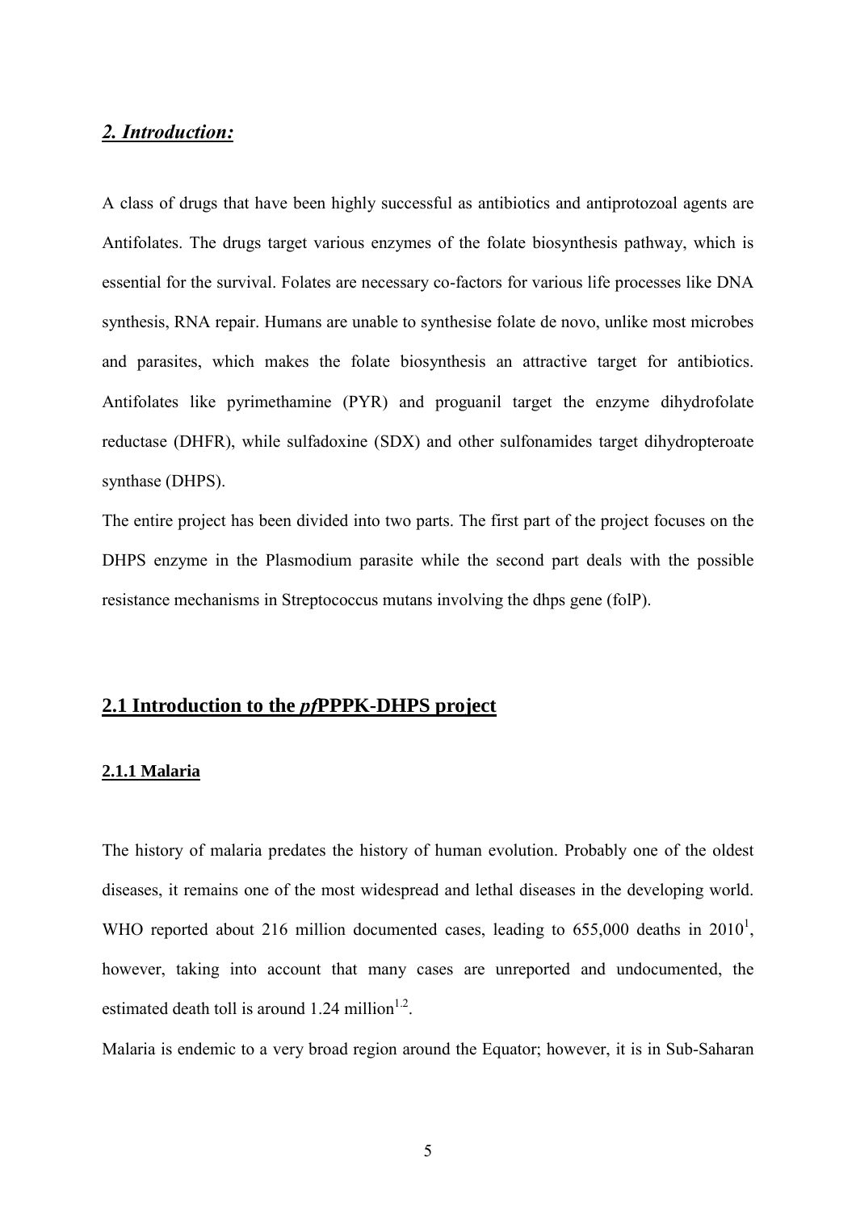## *2. Introduction:*

A class of drugs that have been highly successful as antibiotics and antiprotozoal agents are Antifolates. The drugs target various enzymes of the folate biosynthesis pathway, which is essential for the survival. Folates are necessary co-factors for various life processes like DNA synthesis, RNA repair. Humans are unable to synthesise folate de novo, unlike most microbes and parasites, which makes the folate biosynthesis an attractive target for antibiotics. Antifolates like pyrimethamine (PYR) and proguanil target the enzyme dihydrofolate reductase (DHFR), while sulfadoxine (SDX) and other sulfonamides target dihydropteroate synthase (DHPS).

The entire project has been divided into two parts. The first part of the project focuses on the DHPS enzyme in the Plasmodium parasite while the second part deals with the possible resistance mechanisms in Streptococcus mutans involving the dhps gene (folP).

## 2.1 Introduction to the *pf*PPPK-DHPS project

### 2.1.1 Malaria

The history of malaria predates the history of human evolution. Probably one of the oldest diseases, it remains one of the most widespread and lethal diseases in the developing world. WHO reported about 216 million documented cases, leading to 655,000 deaths in 2010[1], however, taking into account that many cases are unreported and undocumented, the estimated death toll is around 1.24 million[1,2].

Malaria is endemic to a very broad region around the Equator; however, it is in Sub-Saharan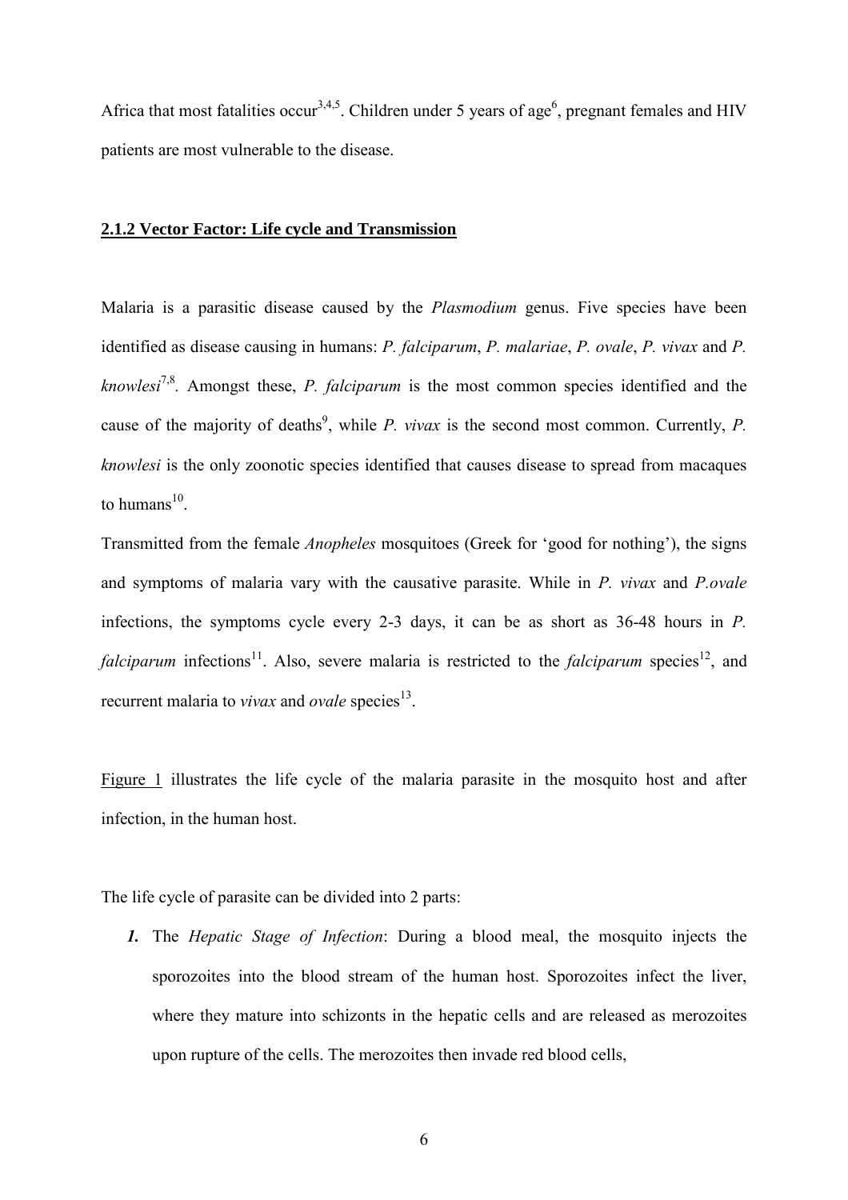Africa that most fatalities occur[3,4,5]. Children under 5 years of age[6], pregnant females and HIV patients are most vulnerable to the disease.

### 2.1.2 Vector Factor: Life cycle and Transmission

Malaria is a parasitic disease caused by the *Plasmodium* genus. Five species have been identified as disease causing in humans: *P. falciparum*, *P. malariae*, *P. ovale*, *P. vivax* and *P. knowlesi*[7,8]. Amongst these, *P. falciparum* is the most common species identified and the cause of the majority of deaths[9], while *P. vivax* is the second most common. Currently, *P. knowlesi* is the only zoonotic species identified that causes disease to spread from macaques to humans[10].

Transmitted from the female *Anopheles* mosquitoes (Greek for 'good for nothing'), the signs and symptoms of malaria vary with the causative parasite. While in *P. vivax* and *P.ovale* infections, the symptoms cycle every 2-3 days, it can be as short as 36-48 hours in *P. falciparum* infections[11]. Also, severe malaria is restricted to the *falciparum* species[12], and recurrent malaria to *vivax* and *ovale* species[13].

Figure 1 illustrates the life cycle of the malaria parasite in the mosquito host and after infection, in the human host.

The life cycle of parasite can be divided into 2 parts:

1. The *Hepatic Stage of Infection*: During a blood meal, the mosquito injects the sporozoites into the blood stream of the human host. Sporozoites infect the liver, where they mature into schizonts in the hepatic cells and are released as merozoites upon rupture of the cells. The merozoites then invade red blood cells,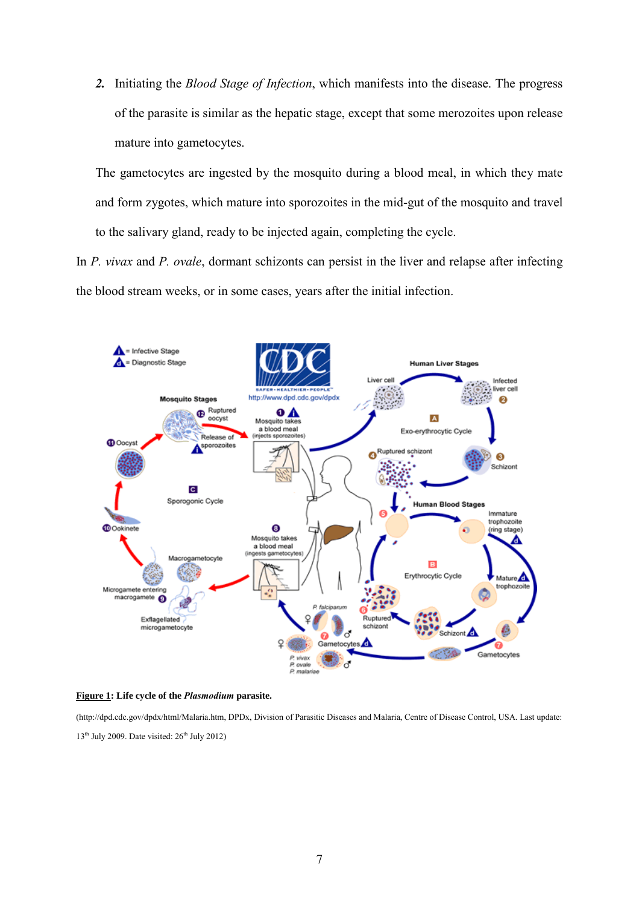2. Initiating the *Blood Stage of Infection*, which manifests into the disease. The progress of the parasite is similar as the hepatic stage, except that some merozoites upon release mature into gametocytes.

The gametocytes are ingested by the mosquito during a blood meal, in which they mate and form zygotes, which mature into sporozoites in the mid-gut of the mosquito and travel to the salivary gland, ready to be injected again, completing the cycle.

In *P. vivax* and *P. ovale*, dormant schizonts can persist in the liver and relapse after infecting the blood stream weeks, or in some cases, years after the initial infection.

**Figure 1: Life cycle of the *Plasmodium* parasite.**

(http://dpd.cdc.gov/dpdx/html/Malaria.htm, DPDx, Division of Parasitic Diseases and Malaria, Centre of Disease Control, USA. Last update: 13th July 2009. Date visited: 26th July 2012)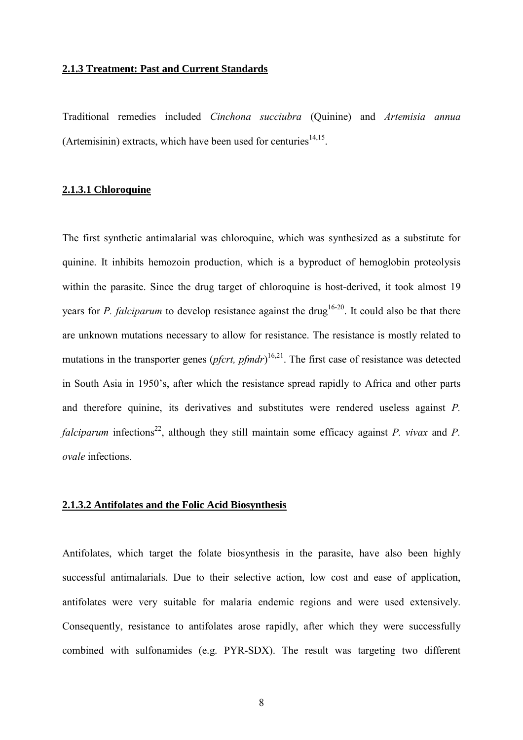### 2.1.3 Treatment: Past and Current Standards

Traditional remedies included *Cinchona succiubra* (Quinine) and *Artemisia annua* (Artemisinin) extracts, which have been used for centuries[14,15].

#### 2.1.3.1 Chloroquine

The first synthetic antimalarial was chloroquine, which was synthesized as a substitute for quinine. It inhibits hemozoin production, which is a byproduct of hemoglobin proteolysis within the parasite. Since the drug target of chloroquine is host-derived, it took almost 19 years for *P. falciparum* to develop resistance against the drug[16-20]. It could also be that there are unknown mutations necessary to allow for resistance. The resistance is mostly related to mutations in the transporter genes (*pfcrt, pfmdr*)[16,21]. The first case of resistance was detected in South Asia in 1950's, after which the resistance spread rapidly to Africa and other parts and therefore quinine, its derivatives and substitutes were rendered useless against *P. falciparum* infections[22], although they still maintain some efficacy against *P. vivax* and *P. ovale* infections.

#### 2.1.3.2 Antifolates and the Folic Acid Biosynthesis

Antifolates, which target the folate biosynthesis in the parasite, have also been highly successful antimalarials. Due to their selective action, low cost and ease of application, antifolates were very suitable for malaria endemic regions and were used extensively. Consequently, resistance to antifolates arose rapidly, after which they were successfully combined with sulfonamides (e.g. PYR-SDX). The result was targeting two different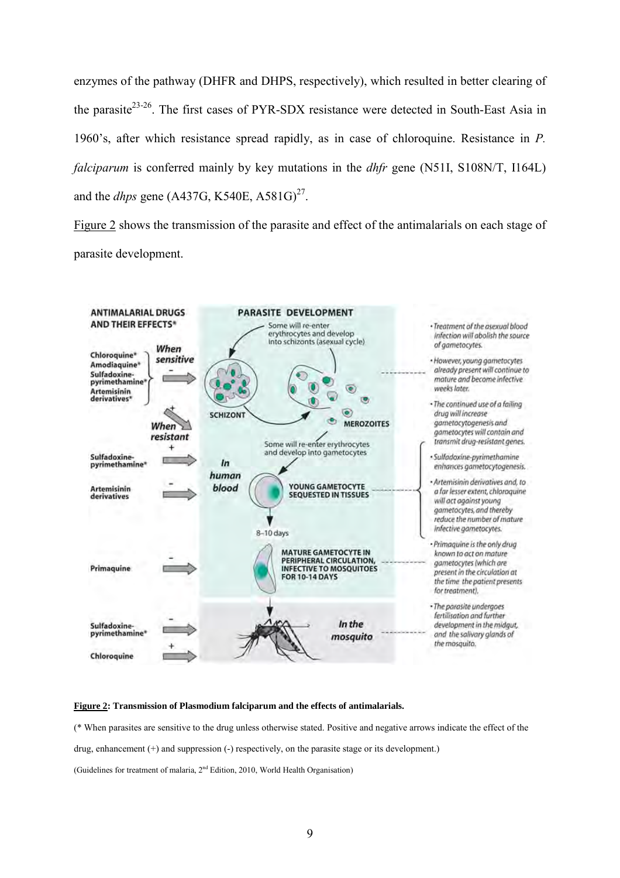enzymes of the pathway (DHFR and DHPS, respectively), which resulted in better clearing of the parasite[23-26]. The first cases of PYR-SDX resistance were detected in South-East Asia in 1960's, after which resistance spread rapidly, as in case of chloroquine. Resistance in *P. falciparum* is conferred mainly by key mutations in the *dhfr* gene (N51I, S108N/T, I164L) and the *dhps* gene (A437G, K540E, A581G)[27].

Figure 2 shows the transmission of the parasite and effect of the antimalarials on each stage of parasite development.

**Figure 2: Transmission of Plasmodium falciparum and the effects of antimalarials.**

(* When parasites are sensitive to the drug unless otherwise stated. Positive and negative arrows indicate the effect of the drug, enhancement (+) and suppression (-) respectively, on the parasite stage or its development.)

(Guidelines for treatment of malaria, 2nd Edition, 2010, World Health Organisation)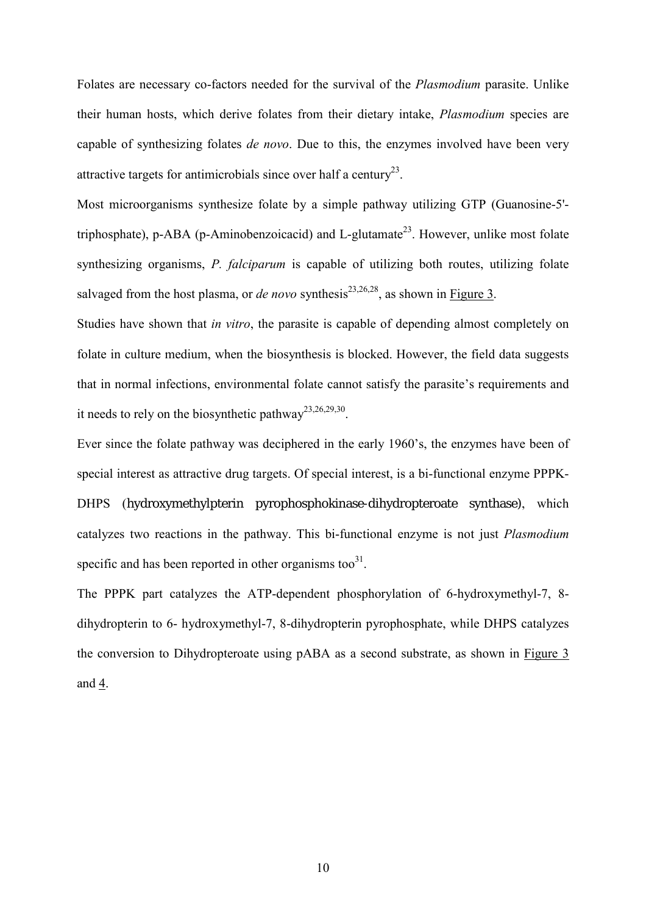Folates are necessary co-factors needed for the survival of the *Plasmodium* parasite. Unlike their human hosts, which derive folates from their dietary intake, *Plasmodium* species are capable of synthesizing folates *de novo*. Due to this, the enzymes involved have been very attractive targets for antimicrobials since over half a century[23].

Most microorganisms synthesize folate by a simple pathway utilizing GTP (Guanosine-5'-triphosphate), p-ABA (p-Aminobenzoicacid) and L-glutamate[23]. However, unlike most folate synthesizing organisms, *P. falciparum* is capable of utilizing both routes, utilizing folate salvaged from the host plasma, or *de novo* synthesis[23,26,28], as shown in Figure 3.

Studies have shown that *in vitro*, the parasite is capable of depending almost completely on folate in culture medium, when the biosynthesis is blocked. However, the field data suggests that in normal infections, environmental folate cannot satisfy the parasite's requirements and it needs to rely on the biosynthetic pathway[23,26,29,30].

Ever since the folate pathway was deciphered in the early 1960's, the enzymes have been of special interest as attractive drug targets. Of special interest, is a bi-functional enzyme PPPK-DHPS (hydroxymethylpterin pyrophosphokinase-dihydropteroate synthase), which catalyzes two reactions in the pathway. This bi-functional enzyme is not just *Plasmodium* specific and has been reported in other organisms too[31].

The PPPK part catalyzes the ATP-dependent phosphorylation of 6-hydroxymethyl-7, 8-dihydropterin to 6- hydroxymethyl-7, 8-dihydropterin pyrophosphate, while DHPS catalyzes the conversion to Dihydropteroate using pABA as a second substrate, as shown in Figure 3 and 4.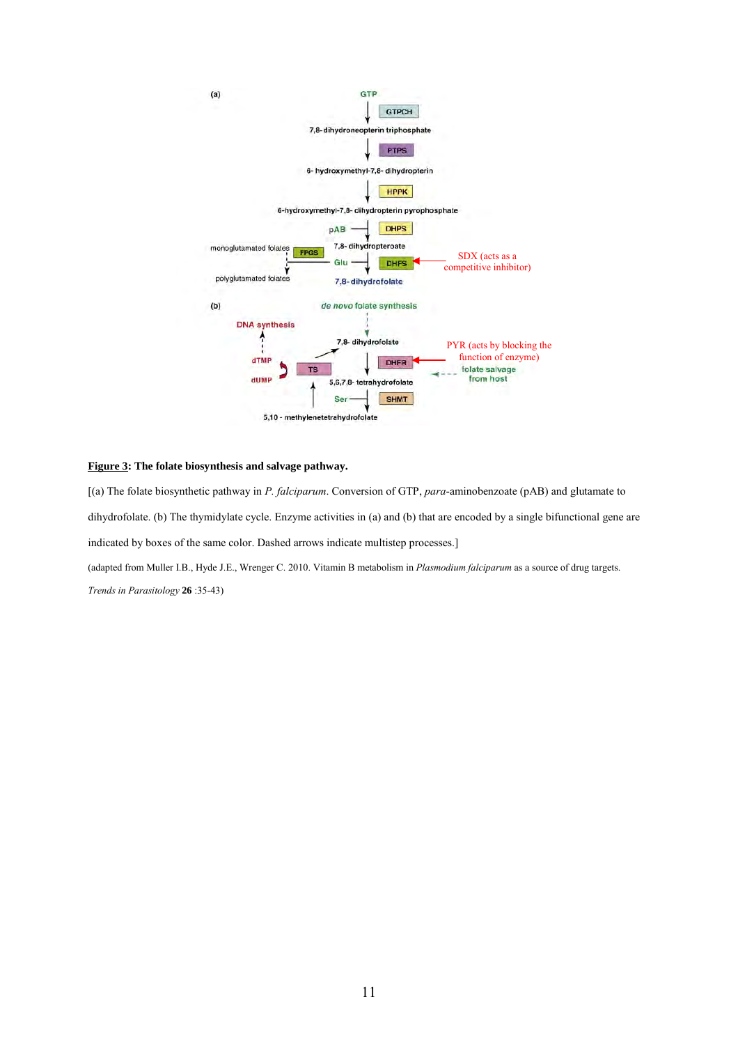**Figure 3: The folate biosynthesis and salvage pathway.**

[(a) The folate biosynthetic pathway in *P. falciparum*. Conversion of GTP, *para*-aminobenzoate (pAB) and glutamate to dihydrofolate. (b) The thymidylate cycle. Enzyme activities in (a) and (b) that are encoded by a single bifunctional gene are indicated by boxes of the same color. Dashed arrows indicate multistep processes.]

(adapted from Muller I.B., Hyde J.E., Wrenger C. 2010. Vitamin B metabolism in *Plasmodium falciparum* as a source of drug targets. *Trends in Parasitology* **26** :35-43)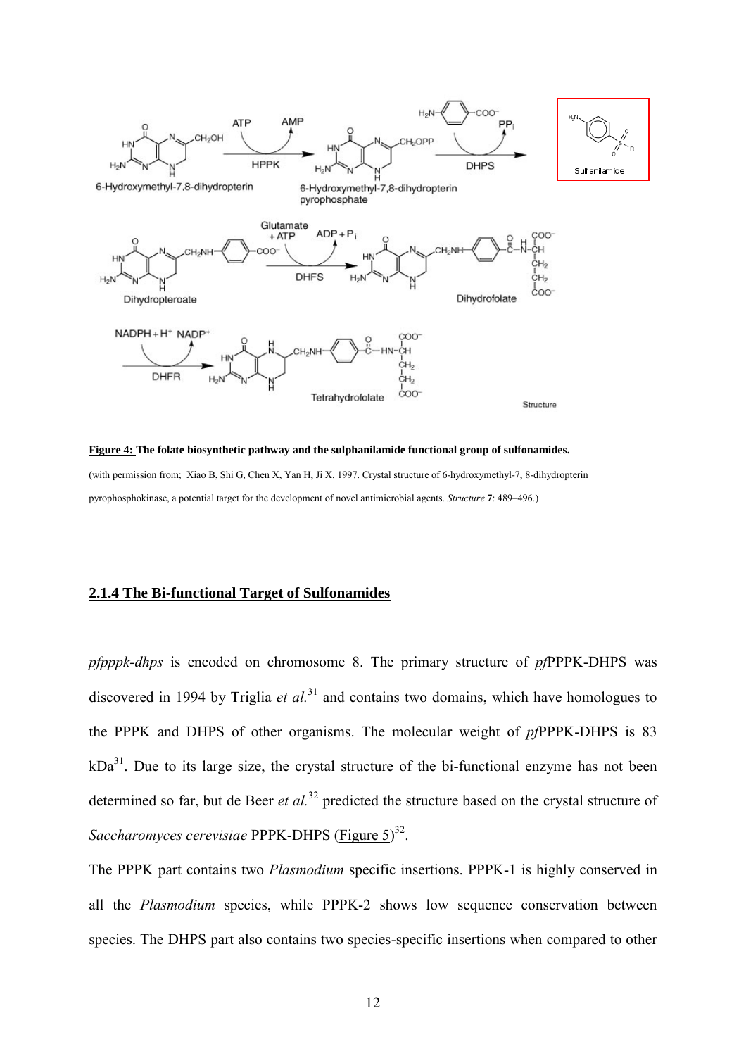**Figure 4: The folate biosynthetic pathway and the sulphanilamide functional group of sulfonamides.**

(with permission from; Xiao B, Shi G, Chen X, Yan H, Ji X. 1997. Crystal structure of 6-hydroxymethyl-7, 8-dihydropterin pyrophosphokinase, a potential target for the development of novel antimicrobial agents. *Structure* **7**: 489–496.)

### 2.1.4 The Bi-functional Target of Sulfonamides

*pfpppk-dhps* is encoded on chromosome 8. The primary structure of *pf*PPPK-DHPS was discovered in 1994 by Triglia *et al.*[31] and contains two domains, which have homologues to the PPPK and DHPS of other organisms. The molecular weight of *pf*PPPK-DHPS is 83 kDa[31]. Due to its large size, the crystal structure of the bi-functional enzyme has not been determined so far, but de Beer *et al.*[32] predicted the structure based on the crystal structure of *Saccharomyces cerevisiae* PPPK-DHPS (Figure 5)[32].

The PPPK part contains two *Plasmodium* specific insertions. PPPK-1 is highly conserved in all the *Plasmodium* species, while PPPK-2 shows low sequence conservation between species. The DHPS part also contains two species-specific insertions when compared to other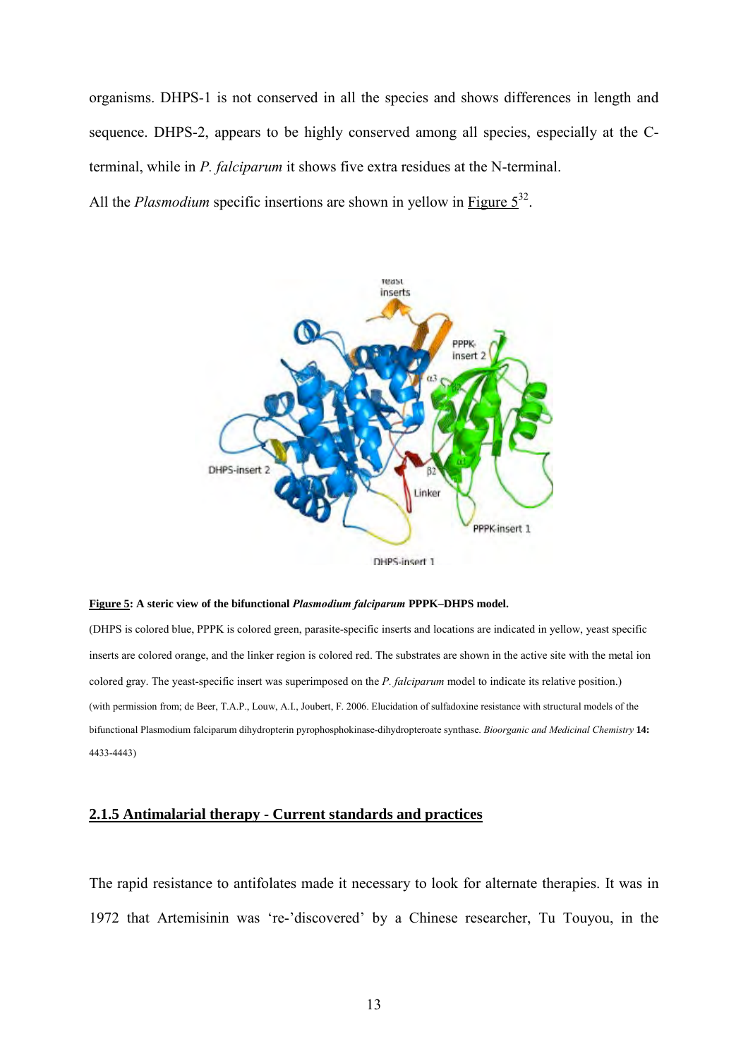organisms. DHPS-1 is not conserved in all the species and shows differences in length and sequence. DHPS-2, appears to be highly conserved among all species, especially at the C-terminal, while in *P. falciparum* it shows five extra residues at the N-terminal.

All the *Plasmodium* specific insertions are shown in yellow in Figure 5[32].

**Figure 5: A steric view of the bifunctional *Plasmodium falciparum* PPPK–DHPS model.**

(DHPS is colored blue, PPPK is colored green, parasite-specific inserts and locations are indicated in yellow, yeast specific inserts are colored orange, and the linker region is colored red. The substrates are shown in the active site with the metal ion colored gray. The yeast-specific insert was superimposed on the *P. falciparum* model to indicate its relative position.)

(with permission from; de Beer, T.A.P., Louw, A.I., Joubert, F. 2006. Elucidation of sulfadoxine resistance with structural models of the bifunctional Plasmodium falciparum dihydropterin pyrophosphokinase-dihydropteroate synthase. *Bioorganic and Medicinal Chemistry* **14:** 4433-4443)

## 2.1.5 Antimalarial therapy - Current standards and practices

The rapid resistance to antifolates made it necessary to look for alternate therapies. It was in 1972 that Artemisinin was 're-'discovered' by a Chinese researcher, Tu Touyou, in the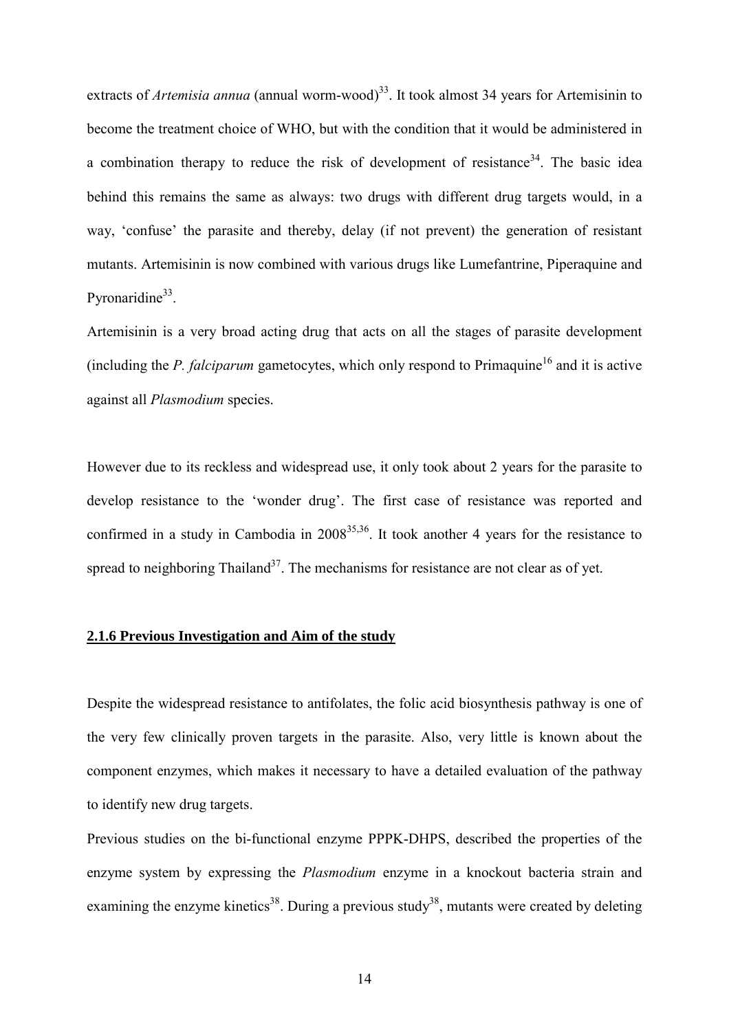extracts of *Artemisia annua* (annual worm-wood)[33]. It took almost 34 years for Artemisinin to become the treatment choice of WHO, but with the condition that it would be administered in a combination therapy to reduce the risk of development of resistance[34]. The basic idea behind this remains the same as always: two drugs with different drug targets would, in a way, 'confuse' the parasite and thereby, delay (if not prevent) the generation of resistant mutants. Artemisinin is now combined with various drugs like Lumefantrine, Piperaquine and Pyronaridine[33].

Artemisinin is a very broad acting drug that acts on all the stages of parasite development (including the *P. falciparum* gametocytes, which only respond to Primaquine[16] and it is active against all *Plasmodium* species.

However due to its reckless and widespread use, it only took about 2 years for the parasite to develop resistance to the 'wonder drug'. The first case of resistance was reported and confirmed in a study in Cambodia in 2008[35,36]. It took another 4 years for the resistance to spread to neighboring Thailand[37]. The mechanisms for resistance are not clear as of yet.

### 2.1.6 Previous Investigation and Aim of the study

Despite the widespread resistance to antifolates, the folic acid biosynthesis pathway is one of the very few clinically proven targets in the parasite. Also, very little is known about the component enzymes, which makes it necessary to have a detailed evaluation of the pathway to identify new drug targets.

Previous studies on the bi-functional enzyme PPPK-DHPS, described the properties of the enzyme system by expressing the *Plasmodium* enzyme in a knockout bacteria strain and examining the enzyme kinetics[38]. During a previous study[38], mutants were created by deleting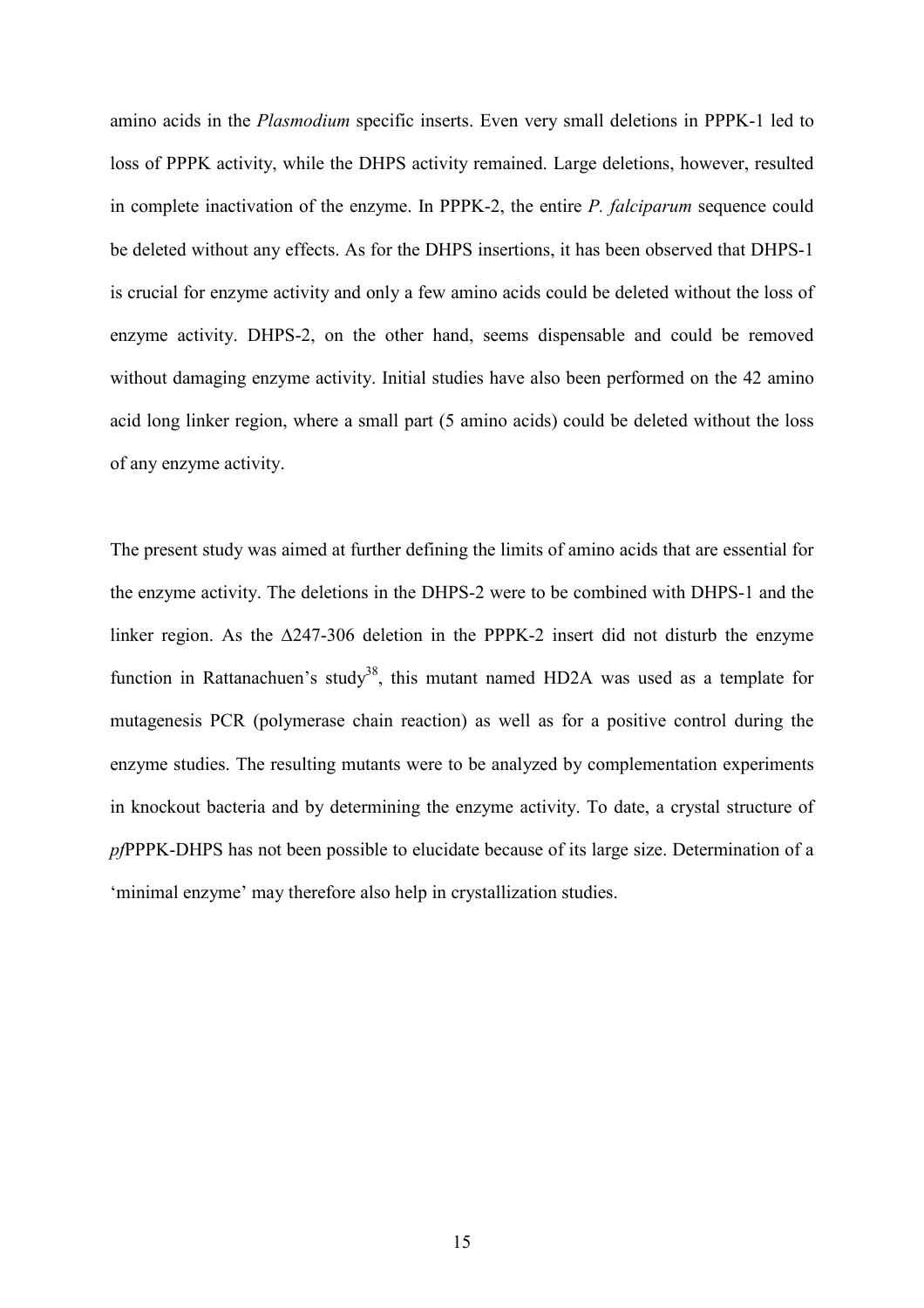amino acids in the *Plasmodium* specific inserts. Even very small deletions in PPPK-1 led to loss of PPPK activity, while the DHPS activity remained. Large deletions, however, resulted in complete inactivation of the enzyme. In PPPK-2, the entire *P. falciparum* sequence could be deleted without any effects. As for the DHPS insertions, it has been observed that DHPS-1 is crucial for enzyme activity and only a few amino acids could be deleted without the loss of enzyme activity. DHPS-2, on the other hand, seems dispensable and could be removed without damaging enzyme activity. Initial studies have also been performed on the 42 amino acid long linker region, where a small part (5 amino acids) could be deleted without the loss of any enzyme activity.

The present study was aimed at further defining the limits of amino acids that are essential for the enzyme activity. The deletions in the DHPS-2 were to be combined with DHPS-1 and the linker region. As the Δ247-306 deletion in the PPPK-2 insert did not disturb the enzyme function in Rattanachuen's study[38], this mutant named HD2A was used as a template for mutagenesis PCR (polymerase chain reaction) as well as for a positive control during the enzyme studies. The resulting mutants were to be analyzed by complementation experiments in knockout bacteria and by determining the enzyme activity. To date, a crystal structure of *pf*PPPK-DHPS has not been possible to elucidate because of its large size. Determination of a 'minimal enzyme' may therefore also help in crystallization studies.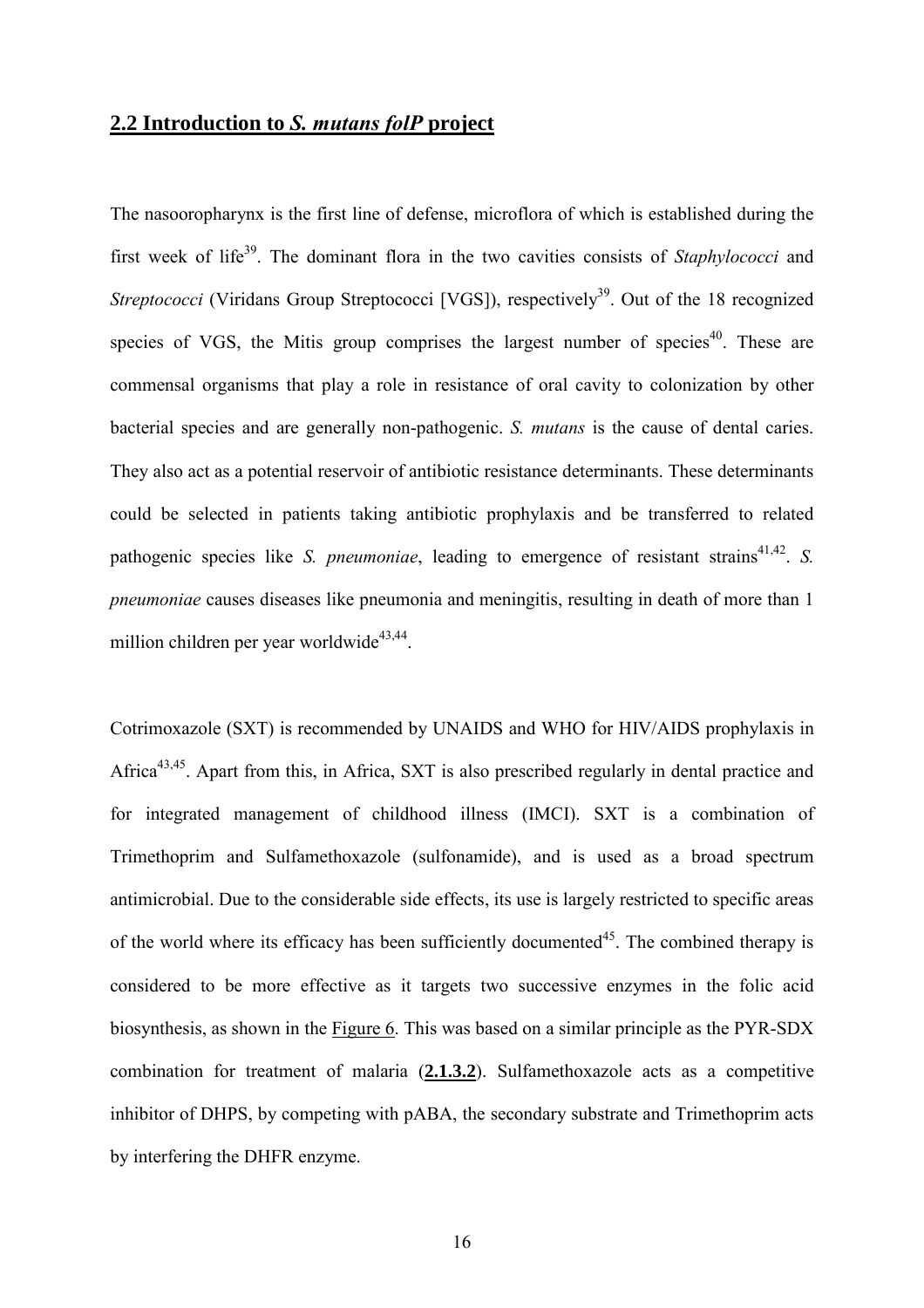## 2.2 Introduction to *S. mutans folP* project

The nasooropharynx is the first line of defense, microflora of which is established during the first week of life[39]. The dominant flora in the two cavities consists of *Staphylococci* and *Streptococci* (Viridans Group Streptococci [VGS]), respectively[39]. Out of the 18 recognized species of VGS, the Mitis group comprises the largest number of species[40]. These are commensal organisms that play a role in resistance of oral cavity to colonization by other bacterial species and are generally non-pathogenic. *S. mutans* is the cause of dental caries. They also act as a potential reservoir of antibiotic resistance determinants. These determinants could be selected in patients taking antibiotic prophylaxis and be transferred to related pathogenic species like *S. pneumoniae*, leading to emergence of resistant strains[41,42]. *S. pneumoniae* causes diseases like pneumonia and meningitis, resulting in death of more than 1 million children per year worldwide[43,44].

Cotrimoxazole (SXT) is recommended by UNAIDS and WHO for HIV/AIDS prophylaxis in Africa[43,45]. Apart from this, in Africa, SXT is also prescribed regularly in dental practice and for integrated management of childhood illness (IMCI). SXT is a combination of Trimethoprim and Sulfamethoxazole (sulfonamide), and is used as a broad spectrum antimicrobial. Due to the considerable side effects, its use is largely restricted to specific areas of the world where its efficacy has been sufficiently documented[45]. The combined therapy is considered to be more effective as it targets two successive enzymes in the folic acid biosynthesis, as shown in the Figure 6. This was based on a similar principle as the PYR-SDX combination for treatment of malaria (**2.1.3.2**). Sulfamethoxazole acts as a competitive inhibitor of DHPS, by competing with pABA, the secondary substrate and Trimethoprim acts by interfering the DHFR enzyme.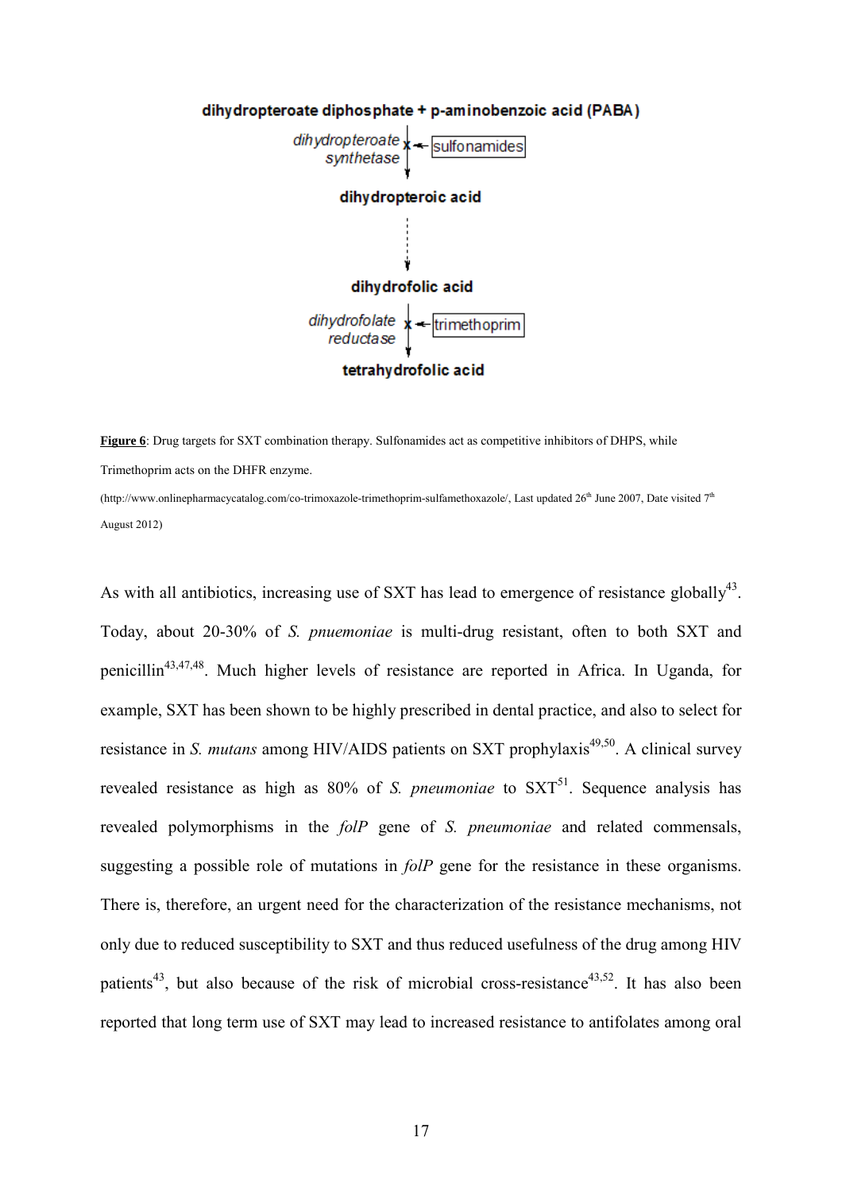dihydropteroate diphosphate + p-aminobenzoic acid (PABA)

*dihydropteroate synthetase* — sulfonamides

dihydropteroic acid

dihydrofolic acid

*dihydrofolate reductase* — trimethoprim

tetrahydrofolic acid

**Figure 6**: Drug targets for SXT combination therapy. Sulfonamides act as competitive inhibitors of DHPS, while Trimethoprim acts on the DHFR enzyme.

(http://www.onlinepharmacycatalog.com/co-trimoxazole-trimethoprim-sulfamethoxazole/, Last updated 26th June 2007, Date visited 7th August 2012)

As with all antibiotics, increasing use of SXT has lead to emergence of resistance globally[43]. Today, about 20-30% of *S. pnuemoniae* is multi-drug resistant, often to both SXT and penicillin[43,47,48]. Much higher levels of resistance are reported in Africa. In Uganda, for example, SXT has been shown to be highly prescribed in dental practice, and also to select for resistance in *S. mutans* among HIV/AIDS patients on SXT prophylaxis[49,50]. A clinical survey revealed resistance as high as 80% of *S. pneumoniae* to SXT[51]. Sequence analysis has revealed polymorphisms in the *folP* gene of *S. pneumoniae* and related commensals, suggesting a possible role of mutations in *folP* gene for the resistance in these organisms. There is, therefore, an urgent need for the characterization of the resistance mechanisms, not only due to reduced susceptibility to SXT and thus reduced usefulness of the drug among HIV patients[43], but also because of the risk of microbial cross-resistance[43,52]. It has also been reported that long term use of SXT may lead to increased resistance to antifolates among oral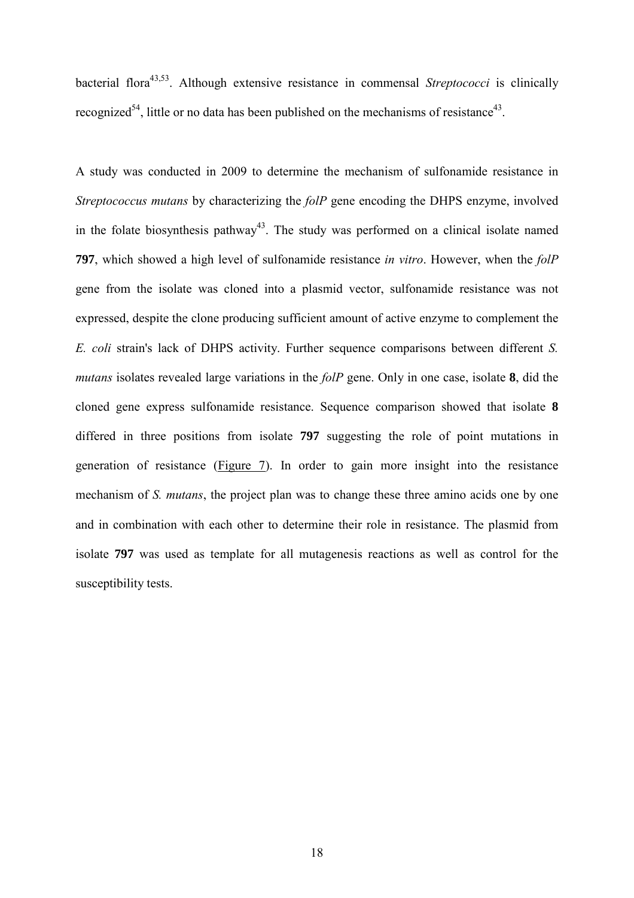bacterial flora[43,53]. Although extensive resistance in commensal *Streptococci* is clinically recognized[54], little or no data has been published on the mechanisms of resistance[43].

A study was conducted in 2009 to determine the mechanism of sulfonamide resistance in *Streptococcus mutans* by characterizing the *folP* gene encoding the DHPS enzyme, involved in the folate biosynthesis pathway[43]. The study was performed on a clinical isolate named **797**, which showed a high level of sulfonamide resistance *in vitro*. However, when the *folP* gene from the isolate was cloned into a plasmid vector, sulfonamide resistance was not expressed, despite the clone producing sufficient amount of active enzyme to complement the *E. coli* strain's lack of DHPS activity. Further sequence comparisons between different *S. mutans* isolates revealed large variations in the *folP* gene. Only in one case, isolate **8**, did the cloned gene express sulfonamide resistance. Sequence comparison showed that isolate **8** differed in three positions from isolate **797** suggesting the role of point mutations in generation of resistance (Figure 7). In order to gain more insight into the resistance mechanism of *S. mutans*, the project plan was to change these three amino acids one by one and in combination with each other to determine their role in resistance. The plasmid from isolate **797** was used as template for all mutagenesis reactions as well as control for the susceptibility tests.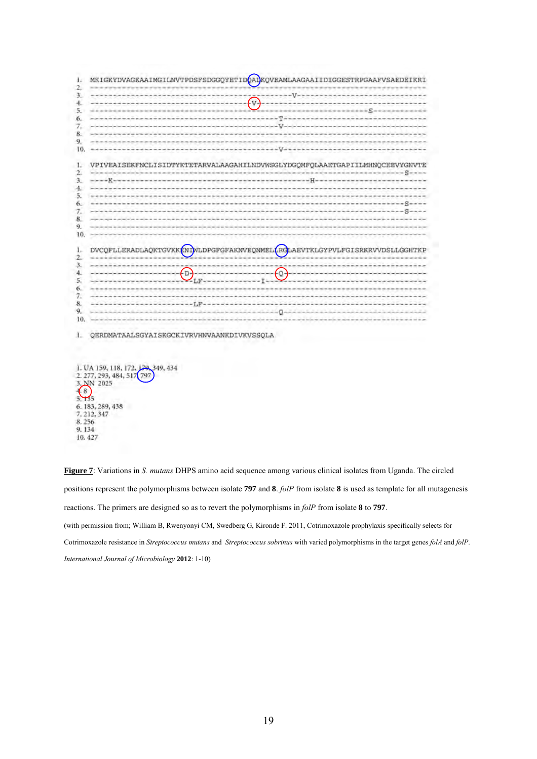```
1.  MKIGKYDVAGKAAIMGILNVTPDSFSDGGQYETIDQALKQVEAMLAAGAAIIDIGGESTRPGAAFVSAEDEIKRI
2.  ----------------------------------------------------------------------------
3.  -----------------------------------------V----------------------------------
4.  ------------------------------------V---------------------------------------
5.  --------------------------------------------------------S-------------------
6.  ----------------------------------------T-----------------------------------
7.  ----------------------------------------V-----------------------------------
8.  ----------------------------------------------------------------------------
9.  ----------------------------------------------------------------------------
10. ----------------------------------------V-----------------------------------

1.  VPIVEAISEKFNCLISIDTYKTETARVALAAGAHILNDVWSGLYDGQMFQLAAETGAPIILMHNQCEEVYGNVTE
2.  -------------------------------------------------------------------------S----
3.  ----K--------------------------------------H--------------------------------
4.  ----------------------------------------------------------------------------
5.  ----------------------------------------------------------------------------
6.  -------------------------------------------------------------------------S----
7.  -------------------------------------------------------------------------S----
8.  ----------------------------------------------------------------------------
9.  ----------------------------------------------------------------------------
10. ----------------------------------------------------------------------------

1.  DVCQFLLERADLAQKTGVKKENIWLDPGFGFAKNVEQNMELLRGLAEVTKLGYPVLFGISRKRVVDSLLGGHTKP
2.  ----------------------------------------------------------------------------
3.  ----------------------------------------------------------------------------
4.  --------------------D-------------------Q-----------------------------------
5.  ----------------------LF------------I---------------------------------------
6.  ----------------------------------------------------------------------------
7.  ----------------------------------------------------------------------------
8.  ----------------------LF----------------------------------------------------
9.  ----------------------------------------Q-----------------------------------
10. ----------------------------------------------------------------------------

1.  QERDMATAALSGYAISKGCKIVRVHNVAANKDIVKVSSQLA
```

1. UA 159, 118, 172, 179, 349, 434
2. 277, 293, 484, 517, 797
3. NN 2025
4. 8
5. 135
6. 183, 289, 438
7. 212, 347
8. 256
9. 134
10. 427

**Figure 7**: Variations in *S. mutans* DHPS amino acid sequence among various clinical isolates from Uganda. The circled positions represent the polymorphisms between isolate **797** and **8**. *folP* from isolate **8** is used as template for all mutagenesis reactions. The primers are designed so as to revert the polymorphisms in *folP* from isolate **8** to **797**.

(with permission from; William B, Rwenyonyi CM, Swedberg G, Kironde F. 2011, Cotrimoxazole prophylaxis specifically selects for Cotrimoxazole resistance in *Streptococcus mutans* and *Streptococcus sobrinus* with varied polymorphisms in the target genes *folA* and *folP*. *International Journal of Microbiology* **2012**: 1-10)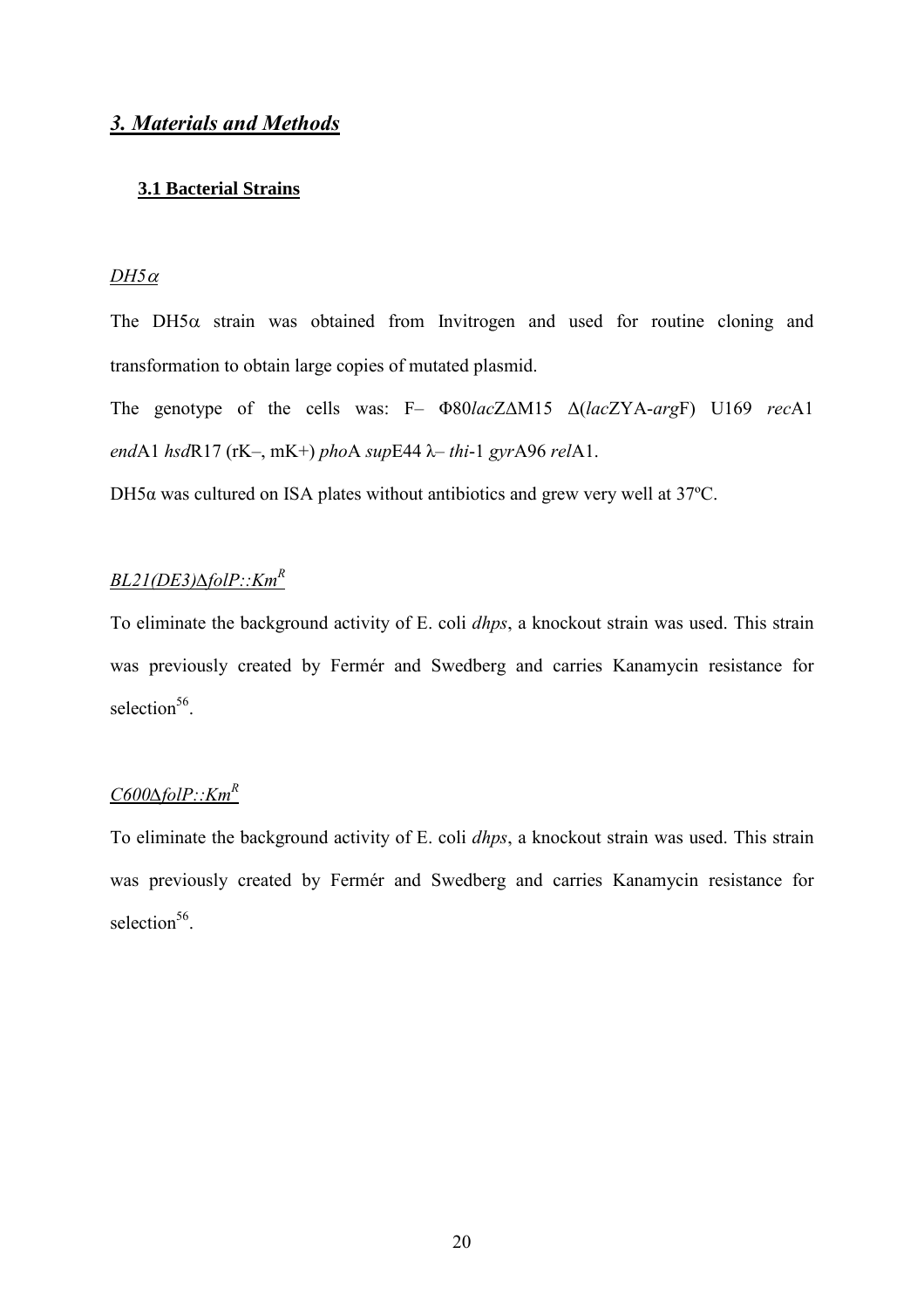# *3. Materials and Methods*

## 3.1 Bacterial Strains

*DH5α*

The DH5α strain was obtained from Invitrogen and used for routine cloning and transformation to obtain large copies of mutated plasmid.

The genotype of the cells was: F– Φ80*lac*ZΔM15 Δ(*lac*ZYA-*arg*F) U169 *rec*A1 *end*A1 *hsd*R17 (rK–, mK+) *pho*A *sup*E44 λ– *thi*-1 *gyr*A96 *rel*A1.

DH5α was cultured on ISA plates without antibiotics and grew very well at 37ºC.

*BL21(DE3)ΔfolP::Km$^R$*

To eliminate the background activity of E. coli *dhps*, a knockout strain was used. This strain was previously created by Fermér and Swedberg and carries Kanamycin resistance for selection[56].

*C600ΔfolP::Km$^R$*

To eliminate the background activity of E. coli *dhps*, a knockout strain was used. This strain was previously created by Fermér and Swedberg and carries Kanamycin resistance for selection[56].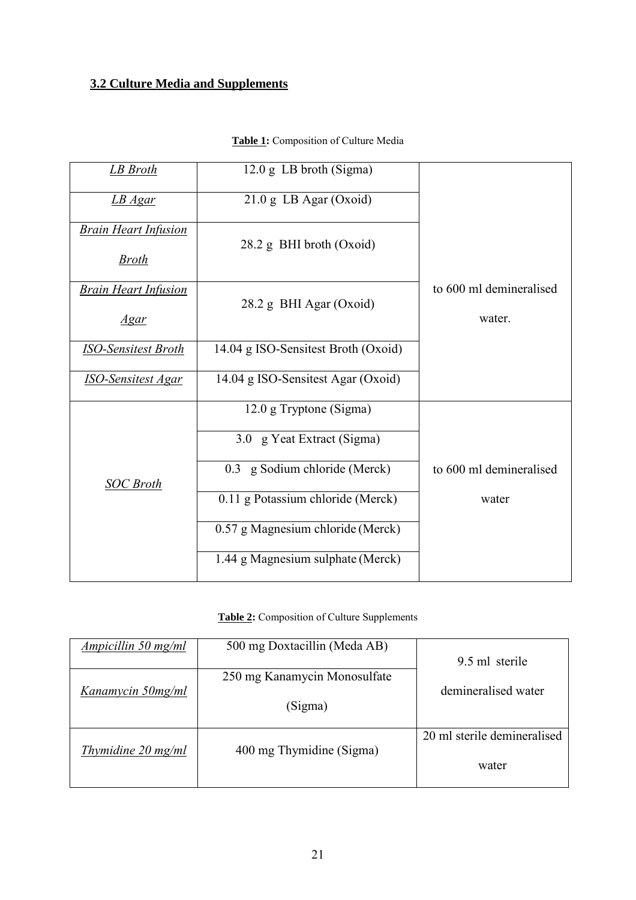## 3.2 Culture Media and Supplements

**Table 1:** Composition of Culture Media

| | | |
|---|---|---|
| *LB Broth* | 12.0 g LB broth (Sigma) | to 600 ml demineralised water. |
| *LB Agar* | 21.0 g LB Agar (Oxoid) | |
| *Brain Heart Infusion Broth* | 28.2 g BHI broth (Oxoid) | |
| *Brain Heart Infusion Agar* | 28.2 g BHI Agar (Oxoid) | |
| *ISO-Sensitest Broth* | 14.04 g ISO-Sensitest Broth (Oxoid) | |
| *ISO-Sensitest Agar* | 14.04 g ISO-Sensitest Agar (Oxoid) | |
| *SOC Broth* | 12.0 g Tryptone (Sigma) | to 600 ml demineralised water |
| | 3.0 g Yeat Extract (Sigma) | |
| | 0.3 g Sodium chloride (Merck) | |
| | 0.11 g Potassium chloride (Merck) | |
| | 0.57 g Magnesium chloride (Merck) | |
| | 1.44 g Magnesium sulphate (Merck) | |

**Table 2:** Composition of Culture Supplements

| | | |
|---|---|---|
| *Ampicillin 50 mg/ml* | 500 mg Doxtacillin (Meda AB) | 9.5 ml sterile demineralised water |
| *Kanamycin 50mg/ml* | 250 mg Kanamycin Monosulfate (Sigma) | |
| *Thymidine 20 mg/ml* | 400 mg Thymidine (Sigma) | 20 ml sterile demineralised water |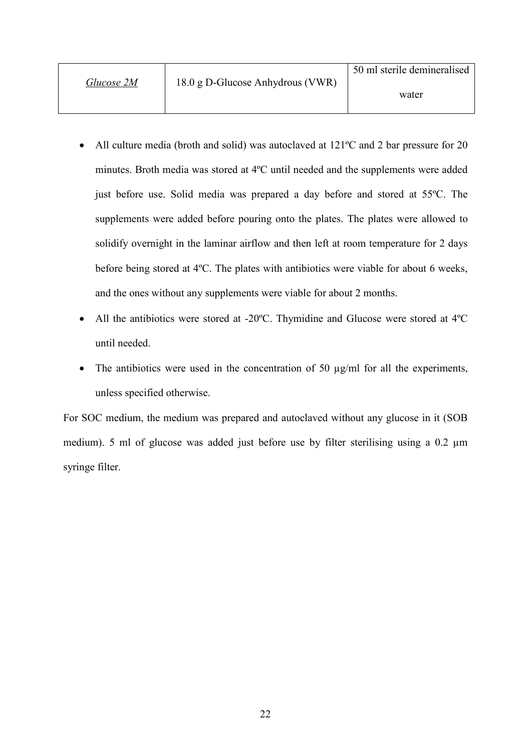| *Glucose 2M* | 18.0 g D-Glucose Anhydrous (VWR) | 50 ml sterile demineralised water |
|---|---|---|

- All culture media (broth and solid) was autoclaved at 121ºC and 2 bar pressure for 20 minutes. Broth media was stored at 4ºC until needed and the supplements were added just before use. Solid media was prepared a day before and stored at 55ºC. The supplements were added before pouring onto the plates. The plates were allowed to solidify overnight in the laminar airflow and then left at room temperature for 2 days before being stored at 4ºC. The plates with antibiotics were viable for about 6 weeks, and the ones without any supplements were viable for about 2 months.
- All the antibiotics were stored at -20ºC. Thymidine and Glucose were stored at 4ºC until needed.
- The antibiotics were used in the concentration of 50 µg/ml for all the experiments, unless specified otherwise.

For SOC medium, the medium was prepared and autoclaved without any glucose in it (SOB medium). 5 ml of glucose was added just before use by filter sterilising using a 0.2 µm syringe filter.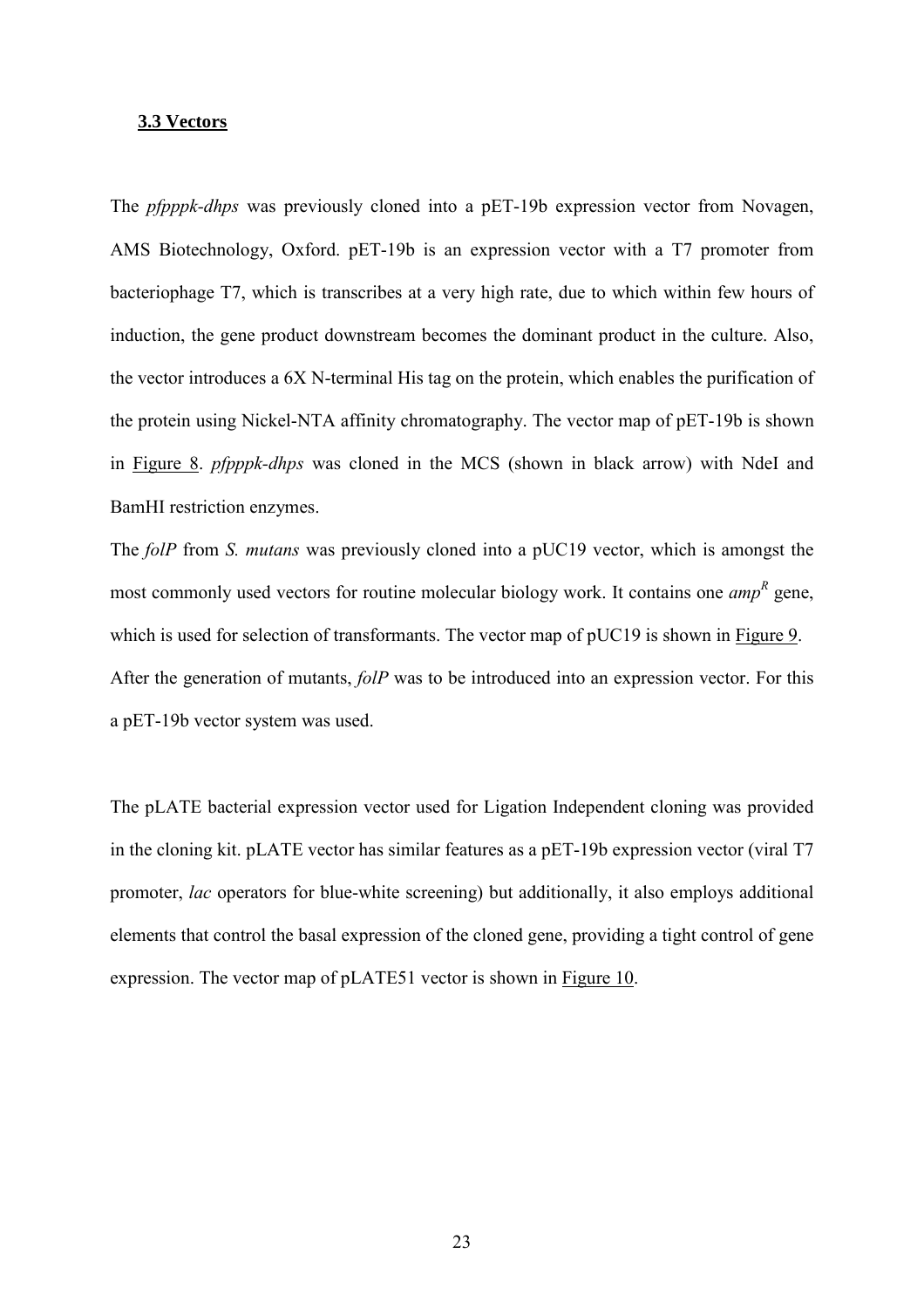### **3.3 Vectors**

The *pfpppk-dhps* was previously cloned into a pET-19b expression vector from Novagen, AMS Biotechnology, Oxford. pET-19b is an expression vector with a T7 promoter from bacteriophage T7, which is transcribes at a very high rate, due to which within few hours of induction, the gene product downstream becomes the dominant product in the culture. Also, the vector introduces a 6X N-terminal His tag on the protein, which enables the purification of the protein using Nickel-NTA affinity chromatography. The vector map of pET-19b is shown in Figure 8. *pfpppk-dhps* was cloned in the MCS (shown in black arrow) with NdeI and BamHI restriction enzymes.

The *folP* from *S. mutans* was previously cloned into a pUC19 vector, which is amongst the most commonly used vectors for routine molecular biology work. It contains one $amp^R$ gene, which is used for selection of transformants. The vector map of pUC19 is shown in Figure 9. After the generation of mutants, *folP* was to be introduced into an expression vector. For this a pET-19b vector system was used.

The pLATE bacterial expression vector used for Ligation Independent cloning was provided in the cloning kit. pLATE vector has similar features as a pET-19b expression vector (viral T7 promoter, *lac* operators for blue-white screening) but additionally, it also employs additional elements that control the basal expression of the cloned gene, providing a tight control of gene expression. The vector map of pLATE51 vector is shown in Figure 10.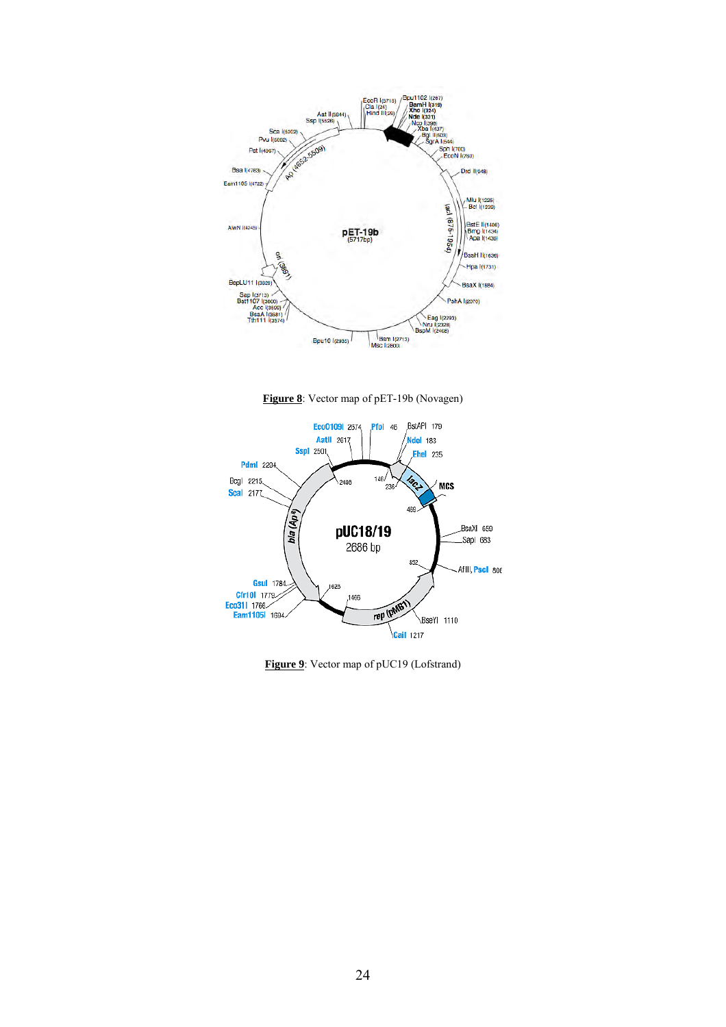**Figure 8**: Vector map of pET-19b (Novagen)

**Figure 9**: Vector map of pUC19 (Lofstrand)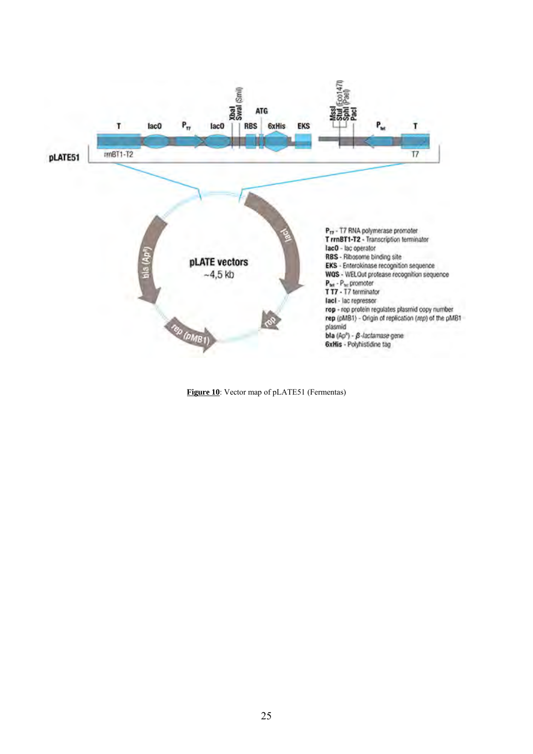**Figure 10**: Vector map of pLATE51 (Fermentas)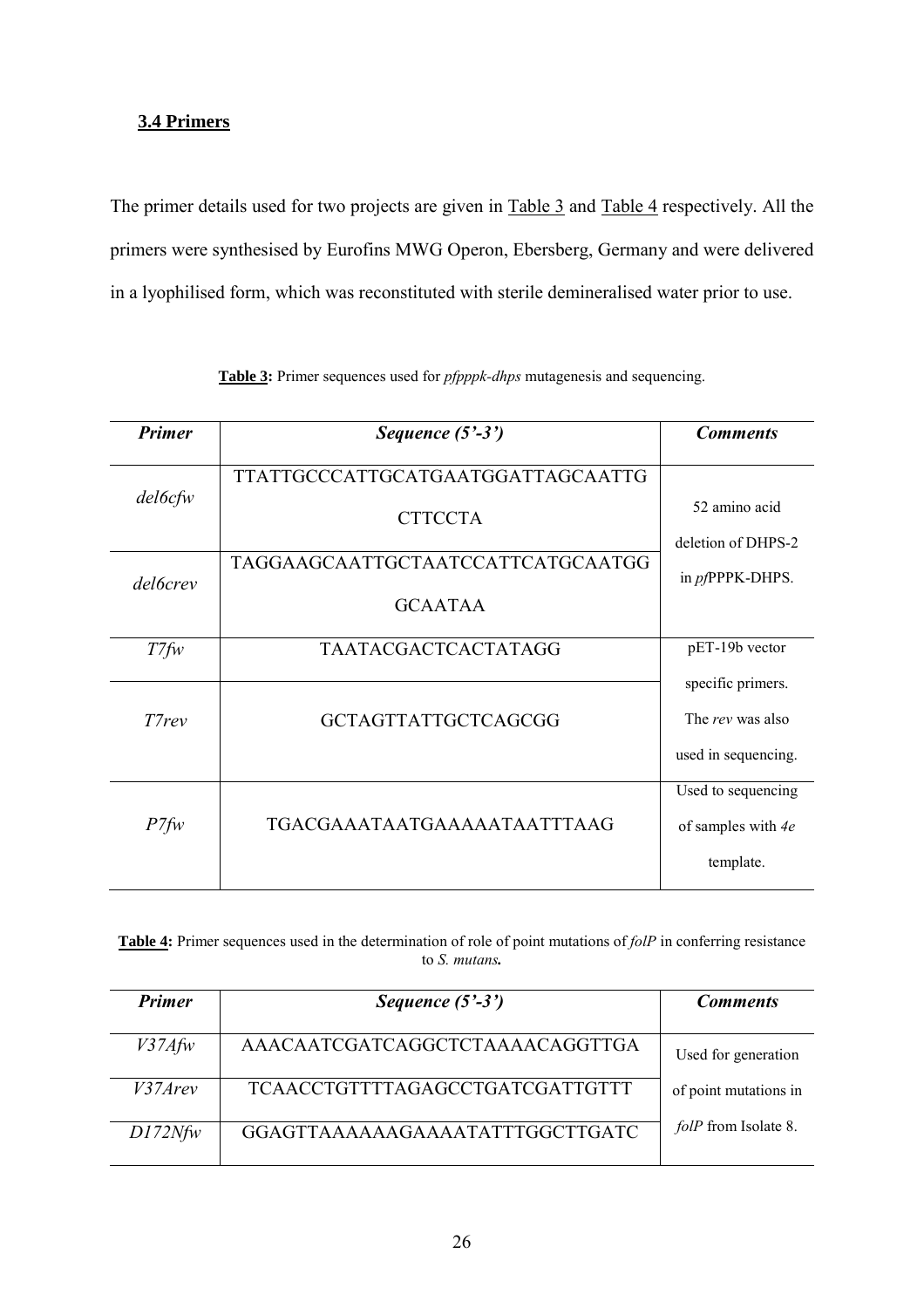### 3.4 Primers

The primer details used for two projects are given in Table 3 and Table 4 respectively. All the primers were synthesised by Eurofins MWG Operon, Ebersberg, Germany and were delivered in a lyophilised form, which was reconstituted with sterile demineralised water prior to use.

**Table 3:** Primer sequences used for *pfpppk-dhps* mutagenesis and sequencing.

| *Primer* | *Sequence (5'-3')* | *Comments* |
|---|---|---|
| *del6cfw* | TTATTGCCCATTGCATGAATGGATTAGCAATTG CTTCCTA | 52 amino acid deletion of DHPS-2 in *pf*PPPK-DHPS. |
| *del6crev* | TAGGAAGCAATTGCTAATCCATTCATGCAATGG GCAATAA | |
| *T7fw* | TAATACGACTCACTATAGG | pET-19b vector specific primers. The *rev* was also used in sequencing. |
| *T7rev* | GCTAGTTATTGCTCAGCGG | |
| *P7fw* | TGACGAAATAATGAAAAATAATTTAAG | Used to sequencing of samples with *4e* template. |

**Table 4:** Primer sequences used in the determination of role of point mutations of *folP* in conferring resistance to *S. mutans.*

| *Primer* | *Sequence (5'-3')* | *Comments* |
|---|---|---|
| *V37Afw* | AAACAATCGATCAGGCTCTAAAACAGGTTGA | Used for generation of point mutations in *folP* from Isolate 8. |
| *V37Arev* | TCAACCTGTTTTAGAGCCTGATCGATTGTTT | |
| *D172Nfw* | GGAGTTAAAAAAGAAAATATTTGGCTTGATC | |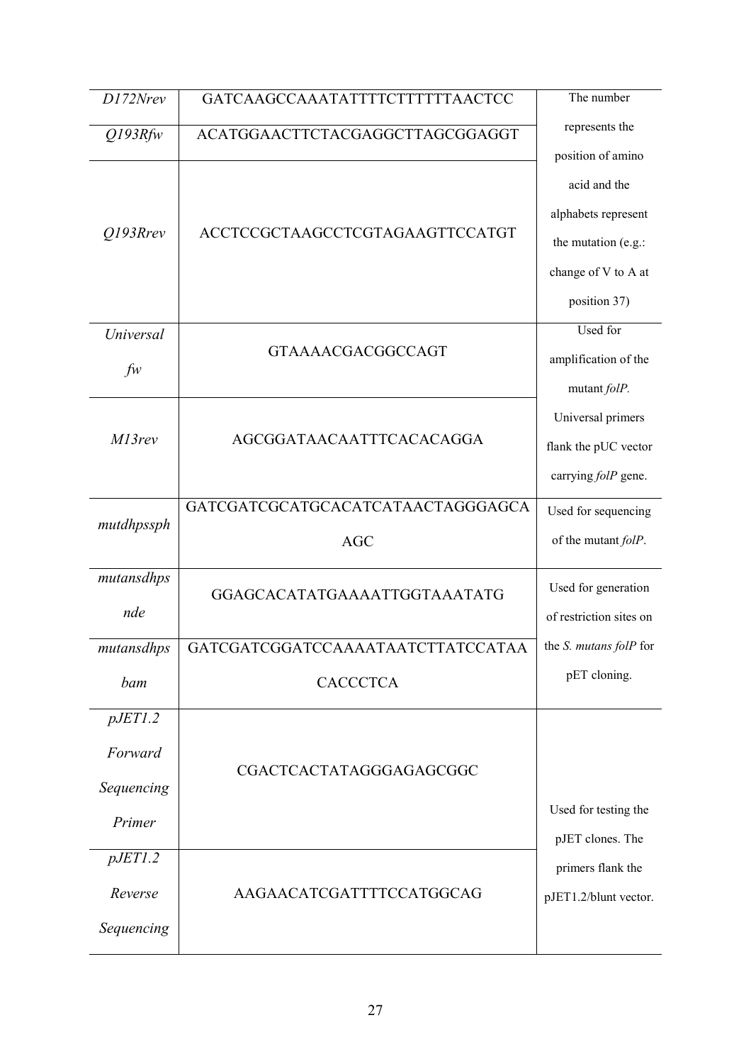| *D172Nrev* | GATCAAGCCAAATATTTTCTTTTTTAACTCC | The number represents the position of amino acid and the alphabets represent the mutation (e.g.: change of V to A at position 37) |
|---|---|---|
| *Q193Rfw* | ACATGGAACTTCTACGAGGCTTAGCGGAGGT | |
| *Q193Rrev* | ACCTCCGCTAAGCCTCGTAGAAGTTCCATGT | |
| *Universal fw* | GTAAAACGACGGCCAGT | Used for amplification of the mutant *folP*. Universal primers flank the pUC vector carrying *folP* gene. |
| *M13rev* | AGCGGATAACAATTTCACACAGGA | |
| *mutdhpssph* | GATCGATCGCATGCACATCATAACTAGGGAGCAAGC | Used for sequencing of the mutant *folP*. |
| *mutansdhpsnde* | GGAGCACATATGAAAATTGGTAAATATG | Used for generation of restriction sites on the *S. mutans folP* for pET cloning. |
| *mutansdhpsbam* | GATCGATCGGATCCAAAATAATCTTATCCATAACACCCTCA | |
| *pJET1.2 Forward Sequencing Primer* | CGACTCACTATAGGGAGAGCGGC | Used for testing the pJET clones. The primers flank the pJET1.2/blunt vector. |
| *pJET1.2 Reverse Sequencing* | AAGAACATCGATTTTCCATGGCAG | |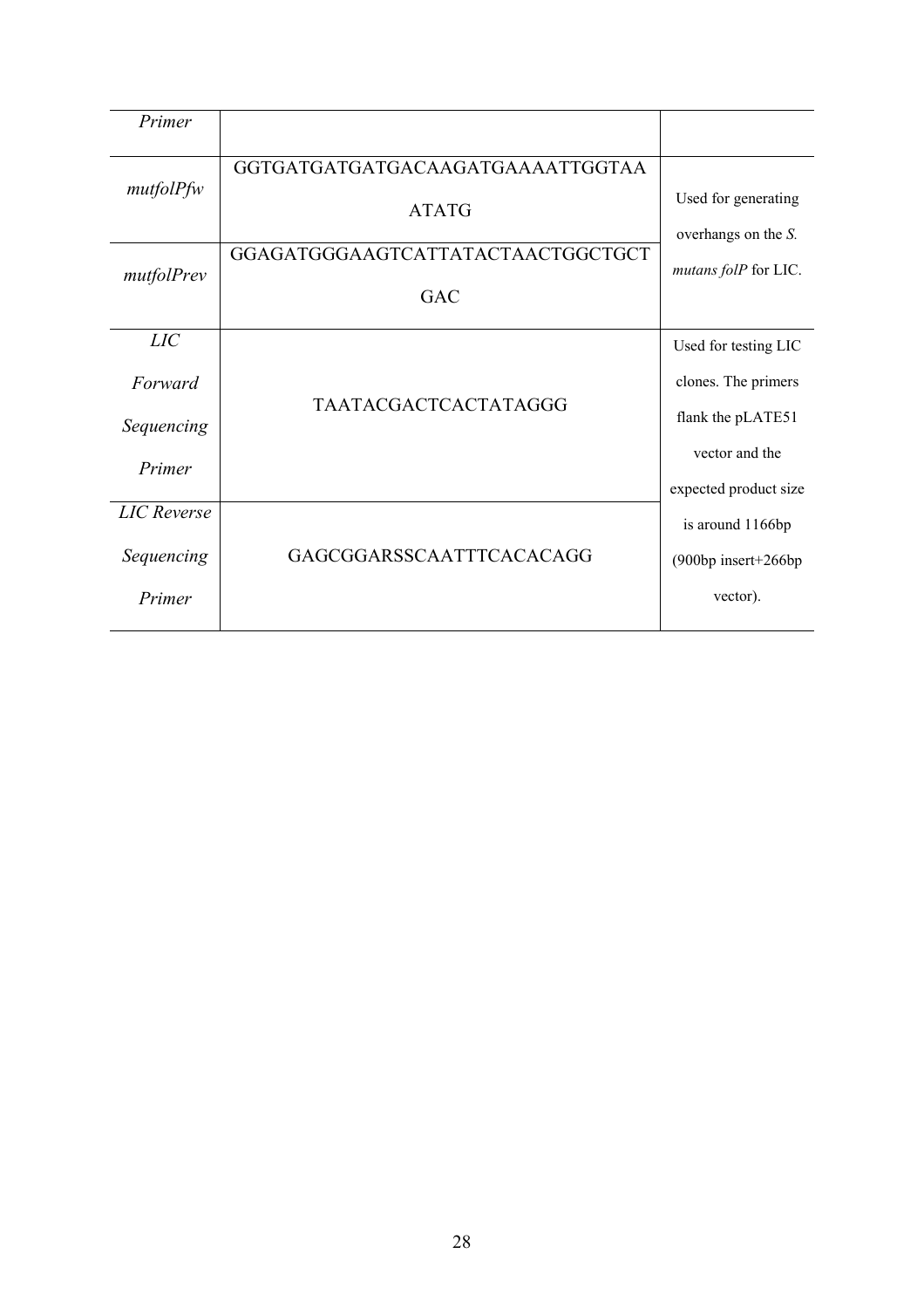| *Primer* | | |
|---|---|---|
| *mutfolPfw* | GGTGATGATGATGACAAGATGAAAATTGGTAAATATG | Used for generating overhangs on the *S. mutans folP* for LIC. |
| *mutfolPrev* | GGAGATGGGAAGTCATTATACTAACTGGCTGCTGAC | |
| *LIC Forward Sequencing Primer* | TAATACGACTCACTATAGGG | Used for testing LIC clones. The primers flank the pLATE51 vector and the expected product size is around 1166bp (900bp insert+266bp vector). |
| *LIC Reverse Sequencing Primer* | GAGCGGARSSCAATTTCACACAGG | |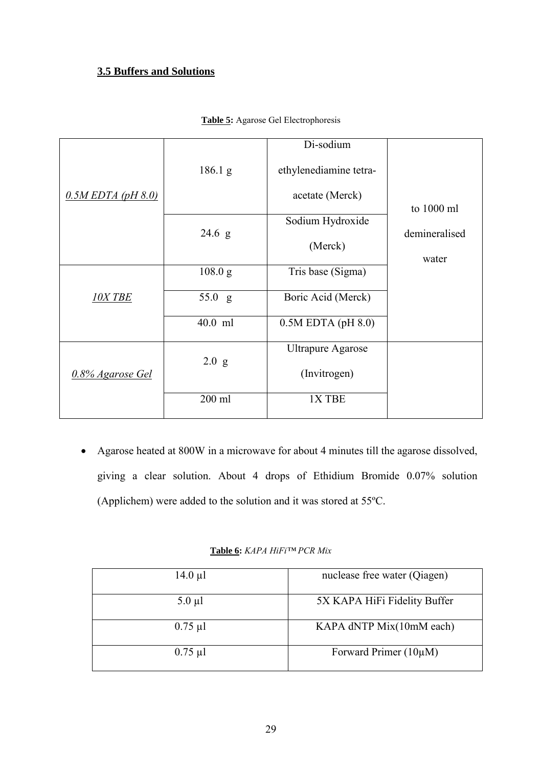### **3.5 Buffers and Solutions**

**Table 5:** Agarose Gel Electrophoresis

| | | | |
|---|---|---|---|
| *0.5M EDTA (pH 8.0)* | 186.1 g | Di-sodium ethylenediamine tetra-acetate (Merck) | to 1000 ml demineralised water |
| | 24.6 g | Sodium Hydroxide (Merck) | |
| *10X TBE* | 108.0 g | Tris base (Sigma) | |
| | 55.0 g | Boric Acid (Merck) | |
| | 40.0 ml | 0.5M EDTA (pH 8.0) | |
| *0.8% Agarose Gel* | 2.0 g | Ultrapure Agarose (Invitrogen) | |
| | 200 ml | 1X TBE | |

- Agarose heated at 800W in a microwave for about 4 minutes till the agarose dissolved, giving a clear solution. About 4 drops of Ethidium Bromide 0.07% solution (Applichem) were added to the solution and it was stored at 55ºC.

**Table 6:** *KAPA HiFi™ PCR Mix*

| | |
|---|---|
| 14.0 µl | nuclease free water (Qiagen) |
| 5.0 µl | 5X KAPA HiFi Fidelity Buffer |
| 0.75 µl | KAPA dNTP Mix(10mM each) |
| 0.75 µl | Forward Primer (10µM) |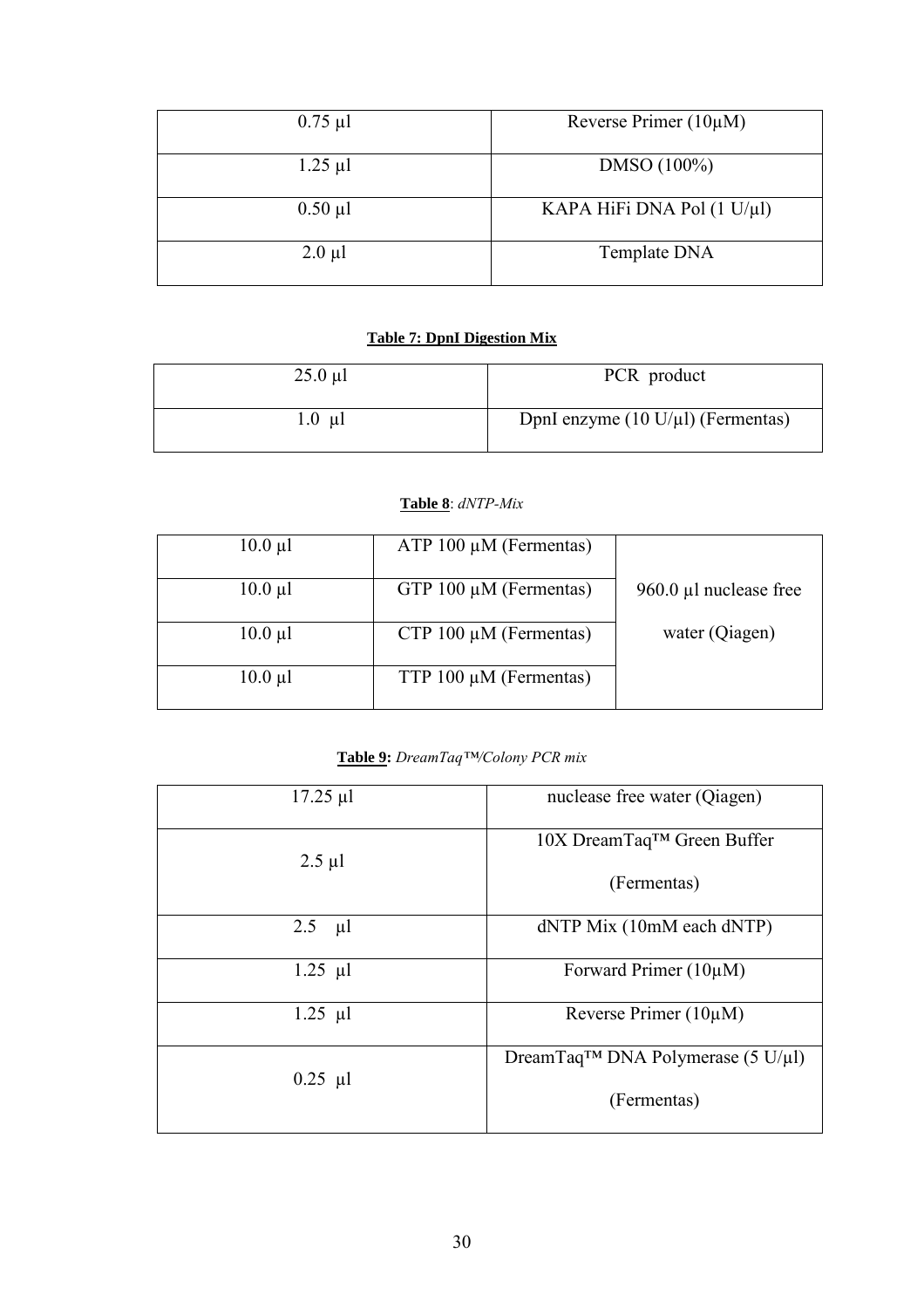| | |
|---|---|
| 0.75 µl | Reverse Primer (10µM) |
| 1.25 µl | DMSO (100%) |
| 0.50 µl | KAPA HiFi DNA Pol (1 U/µl) |
| 2.0 µl | Template DNA |

**Table 7: DpnI Digestion Mix**

| | |
|---|---|
| 25.0 µl | PCR product |
| 1.0 µl | DpnI enzyme (10 U/µl) (Fermentas) |

**Table 8**: *dNTP-Mix*

| | | |
|---|---|---|
| 10.0 µl | ATP 100 µM (Fermentas) | 960.0 µl nuclease free water (Qiagen) |
| 10.0 µl | GTP 100 µM (Fermentas) | |
| 10.0 µl | CTP 100 µM (Fermentas) | |
| 10.0 µl | TTP 100 µM (Fermentas) | |

**Table 9:** *DreamTaq™/Colony PCR mix*

| | |
|---|---|
| 17.25 µl | nuclease free water (Qiagen) |
| 2.5 µl | 10X DreamTaq™ Green Buffer (Fermentas) |
| 2.5 µl | dNTP Mix (10mM each dNTP) |
| 1.25 µl | Forward Primer (10µM) |
| 1.25 µl | Reverse Primer (10µM) |
| 0.25 µl | DreamTaq™ DNA Polymerase (5 U/µl) (Fermentas) |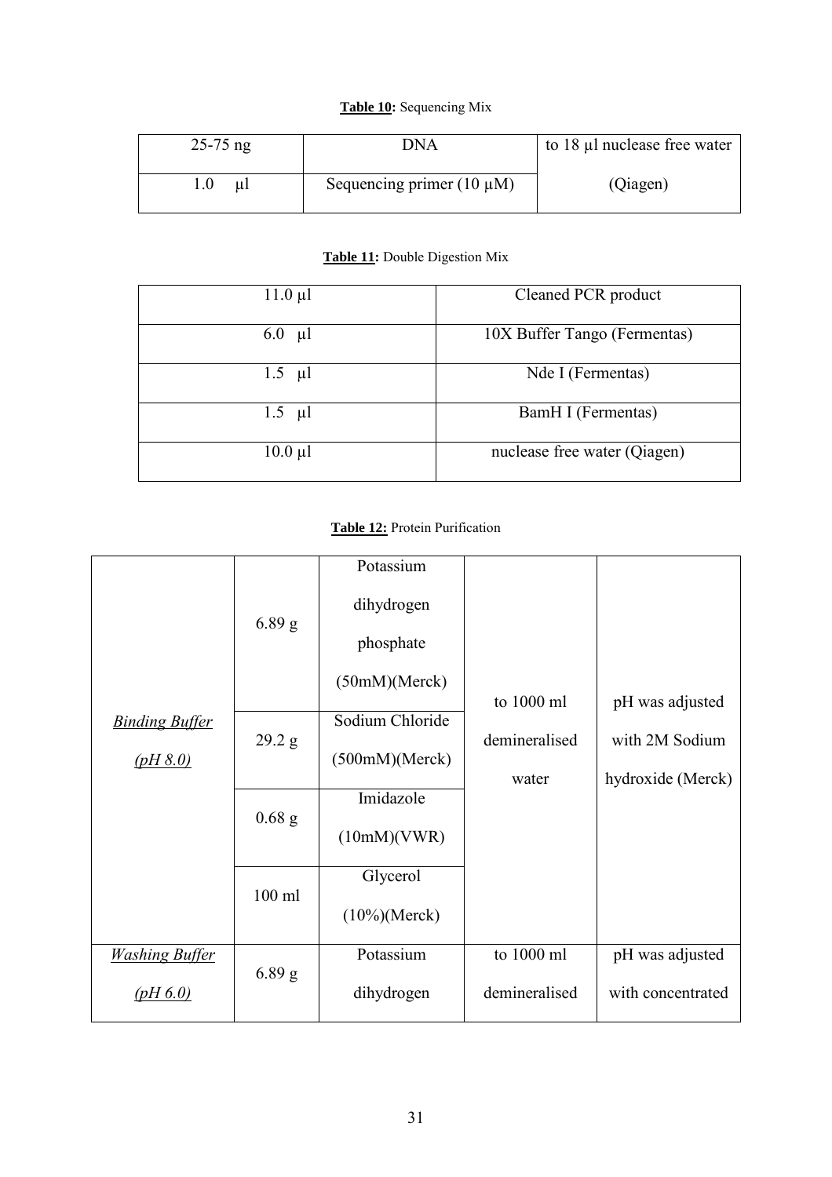**Table 10:** Sequencing Mix

| | | |
|---|---|---|
| 25-75 ng | DNA | to 18 µl nuclease free water (Qiagen) |
| 1.0 µl | Sequencing primer (10 µM) | |

**Table 11:** Double Digestion Mix

| | |
|---|---|
| 11.0 µl | Cleaned PCR product |
| 6.0 µl | 10X Buffer Tango (Fermentas) |
| 1.5 µl | Nde I (Fermentas) |
| 1.5 µl | BamH I (Fermentas) |
| 10.0 µl | nuclease free water (Qiagen) |

**Table 12:** Protein Purification

| | | | | |
|---|---|---|---|---|
| *Binding Buffer (pH 8.0)* | 6.89 g | Potassium dihydrogen phosphate (50mM)(Merck) | to 1000 ml demineralised water | pH was adjusted with 2M Sodium hydroxide (Merck) |
| | 29.2 g | Sodium Chloride (500mM)(Merck) | | |
| | 0.68 g | Imidazole (10mM)(VWR) | | |
| | 100 ml | Glycerol (10%)(Merck) | | |
| *Washing Buffer (pH 6.0)* | 6.89 g | Potassium dihydrogen | to 1000 ml demineralised | pH was adjusted with concentrated |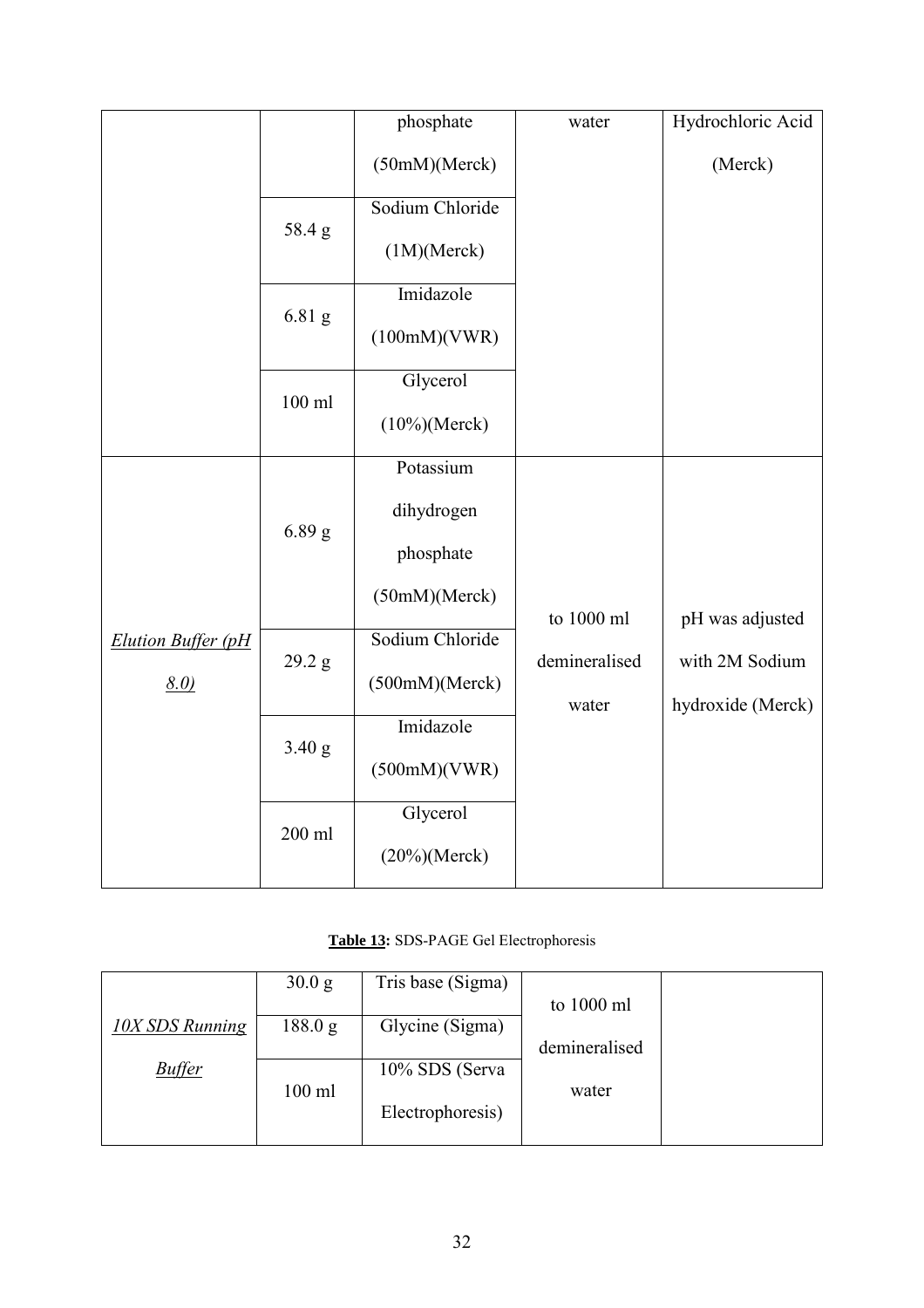| | | phosphate (50mM)(Merck) | water | Hydrochloric Acid (Merck) |
|---|---|---|---|---|
| | 58.4 g | Sodium Chloride (1M)(Merck) | | |
| | 6.81 g | Imidazole (100mM)(VWR) | | |
| | 100 ml | Glycerol (10%)(Merck) | | |
| *Elution Buffer (pH 8.0)* | 6.89 g | Potassium dihydrogen phosphate (50mM)(Merck) | to 1000 ml demineralised water | pH was adjusted with 2M Sodium hydroxide (Merck) |
| | 29.2 g | Sodium Chloride (500mM)(Merck) | | |
| | 3.40 g | Imidazole (500mM)(VWR) | | |
| | 200 ml | Glycerol (20%)(Merck) | | |

**Table 13:** SDS-PAGE Gel Electrophoresis

| *10X SDS Running Buffer* | 30.0 g | Tris base (Sigma) | to 1000 ml demineralised water | |
|---|---|---|---|---|
| | 188.0 g | Glycine (Sigma) | | |
| | 100 ml | 10% SDS (Serva Electrophoresis) | | |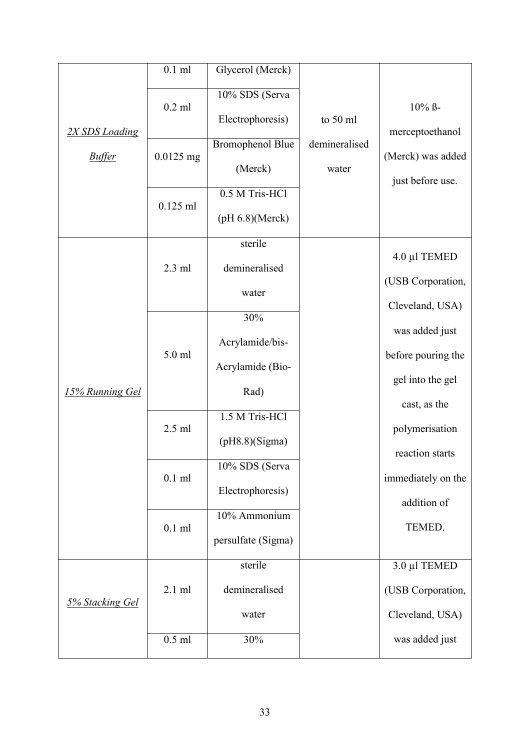| | | | | |
|---|---|---|---|---|
| *2X SDS Loading Buffer* | 0.1 ml | Glycerol (Merck) | to 50 ml demineralised water | 10% ß-merceptoethanol (Merck) was added just before use. |
| | 0.2 ml | 10% SDS (Serva Electrophoresis) | | |
| | 0.0125 mg | Bromophenol Blue (Merck) | | |
| | 0.125 ml | 0.5 M Tris-HCl (pH 6.8)(Merck) | | |
| *15% Running Gel* | 2.3 ml | sterile demineralised water | | 4.0 µl TEMED (USB Corporation, Cleveland, USA) was added just before pouring the gel into the gel cast, as the polymerisation reaction starts immediately on the addition of TEMED. |
| | 5.0 ml | 30% Acrylamide/bis-Acrylamide (Bio-Rad) | | |
| | 2.5 ml | 1.5 M Tris-HCl (pH8.8)(Sigma) | | |
| | 0.1 ml | 10% SDS (Serva Electrophoresis) | | |
| | 0.1 ml | 10% Ammonium persulfate (Sigma) | | |
| *5% Stacking Gel* | 2.1 ml | sterile demineralised water | | 3.0 µl TEMED (USB Corporation, Cleveland, USA) was added just |
| | 0.5 ml | 30% | | |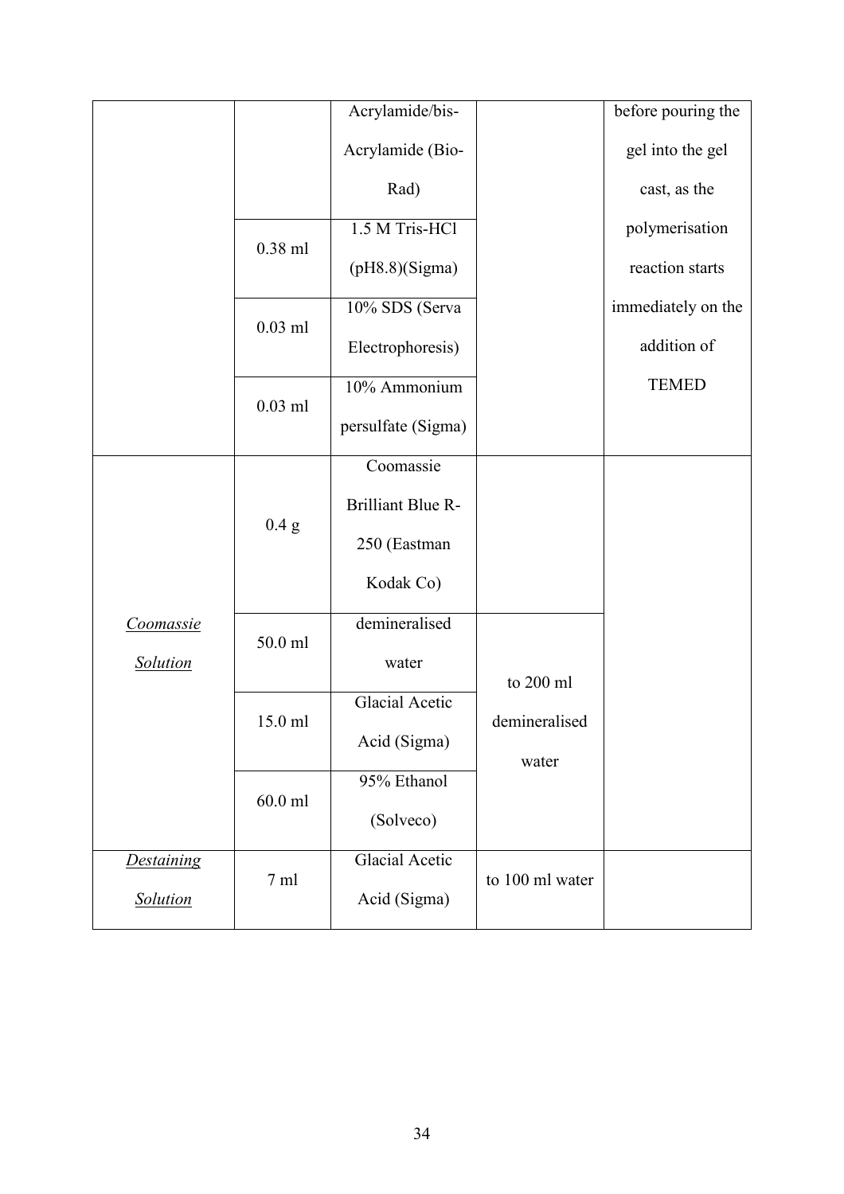| | | | | |
|---|---|---|---|---|
| | | Acrylamide/bis-Acrylamide (Bio-Rad) | | before pouring the gel into the gel cast, as the polymerisation reaction starts immediately on the addition of TEMED |
| | 0.38 ml | 1.5 M Tris-HCl (pH8.8)(Sigma) | | |
| | 0.03 ml | 10% SDS (Serva Electrophoresis) | | |
| | 0.03 ml | 10% Ammonium persulfate (Sigma) | | |
| *Coomassie Solution* | 0.4 g | Coomassie Brilliant Blue R-250 (Eastman Kodak Co) | | |
| | 50.0 ml | demineralised water | to 200 ml demineralised water | |
| | 15.0 ml | Glacial Acetic Acid (Sigma) | | |
| | 60.0 ml | 95% Ethanol (Solveco) | | |
| *Destaining Solution* | 7 ml | Glacial Acetic Acid (Sigma) | to 100 ml water | |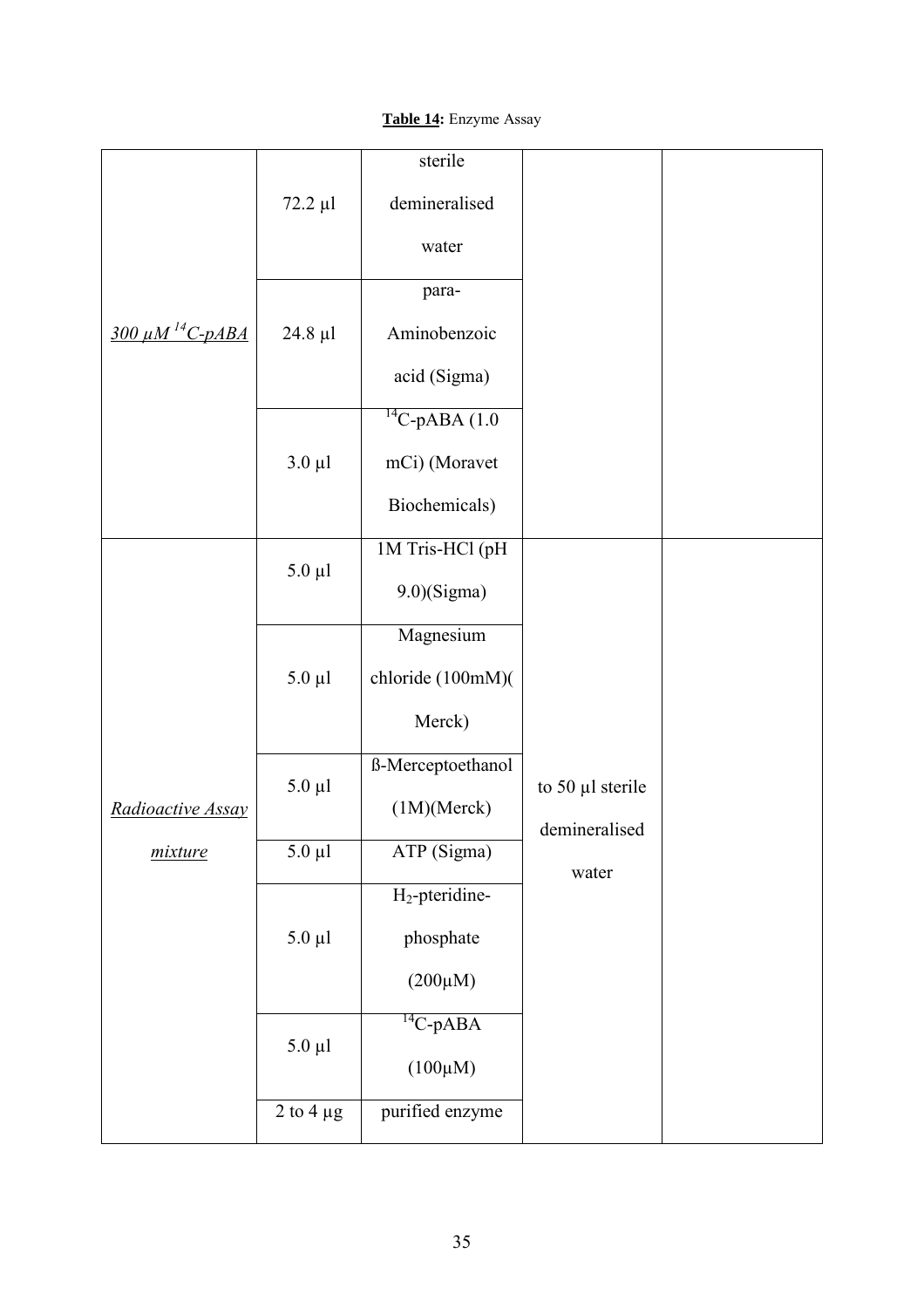**Table 14:** Enzyme Assay

| | | | | |
|---|---|---|---|---|
| *300 µM $^{14}C$-pABA* | 72.2 µl | sterile demineralised water | | |
| | 24.8 µl | para-Aminobenzoic acid (Sigma) | | |
| | 3.0 µl | $^{14}C$-pABA (1.0 mCi) (Moravet Biochemicals) | | |
| *Radioactive Assay mixture* | 5.0 µl | 1M Tris-HCl (pH 9.0)(Sigma) | to 50 µl sterile demineralised water | |
| | 5.0 µl | Magnesium chloride (100mM)( Merck) | | |
| | 5.0 µl | ß-Merceptoethanol (1M)(Merck) | | |
| | 5.0 µl | ATP (Sigma) | | |
| | 5.0 µl | $H_2$-pteridine-phosphate (200µM) | | |
| | 5.0 µl | $^{14}C$-pABA (100µM) | | |
| | 2 to 4 µg | purified enzyme | | |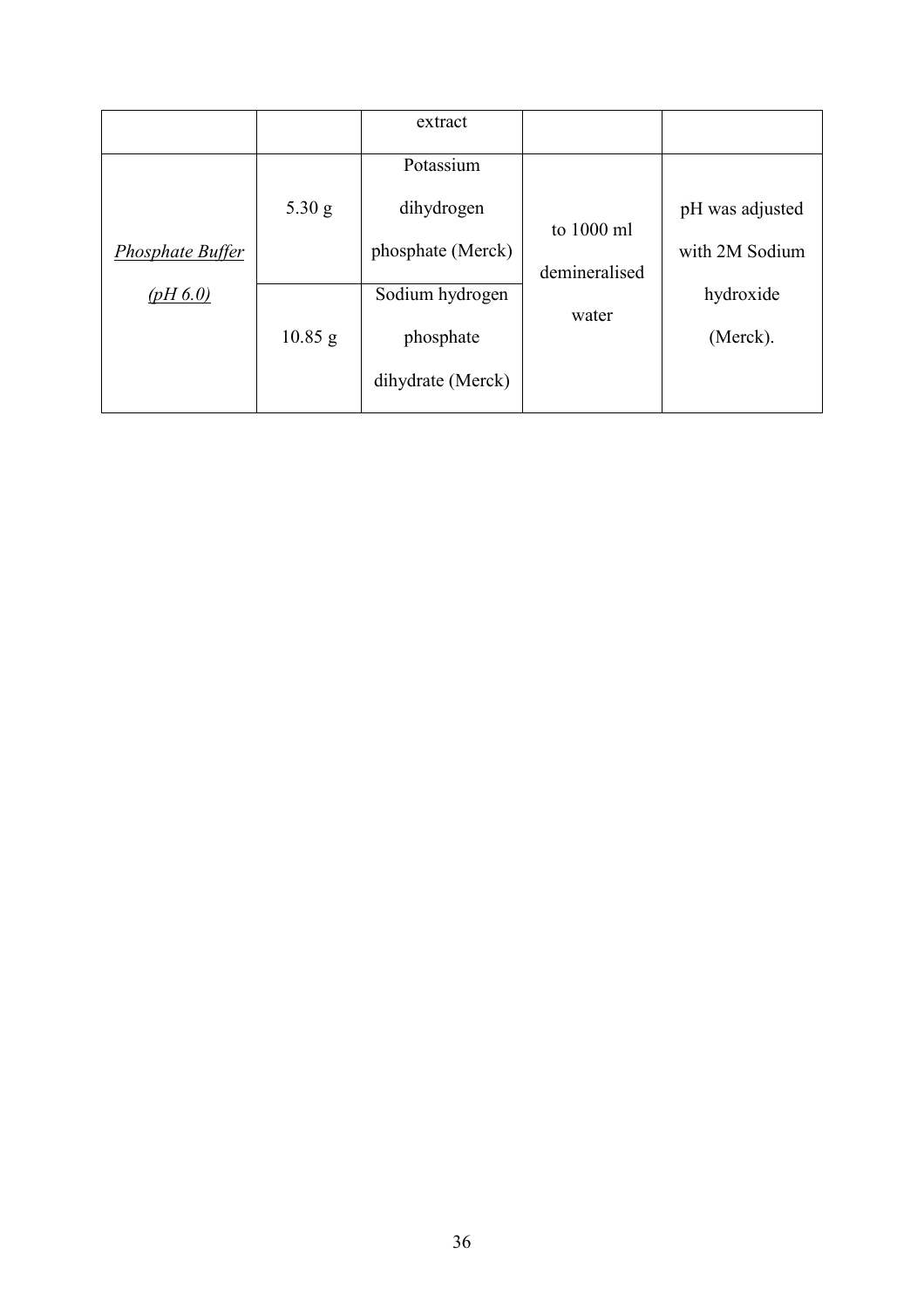| | | | | |
|---|---|---|---|---|
| | | extract | | |
| *Phosphate Buffer (pH 6.0)* | 5.30 g | Potassium dihydrogen phosphate (Merck) | to 1000 ml demineralised water | pH was adjusted with 2M Sodium hydroxide (Merck). |
| | 10.85 g | Sodium hydrogen phosphate dihydrate (Merck) | | |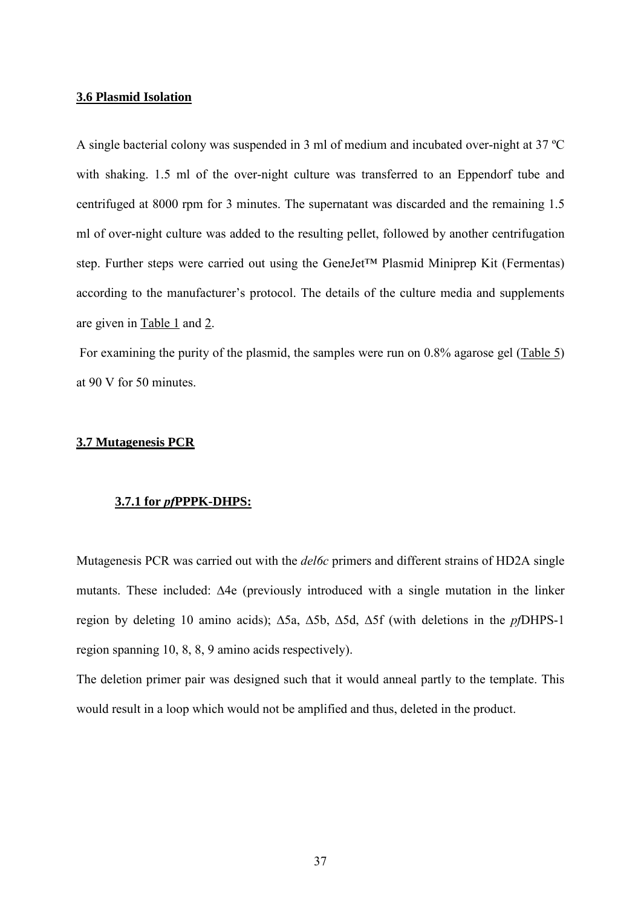## 3.6 Plasmid Isolation

A single bacterial colony was suspended in 3 ml of medium and incubated over-night at 37 ºC with shaking. 1.5 ml of the over-night culture was transferred to an Eppendorf tube and centrifuged at 8000 rpm for 3 minutes. The supernatant was discarded and the remaining 1.5 ml of over-night culture was added to the resulting pellet, followed by another centrifugation step. Further steps were carried out using the GeneJet™ Plasmid Miniprep Kit (Fermentas) according to the manufacturer's protocol. The details of the culture media and supplements are given in Table 1 and 2.

For examining the purity of the plasmid, the samples were run on 0.8% agarose gel (Table 5) at 90 V for 50 minutes.

## 3.7 Mutagenesis PCR

### 3.7.1 for *pf*PPPK-DHPS:

Mutagenesis PCR was carried out with the *del6c* primers and different strains of HD2A single mutants. These included: Δ4e (previously introduced with a single mutation in the linker region by deleting 10 amino acids); Δ5a, Δ5b, Δ5d, Δ5f (with deletions in the *pf*DHPS-1 region spanning 10, 8, 8, 9 amino acids respectively).

The deletion primer pair was designed such that it would anneal partly to the template. This would result in a loop which would not be amplified and thus, deleted in the product.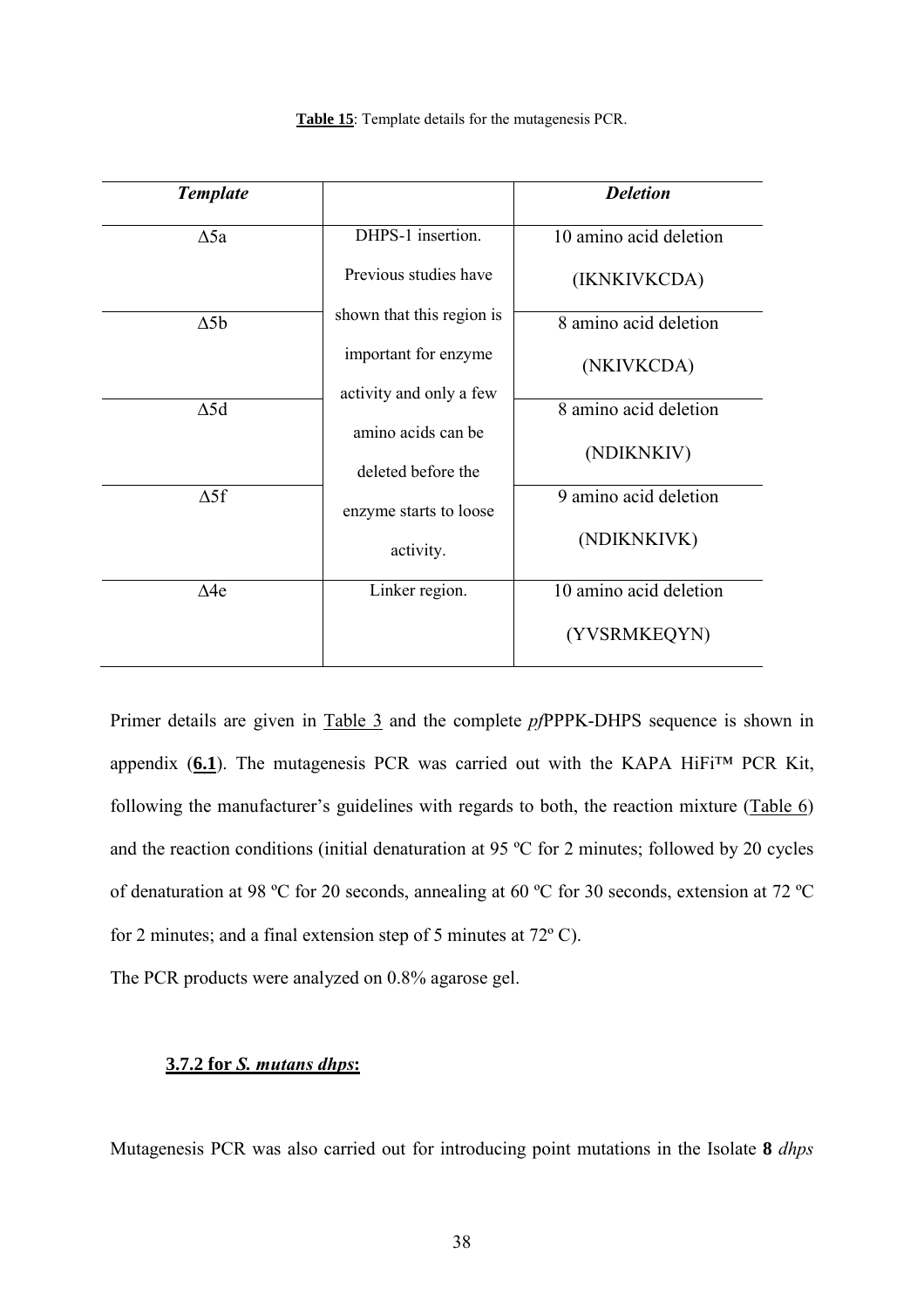**Table 15**: Template details for the mutagenesis PCR.

| *Template* | | *Deletion* |
|---|---|---|
| Δ5a | DHPS-1 insertion. Previous studies have shown that this region is important for enzyme activity and only a few amino acids can be deleted before the enzyme starts to loose activity. | 10 amino acid deletion (IKNKIVKCDA) |
| Δ5b | | 8 amino acid deletion (NKIVKCDA) |
| Δ5d | | 8 amino acid deletion (NDIKNKIV) |
| Δ5f | | 9 amino acid deletion (NDIKNKIVK) |
| Δ4e | Linker region. | 10 amino acid deletion (YVSRMKEQYN) |

Primer details are given in Table 3 and the complete *pf*PPPK-DHPS sequence is shown in appendix (**6.1**). The mutagenesis PCR was carried out with the KAPA HiFi™ PCR Kit, following the manufacturer's guidelines with regards to both, the reaction mixture (Table 6) and the reaction conditions (initial denaturation at 95 ºC for 2 minutes; followed by 20 cycles of denaturation at 98 ºC for 20 seconds, annealing at 60 ºC for 30 seconds, extension at 72 ºC for 2 minutes; and a final extension step of 5 minutes at 72º C).

The PCR products were analyzed on 0.8% agarose gel.

### 3.7.2 for *S. mutans dhps*:

Mutagenesis PCR was also carried out for introducing point mutations in the Isolate **8** *dhps*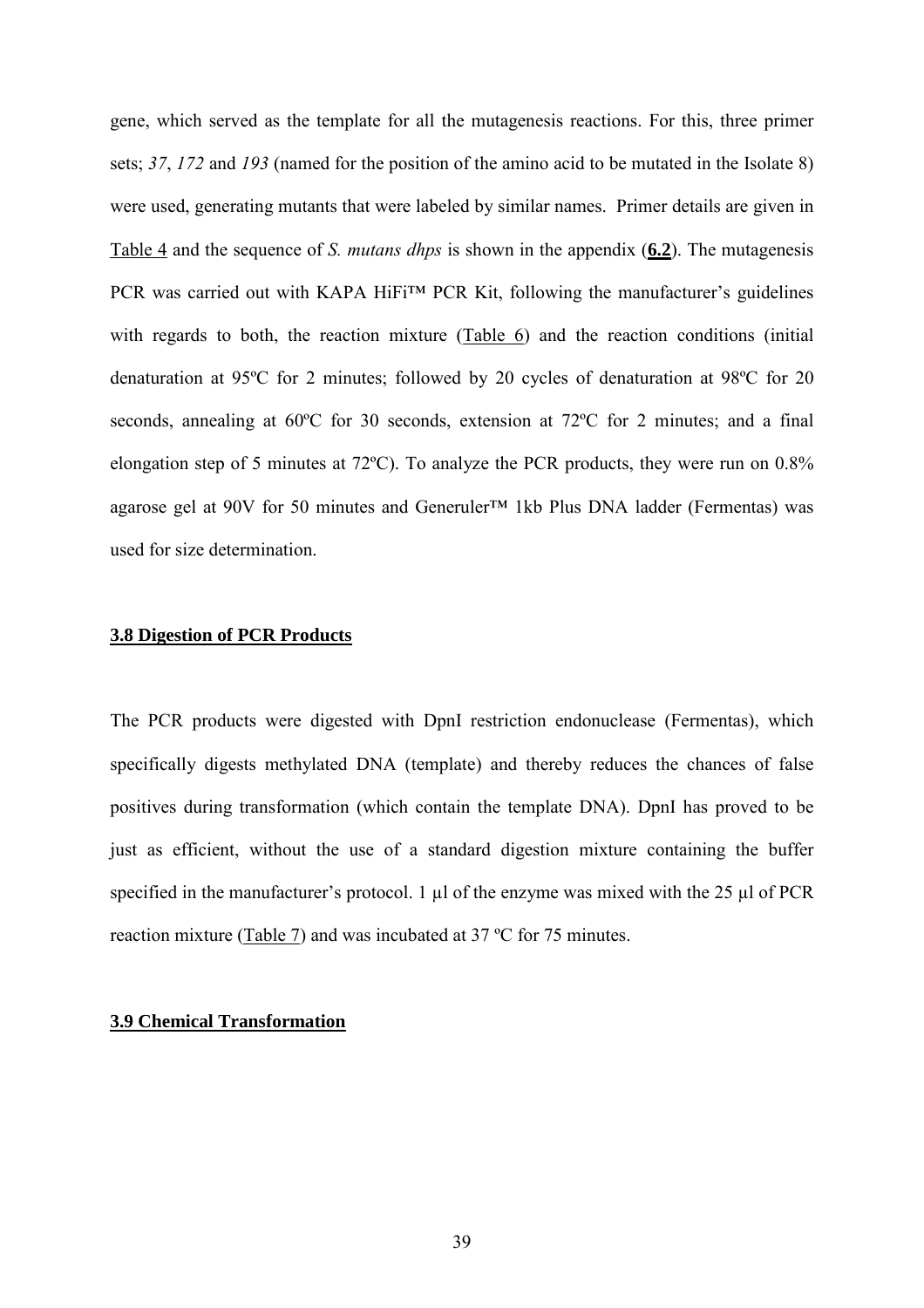gene, which served as the template for all the mutagenesis reactions. For this, three primer sets; *37*, *172* and *193* (named for the position of the amino acid to be mutated in the Isolate 8) were used, generating mutants that were labeled by similar names. Primer details are given in Table 4 and the sequence of *S. mutans dhps* is shown in the appendix (**6.2**). The mutagenesis PCR was carried out with KAPA HiFi™ PCR Kit, following the manufacturer's guidelines with regards to both, the reaction mixture (Table 6) and the reaction conditions (initial denaturation at 95ºC for 2 minutes; followed by 20 cycles of denaturation at 98ºC for 20 seconds, annealing at 60ºC for 30 seconds, extension at 72ºC for 2 minutes; and a final elongation step of 5 minutes at 72ºC). To analyze the PCR products, they were run on 0.8% agarose gel at 90V for 50 minutes and Generuler™ 1kb Plus DNA ladder (Fermentas) was used for size determination.

### 3.8 Digestion of PCR Products

The PCR products were digested with DpnI restriction endonuclease (Fermentas), which specifically digests methylated DNA (template) and thereby reduces the chances of false positives during transformation (which contain the template DNA). DpnI has proved to be just as efficient, without the use of a standard digestion mixture containing the buffer specified in the manufacturer's protocol. 1 µl of the enzyme was mixed with the 25 µl of PCR reaction mixture (Table 7) and was incubated at 37 ºC for 75 minutes.

### 3.9 Chemical Transformation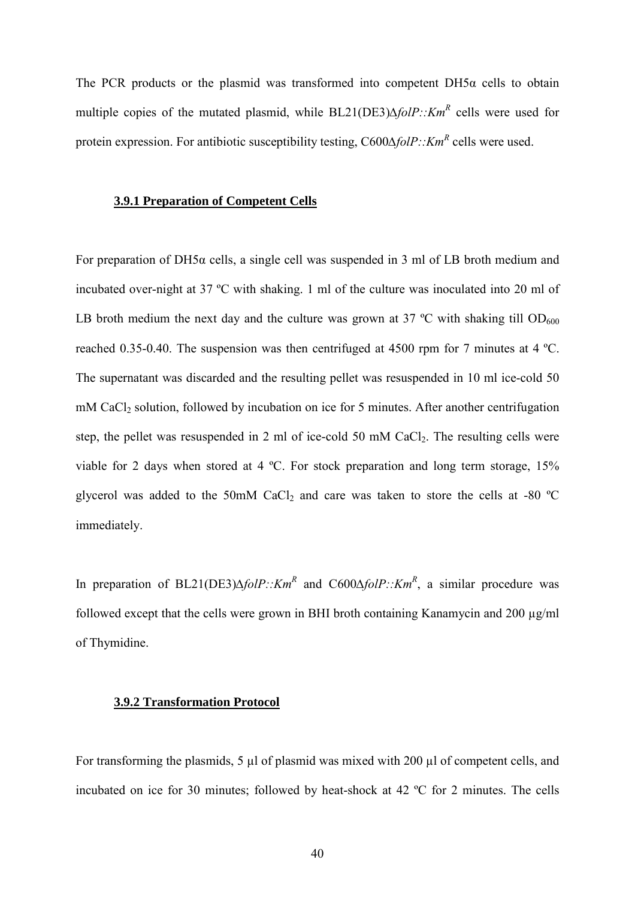The PCR products or the plasmid was transformed into competent DH5α cells to obtain multiple copies of the mutated plasmid, while BL21(DE3)Δ*folP::Km*$^R$ cells were used for protein expression. For antibiotic susceptibility testing, C600Δ*folP::Km*$^R$ cells were used.

### 3.9.1 Preparation of Competent Cells

For preparation of DH5α cells, a single cell was suspended in 3 ml of LB broth medium and incubated over-night at 37 ºC with shaking. 1 ml of the culture was inoculated into 20 ml of LB broth medium the next day and the culture was grown at 37 ºC with shaking till $OD_{600}$ reached 0.35-0.40. The suspension was then centrifuged at 4500 rpm for 7 minutes at 4 ºC. The supernatant was discarded and the resulting pellet was resuspended in 10 ml ice-cold 50 mM $CaCl_2$ solution, followed by incubation on ice for 5 minutes. After another centrifugation step, the pellet was resuspended in 2 ml of ice-cold 50 mM $CaCl_2$. The resulting cells were viable for 2 days when stored at 4 ºC. For stock preparation and long term storage, 15% glycerol was added to the 50mM $CaCl_2$ and care was taken to store the cells at -80 ºC immediately.

In preparation of BL21(DE3)Δ*folP::Km*$^R$ and C600Δ*folP::Km*$^R$, a similar procedure was followed except that the cells were grown in BHI broth containing Kanamycin and 200 µg/ml of Thymidine.

### 3.9.2 Transformation Protocol

For transforming the plasmids, 5 µl of plasmid was mixed with 200 µl of competent cells, and incubated on ice for 30 minutes; followed by heat-shock at 42 ºC for 2 minutes. The cells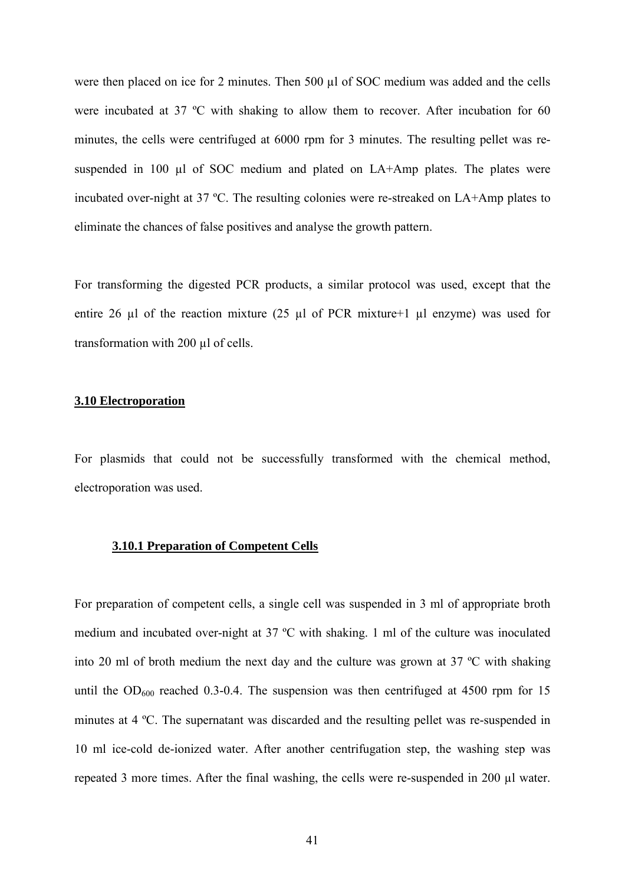were then placed on ice for 2 minutes. Then 500 µl of SOC medium was added and the cells were incubated at 37 ºC with shaking to allow them to recover. After incubation for 60 minutes, the cells were centrifuged at 6000 rpm for 3 minutes. The resulting pellet was re-suspended in 100 µl of SOC medium and plated on LA+Amp plates. The plates were incubated over-night at 37 ºC. The resulting colonies were re-streaked on LA+Amp plates to eliminate the chances of false positives and analyse the growth pattern.

For transforming the digested PCR products, a similar protocol was used, except that the entire 26 µl of the reaction mixture (25 µl of PCR mixture+1 µl enzyme) was used for transformation with 200 µl of cells.

## 3.10 Electroporation

For plasmids that could not be successfully transformed with the chemical method, electroporation was used.

### 3.10.1 Preparation of Competent Cells

For preparation of competent cells, a single cell was suspended in 3 ml of appropriate broth medium and incubated over-night at 37 ºC with shaking. 1 ml of the culture was inoculated into 20 ml of broth medium the next day and the culture was grown at 37 ºC with shaking until the $OD_{600}$ reached 0.3-0.4. The suspension was then centrifuged at 4500 rpm for 15 minutes at 4 ºC. The supernatant was discarded and the resulting pellet was re-suspended in 10 ml ice-cold de-ionized water. After another centrifugation step, the washing step was repeated 3 more times. After the final washing, the cells were re-suspended in 200 µl water.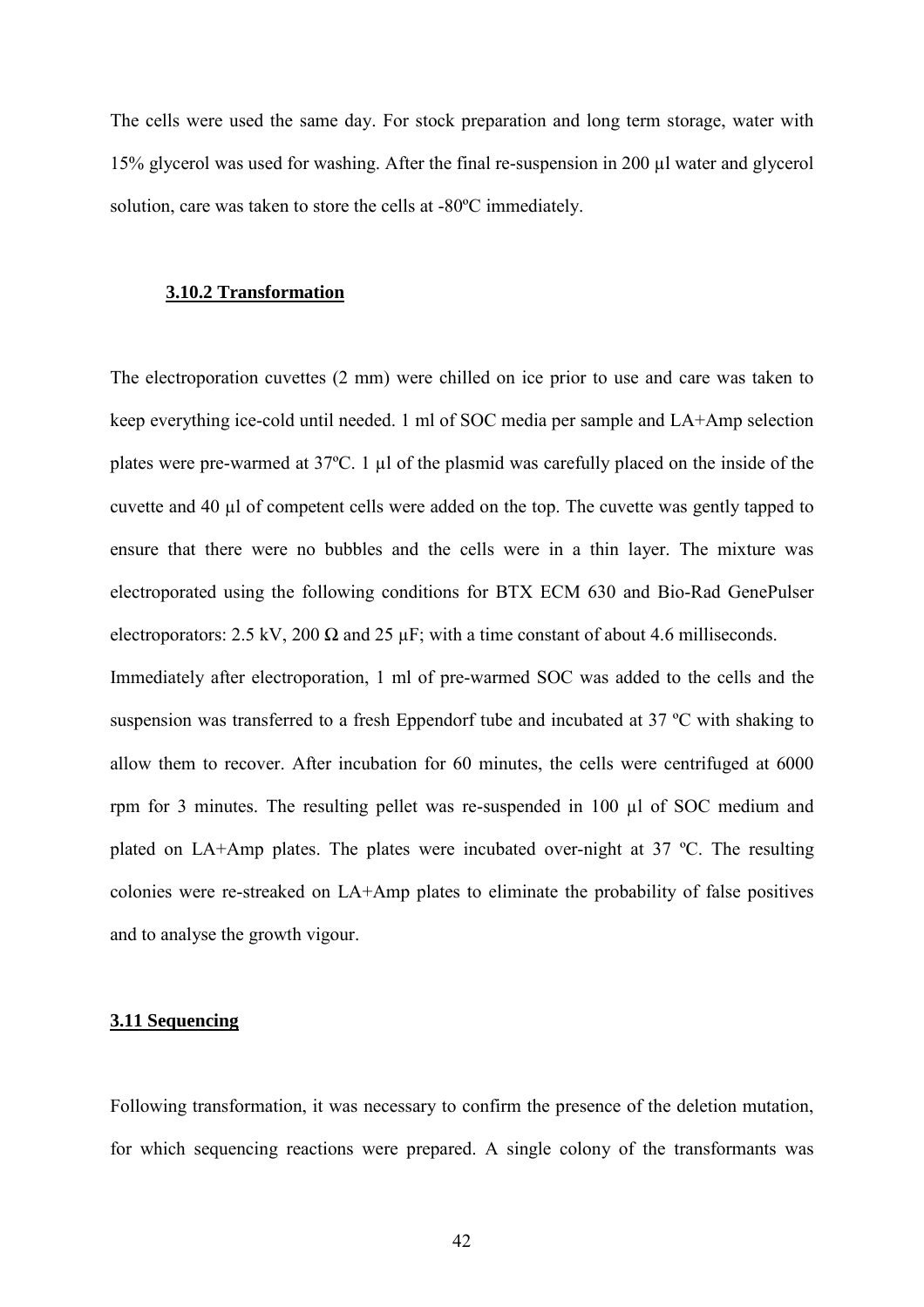The cells were used the same day. For stock preparation and long term storage, water with 15% glycerol was used for washing. After the final re-suspension in 200 µl water and glycerol solution, care was taken to store the cells at -80ºC immediately.

### 3.10.2 Transformation

The electroporation cuvettes (2 mm) were chilled on ice prior to use and care was taken to keep everything ice-cold until needed. 1 ml of SOC media per sample and LA+Amp selection plates were pre-warmed at 37ºC. 1 µl of the plasmid was carefully placed on the inside of the cuvette and 40 µl of competent cells were added on the top. The cuvette was gently tapped to ensure that there were no bubbles and the cells were in a thin layer. The mixture was electroporated using the following conditions for BTX ECM 630 and Bio-Rad GenePulser electroporators: 2.5 kV, 200 Ω and 25 µF; with a time constant of about 4.6 milliseconds.

Immediately after electroporation, 1 ml of pre-warmed SOC was added to the cells and the suspension was transferred to a fresh Eppendorf tube and incubated at 37 ºC with shaking to allow them to recover. After incubation for 60 minutes, the cells were centrifuged at 6000 rpm for 3 minutes. The resulting pellet was re-suspended in 100 µl of SOC medium and plated on LA+Amp plates. The plates were incubated over-night at 37 ºC. The resulting colonies were re-streaked on LA+Amp plates to eliminate the probability of false positives and to analyse the growth vigour.

## 3.11 Sequencing

Following transformation, it was necessary to confirm the presence of the deletion mutation, for which sequencing reactions were prepared. A single colony of the transformants was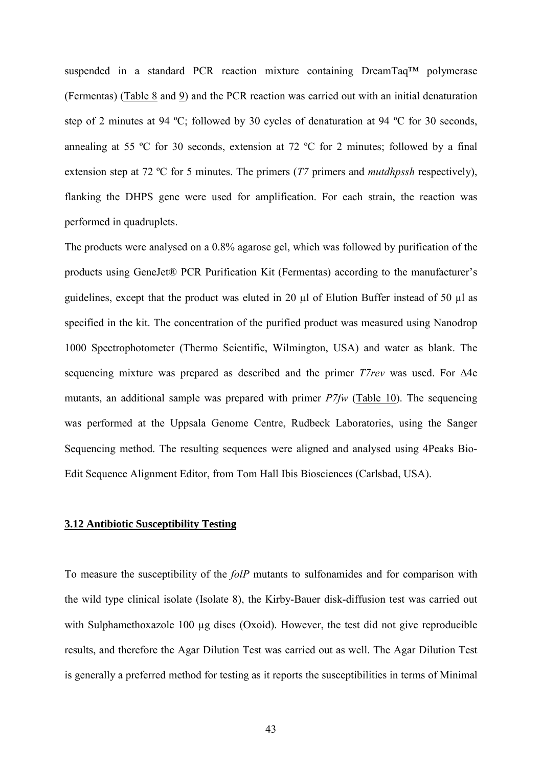suspended in a standard PCR reaction mixture containing DreamTaq™ polymerase (Fermentas) (Table 8 and 9) and the PCR reaction was carried out with an initial denaturation step of 2 minutes at 94 ºC; followed by 30 cycles of denaturation at 94 ºC for 30 seconds, annealing at 55 ºC for 30 seconds, extension at 72 ºC for 2 minutes; followed by a final extension step at 72 ºC for 5 minutes. The primers (*T7* primers and *mutdhpssh* respectively), flanking the DHPS gene were used for amplification. For each strain, the reaction was performed in quadruplets.

The products were analysed on a 0.8% agarose gel, which was followed by purification of the products using GeneJet® PCR Purification Kit (Fermentas) according to the manufacturer's guidelines, except that the product was eluted in 20 µl of Elution Buffer instead of 50 µl as specified in the kit. The concentration of the purified product was measured using Nanodrop 1000 Spectrophotometer (Thermo Scientific, Wilmington, USA) and water as blank. The sequencing mixture was prepared as described and the primer *T7rev* was used. For Δ4e mutants, an additional sample was prepared with primer *P7fw* (Table 10). The sequencing was performed at the Uppsala Genome Centre, Rudbeck Laboratories, using the Sanger Sequencing method. The resulting sequences were aligned and analysed using 4Peaks Bio-Edit Sequence Alignment Editor, from Tom Hall Ibis Biosciences (Carlsbad, USA).

### 3.12 Antibiotic Susceptibility Testing

To measure the susceptibility of the *folP* mutants to sulfonamides and for comparison with the wild type clinical isolate (Isolate 8), the Kirby-Bauer disk-diffusion test was carried out with Sulphamethoxazole 100 µg discs (Oxoid). However, the test did not give reproducible results, and therefore the Agar Dilution Test was carried out as well. The Agar Dilution Test is generally a preferred method for testing as it reports the susceptibilities in terms of Minimal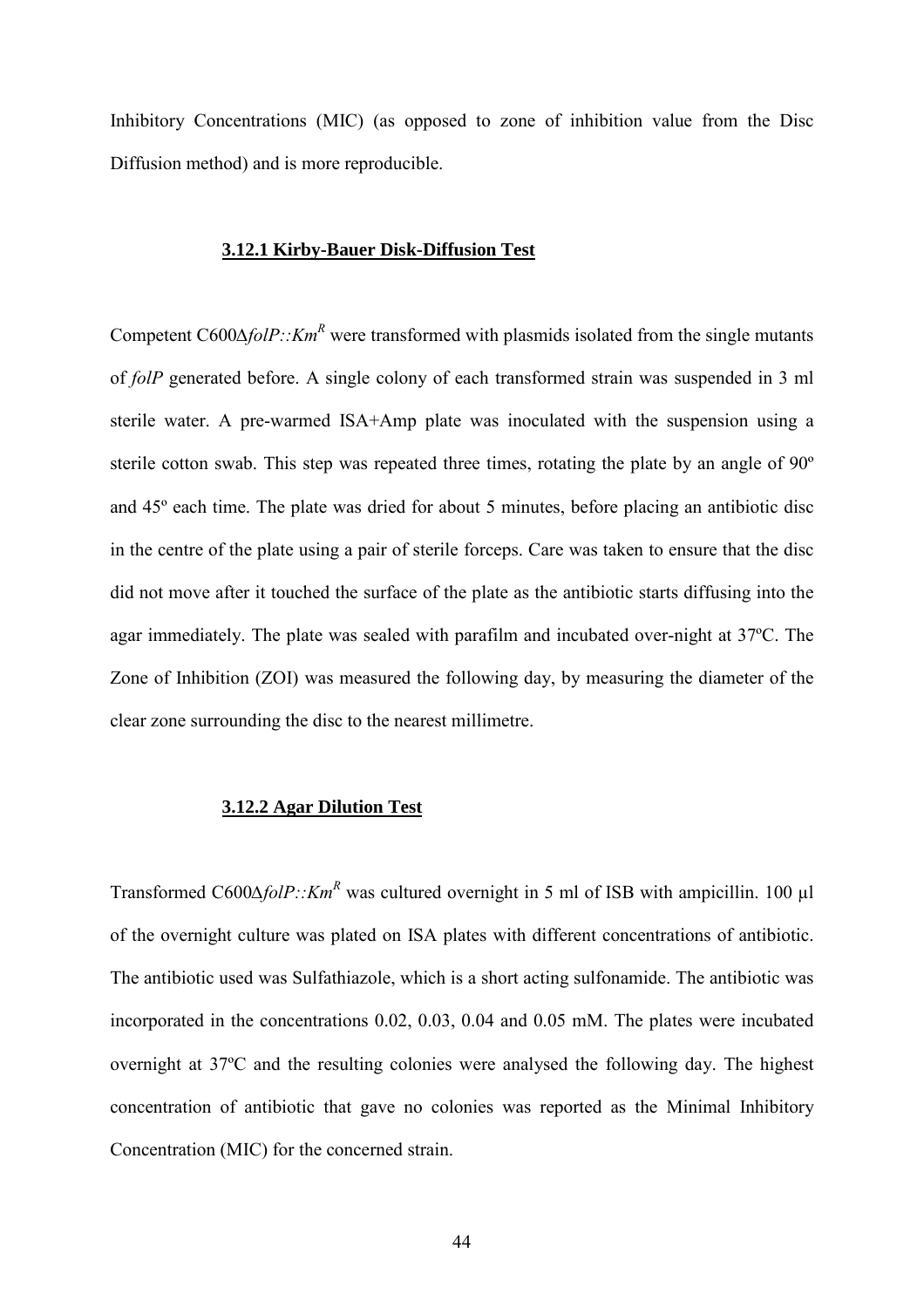Inhibitory Concentrations (MIC) (as opposed to zone of inhibition value from the Disc Diffusion method) and is more reproducible.

### **3.12.1 Kirby-Bauer Disk-Diffusion Test**

Competent C600Δ*folP::Km*$^R$ were transformed with plasmids isolated from the single mutants of *folP* generated before. A single colony of each transformed strain was suspended in 3 ml sterile water. A pre-warmed ISA+Amp plate was inoculated with the suspension using a sterile cotton swab. This step was repeated three times, rotating the plate by an angle of 90º and 45º each time. The plate was dried for about 5 minutes, before placing an antibiotic disc in the centre of the plate using a pair of sterile forceps. Care was taken to ensure that the disc did not move after it touched the surface of the plate as the antibiotic starts diffusing into the agar immediately. The plate was sealed with parafilm and incubated over-night at 37ºC. The Zone of Inhibition (ZOI) was measured the following day, by measuring the diameter of the clear zone surrounding the disc to the nearest millimetre.

### **3.12.2 Agar Dilution Test**

Transformed C600Δ*folP::Km*$^R$ was cultured overnight in 5 ml of ISB with ampicillin. 100 µl of the overnight culture was plated on ISA plates with different concentrations of antibiotic. The antibiotic used was Sulfathiazole, which is a short acting sulfonamide. The antibiotic was incorporated in the concentrations 0.02, 0.03, 0.04 and 0.05 mM. The plates were incubated overnight at 37ºC and the resulting colonies were analysed the following day. The highest concentration of antibiotic that gave no colonies was reported as the Minimal Inhibitory Concentration (MIC) for the concerned strain.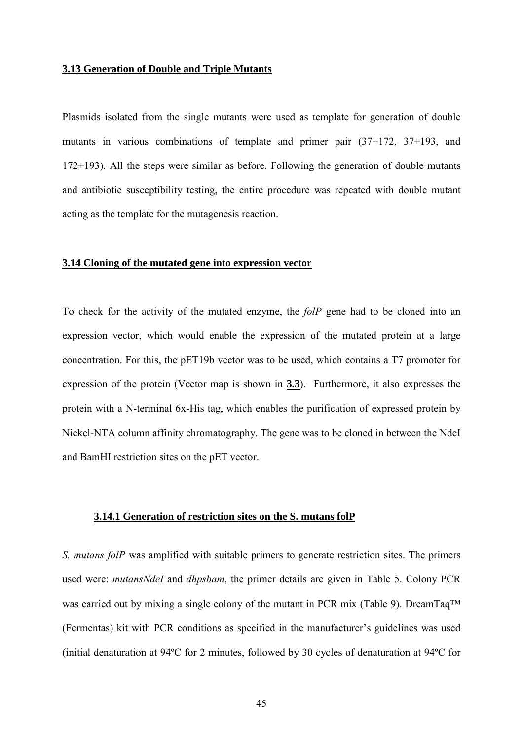## 3.13 Generation of Double and Triple Mutants

Plasmids isolated from the single mutants were used as template for generation of double mutants in various combinations of template and primer pair (37+172, 37+193, and 172+193). All the steps were similar as before. Following the generation of double mutants and antibiotic susceptibility testing, the entire procedure was repeated with double mutant acting as the template for the mutagenesis reaction.

## 3.14 Cloning of the mutated gene into expression vector

To check for the activity of the mutated enzyme, the *folP* gene had to be cloned into an expression vector, which would enable the expression of the mutated protein at a large concentration. For this, the pET19b vector was to be used, which contains a T7 promoter for expression of the protein (Vector map is shown in **3.3**). Furthermore, it also expresses the protein with a N-terminal 6x-His tag, which enables the purification of expressed protein by Nickel-NTA column affinity chromatography. The gene was to be cloned in between the NdeI and BamHI restriction sites on the pET vector.

### 3.14.1 Generation of restriction sites on the S. mutans folP

*S. mutans folP* was amplified with suitable primers to generate restriction sites. The primers used were: *mutansNdeI* and *dhpsbam*, the primer details are given in Table 5. Colony PCR was carried out by mixing a single colony of the mutant in PCR mix (Table 9). DreamTaq™ (Fermentas) kit with PCR conditions as specified in the manufacturer's guidelines was used (initial denaturation at 94ºC for 2 minutes, followed by 30 cycles of denaturation at 94ºC for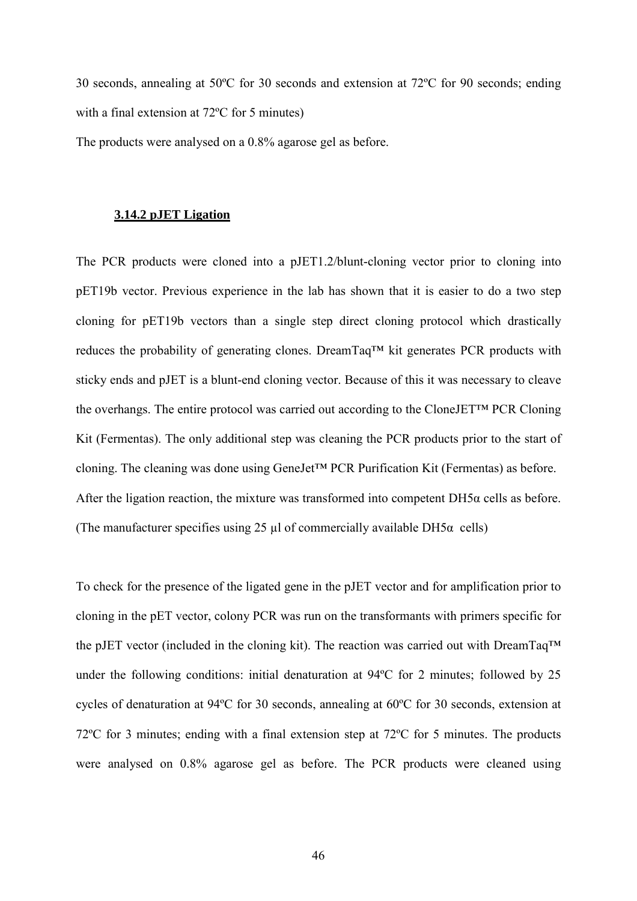30 seconds, annealing at 50ºC for 30 seconds and extension at 72ºC for 90 seconds; ending with a final extension at 72ºC for 5 minutes)

The products were analysed on a 0.8% agarose gel as before.

### 3.14.2 pJET Ligation

The PCR products were cloned into a pJET1.2/blunt-cloning vector prior to cloning into pET19b vector. Previous experience in the lab has shown that it is easier to do a two step cloning for pET19b vectors than a single step direct cloning protocol which drastically reduces the probability of generating clones. DreamTaq™ kit generates PCR products with sticky ends and pJET is a blunt-end cloning vector. Because of this it was necessary to cleave the overhangs. The entire protocol was carried out according to the CloneJET™ PCR Cloning Kit (Fermentas). The only additional step was cleaning the PCR products prior to the start of cloning. The cleaning was done using GeneJet™ PCR Purification Kit (Fermentas) as before. After the ligation reaction, the mixture was transformed into competent DH5α cells as before. (The manufacturer specifies using 25 µl of commercially available DH5α cells)

To check for the presence of the ligated gene in the pJET vector and for amplification prior to cloning in the pET vector, colony PCR was run on the transformants with primers specific for the pJET vector (included in the cloning kit). The reaction was carried out with DreamTaq™ under the following conditions: initial denaturation at 94ºC for 2 minutes; followed by 25 cycles of denaturation at 94ºC for 30 seconds, annealing at 60ºC for 30 seconds, extension at 72ºC for 3 minutes; ending with a final extension step at 72ºC for 5 minutes. The products were analysed on 0.8% agarose gel as before. The PCR products were cleaned using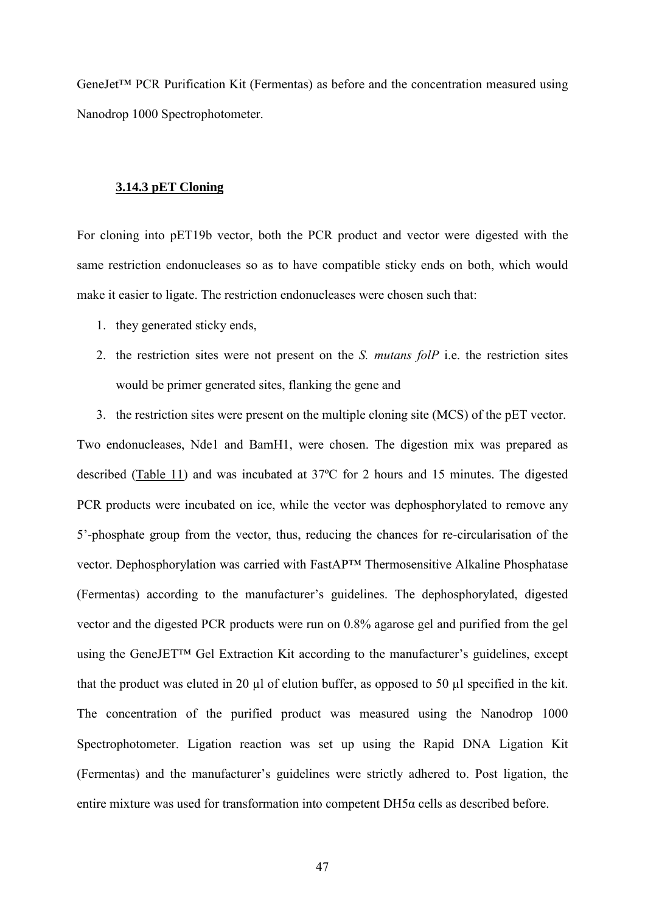GeneJet™ PCR Purification Kit (Fermentas) as before and the concentration measured using Nanodrop 1000 Spectrophotometer.

### 3.14.3 pET Cloning

For cloning into pET19b vector, both the PCR product and vector were digested with the same restriction endonucleases so as to have compatible sticky ends on both, which would make it easier to ligate. The restriction endonucleases were chosen such that:

1. they generated sticky ends,
2. the restriction sites were not present on the *S. mutans folP* i.e. the restriction sites would be primer generated sites, flanking the gene and
3. the restriction sites were present on the multiple cloning site (MCS) of the pET vector.

Two endonucleases, Nde1 and BamH1, were chosen. The digestion mix was prepared as described (Table 11) and was incubated at 37ºC for 2 hours and 15 minutes. The digested PCR products were incubated on ice, while the vector was dephosphorylated to remove any 5'-phosphate group from the vector, thus, reducing the chances for re-circularisation of the vector. Dephosphorylation was carried with FastAP™ Thermosensitive Alkaline Phosphatase (Fermentas) according to the manufacturer's guidelines. The dephosphorylated, digested vector and the digested PCR products were run on 0.8% agarose gel and purified from the gel using the GeneJET™ Gel Extraction Kit according to the manufacturer's guidelines, except that the product was eluted in 20 µl of elution buffer, as opposed to 50 µl specified in the kit. The concentration of the purified product was measured using the Nanodrop 1000 Spectrophotometer. Ligation reaction was set up using the Rapid DNA Ligation Kit (Fermentas) and the manufacturer's guidelines were strictly adhered to. Post ligation, the entire mixture was used for transformation into competent DH5α cells as described before.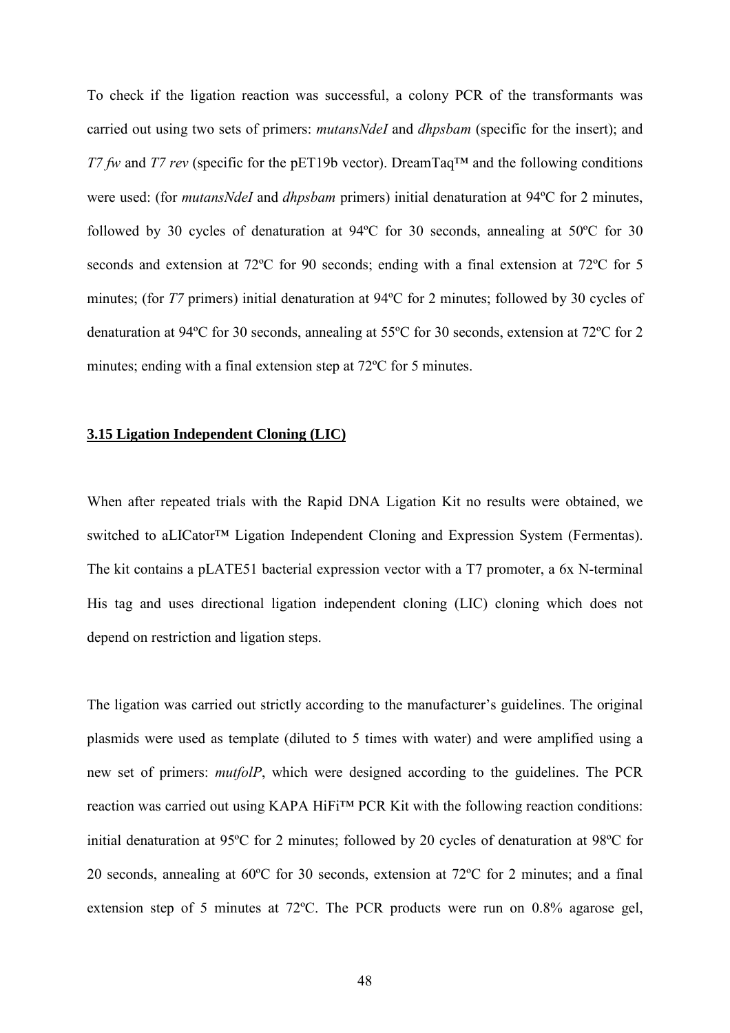To check if the ligation reaction was successful, a colony PCR of the transformants was carried out using two sets of primers: *mutansNdeI* and *dhpsbam* (specific for the insert); and *T7 fw* and *T7 rev* (specific for the pET19b vector). DreamTaq™ and the following conditions were used: (for *mutansNdeI* and *dhpsbam* primers) initial denaturation at 94ºC for 2 minutes, followed by 30 cycles of denaturation at 94ºC for 30 seconds, annealing at 50ºC for 30 seconds and extension at 72ºC for 90 seconds; ending with a final extension at 72ºC for 5 minutes; (for *T7* primers) initial denaturation at 94ºC for 2 minutes; followed by 30 cycles of denaturation at 94ºC for 30 seconds, annealing at 55ºC for 30 seconds, extension at 72ºC for 2 minutes; ending with a final extension step at 72ºC for 5 minutes.

### 3.15 Ligation Independent Cloning (LIC)

When after repeated trials with the Rapid DNA Ligation Kit no results were obtained, we switched to aLICator™ Ligation Independent Cloning and Expression System (Fermentas). The kit contains a pLATE51 bacterial expression vector with a T7 promoter, a 6x N-terminal His tag and uses directional ligation independent cloning (LIC) cloning which does not depend on restriction and ligation steps.

The ligation was carried out strictly according to the manufacturer's guidelines. The original plasmids were used as template (diluted to 5 times with water) and were amplified using a new set of primers: *mutfolP*, which were designed according to the guidelines. The PCR reaction was carried out using KAPA HiFi™ PCR Kit with the following reaction conditions: initial denaturation at 95ºC for 2 minutes; followed by 20 cycles of denaturation at 98ºC for 20 seconds, annealing at 60ºC for 30 seconds, extension at 72ºC for 2 minutes; and a final extension step of 5 minutes at 72ºC. The PCR products were run on 0.8% agarose gel,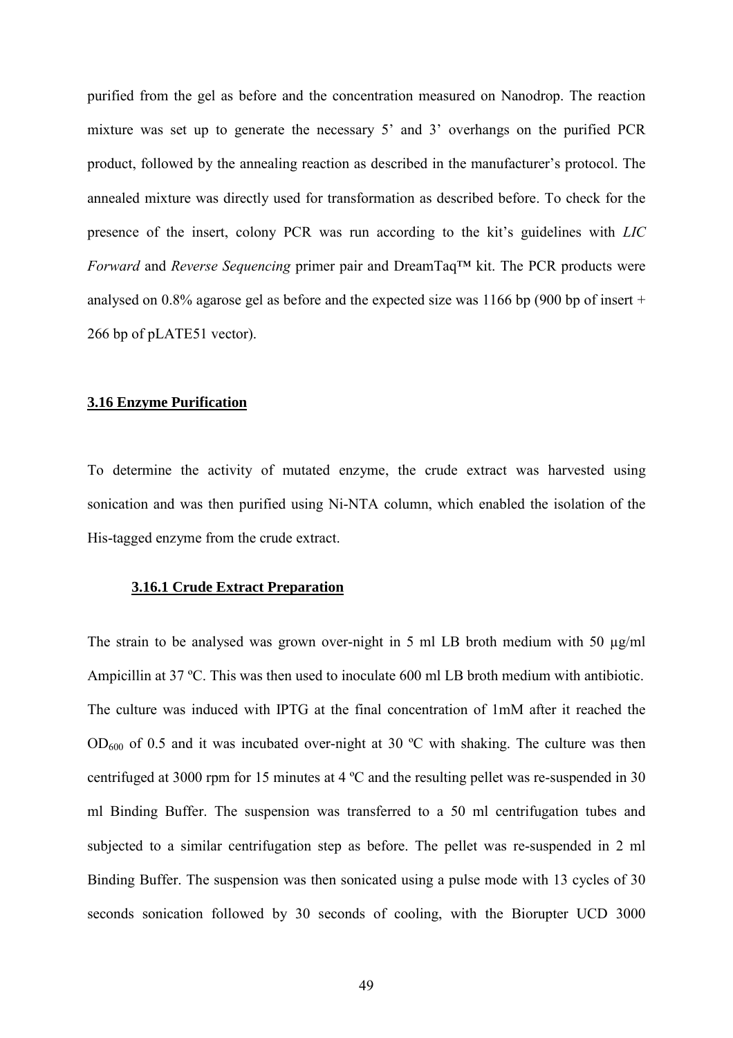purified from the gel as before and the concentration measured on Nanodrop. The reaction mixture was set up to generate the necessary 5' and 3' overhangs on the purified PCR product, followed by the annealing reaction as described in the manufacturer's protocol. The annealed mixture was directly used for transformation as described before. To check for the presence of the insert, colony PCR was run according to the kit's guidelines with *LIC Forward* and *Reverse Sequencing* primer pair and DreamTaq™ kit. The PCR products were analysed on 0.8% agarose gel as before and the expected size was 1166 bp (900 bp of insert + 266 bp of pLATE51 vector).

## 3.16 Enzyme Purification

To determine the activity of mutated enzyme, the crude extract was harvested using sonication and was then purified using Ni-NTA column, which enabled the isolation of the His-tagged enzyme from the crude extract.

### 3.16.1 Crude Extract Preparation

The strain to be analysed was grown over-night in 5 ml LB broth medium with 50 µg/ml Ampicillin at 37 ºC. This was then used to inoculate 600 ml LB broth medium with antibiotic. The culture was induced with IPTG at the final concentration of 1mM after it reached the $OD_{600}$ of 0.5 and it was incubated over-night at 30 ºC with shaking. The culture was then centrifuged at 3000 rpm for 15 minutes at 4 ºC and the resulting pellet was re-suspended in 30 ml Binding Buffer. The suspension was transferred to a 50 ml centrifugation tubes and subjected to a similar centrifugation step as before. The pellet was re-suspended in 2 ml Binding Buffer. The suspension was then sonicated using a pulse mode with 13 cycles of 30 seconds sonication followed by 30 seconds of cooling, with the Biorupter UCD 3000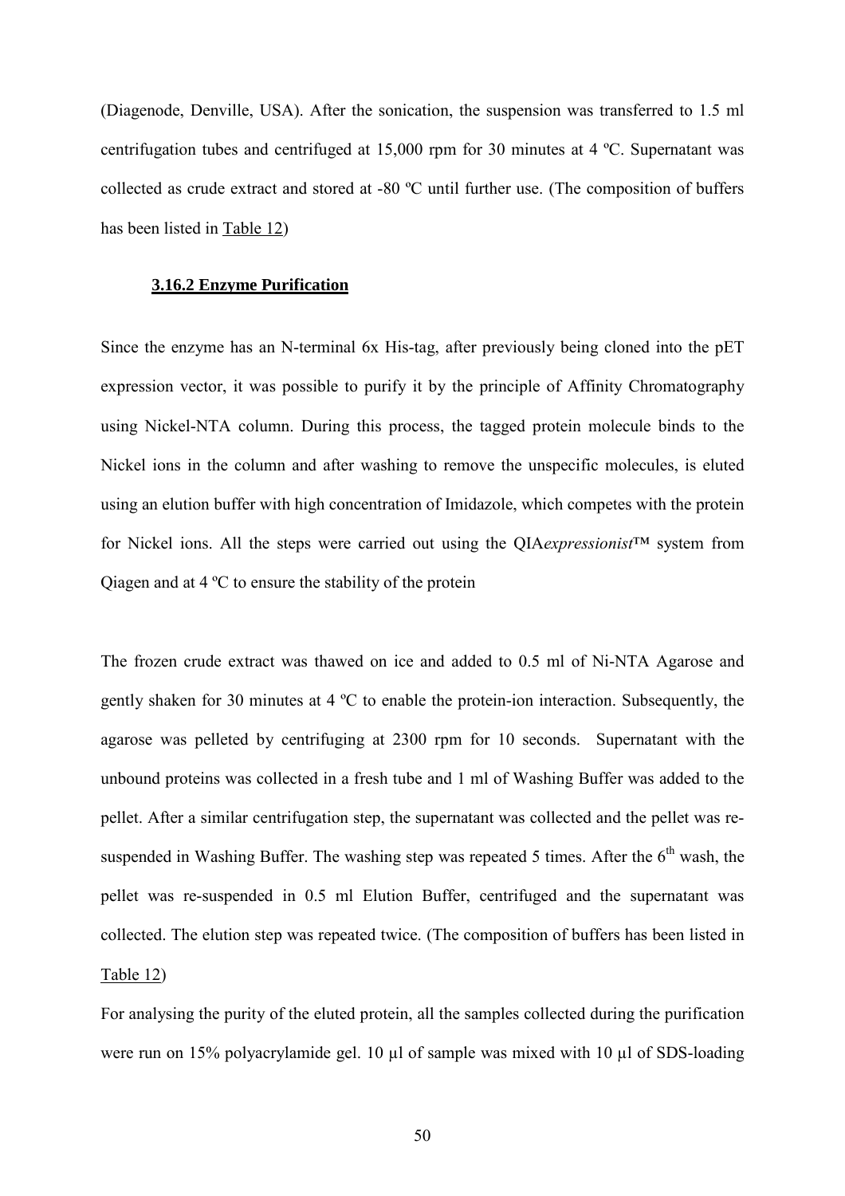(Diagenode, Denville, USA). After the sonication, the suspension was transferred to 1.5 ml centrifugation tubes and centrifuged at 15,000 rpm for 30 minutes at 4 ºC. Supernatant was collected as crude extract and stored at -80 ºC until further use. (The composition of buffers has been listed in Table 12)

### 3.16.2 Enzyme Purification

Since the enzyme has an N-terminal 6x His-tag, after previously being cloned into the pET expression vector, it was possible to purify it by the principle of Affinity Chromatography using Nickel-NTA column. During this process, the tagged protein molecule binds to the Nickel ions in the column and after washing to remove the unspecific molecules, is eluted using an elution buffer with high concentration of Imidazole, which competes with the protein for Nickel ions. All the steps were carried out using the QIA*expressionist*™ system from Qiagen and at 4 ºC to ensure the stability of the protein

The frozen crude extract was thawed on ice and added to 0.5 ml of Ni-NTA Agarose and gently shaken for 30 minutes at 4 ºC to enable the protein-ion interaction. Subsequently, the agarose was pelleted by centrifuging at 2300 rpm for 10 seconds. Supernatant with the unbound proteins was collected in a fresh tube and 1 ml of Washing Buffer was added to the pellet. After a similar centrifugation step, the supernatant was collected and the pellet was re-suspended in Washing Buffer. The washing step was repeated 5 times. After the $6^{th}$ wash, the pellet was re-suspended in 0.5 ml Elution Buffer, centrifuged and the supernatant was collected. The elution step was repeated twice. (The composition of buffers has been listed in Table 12)

For analysing the purity of the eluted protein, all the samples collected during the purification were run on 15% polyacrylamide gel. 10 µl of sample was mixed with 10 µl of SDS-loading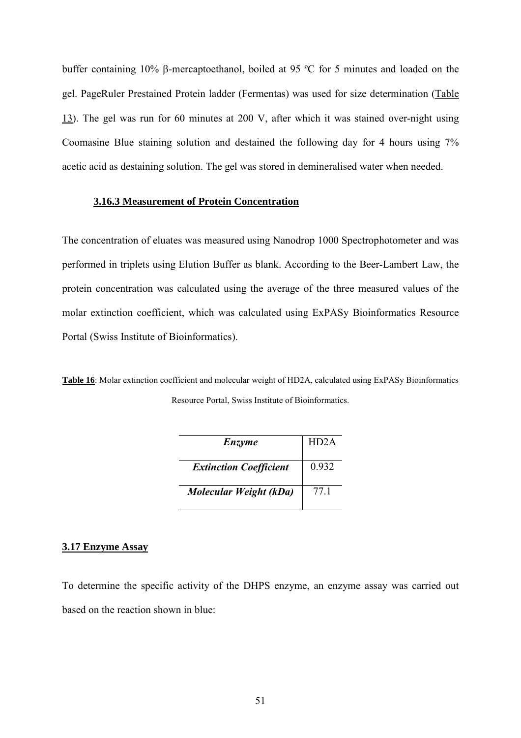buffer containing 10% β-mercaptoethanol, boiled at 95 ºC for 5 minutes and loaded on the gel. PageRuler Prestained Protein ladder (Fermentas) was used for size determination (Table 13). The gel was run for 60 minutes at 200 V, after which it was stained over-night using Coomasine Blue staining solution and destained the following day for 4 hours using 7% acetic acid as destaining solution. The gel was stored in demineralised water when needed.

### 3.16.3 Measurement of Protein Concentration

The concentration of eluates was measured using Nanodrop 1000 Spectrophotometer and was performed in triplets using Elution Buffer as blank. According to the Beer-Lambert Law, the protein concentration was calculated using the average of the three measured values of the molar extinction coefficient, which was calculated using ExPASy Bioinformatics Resource Portal (Swiss Institute of Bioinformatics).

**Table 16**: Molar extinction coefficient and molecular weight of HD2A, calculated using ExPASy Bioinformatics Resource Portal, Swiss Institute of Bioinformatics.

| ***Enzyme*** | HD2A |
|---|---|
| ***Extinction Coefficient*** | 0.932 |
| ***Molecular Weight (kDa)*** | 77.1 |

## 3.17 Enzyme Assay

To determine the specific activity of the DHPS enzyme, an enzyme assay was carried out based on the reaction shown in blue: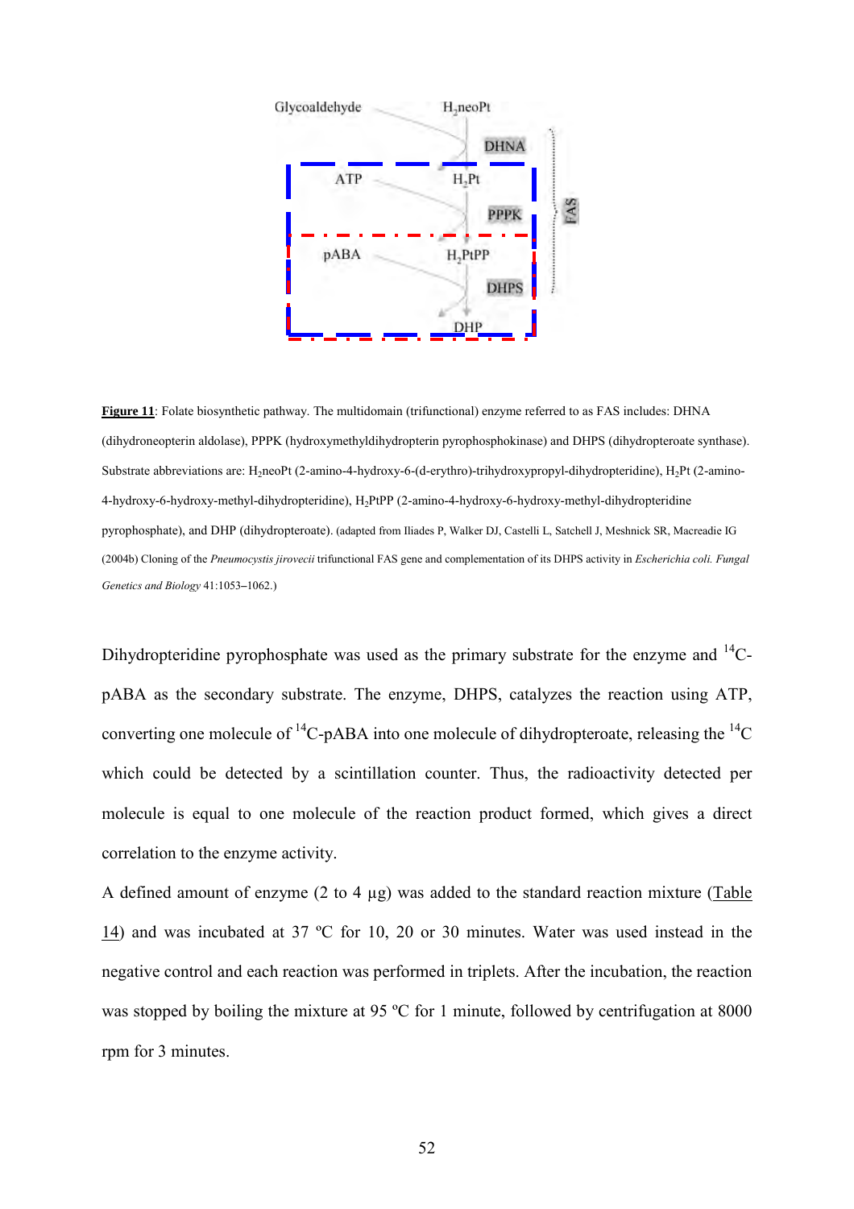Glycoaldehyde

$H_2neoPt$

DHNA

ATP

$H_2Pt$

PPPK

pABA

$H_2PtPP$

DHPS

DHP

FAS

**Figure 11**: Folate biosynthetic pathway. The multidomain (trifunctional) enzyme referred to as FAS includes: DHNA (dihydroneopterin aldolase), PPPK (hydroxymethyldihydropterin pyrophosphokinase) and DHPS (dihydropteroate synthase). Substrate abbreviations are: $H_2neoPt$ (2-amino-4-hydroxy-6-(d-erythro)-trihydroxypropyl-dihydropteridine), $H_2Pt$ (2-amino-4-hydroxy-6-hydroxy-methyl-dihydropteridine), $H_2PtPP$ (2-amino-4-hydroxy-6-hydroxy-methyl-dihydropteridine pyrophosphate), and DHP (dihydropteroate). (adapted from Iliades P, Walker DJ, Castelli L, Satchell J, Meshnick SR, Macreadie IG (2004b) Cloning of the *Pneumocystis jirovecii* trifunctional FAS gene and complementation of its DHPS activity in *Escherichia coli*. *Fungal Genetics and Biology* 41:1053–1062.)

Dihydropteridine pyrophosphate was used as the primary substrate for the enzyme and $^{14}C$-pABA as the secondary substrate. The enzyme, DHPS, catalyzes the reaction using ATP, converting one molecule of $^{14}C$-pABA into one molecule of dihydropteroate, releasing the $^{14}C$ which could be detected by a scintillation counter. Thus, the radioactivity detected per molecule is equal to one molecule of the reaction product formed, which gives a direct correlation to the enzyme activity.

A defined amount of enzyme (2 to 4 µg) was added to the standard reaction mixture (Table 14) and was incubated at 37 ºC for 10, 20 or 30 minutes. Water was used instead in the negative control and each reaction was performed in triplets. After the incubation, the reaction was stopped by boiling the mixture at 95 ºC for 1 minute, followed by centrifugation at 8000 rpm for 3 minutes.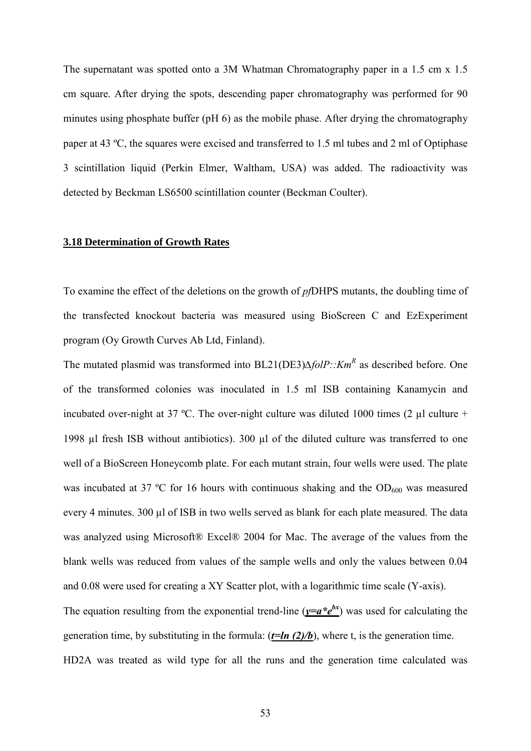The supernatant was spotted onto a 3M Whatman Chromatography paper in a 1.5 cm x 1.5 cm square. After drying the spots, descending paper chromatography was performed for 90 minutes using phosphate buffer (pH 6) as the mobile phase. After drying the chromatography paper at 43 ºC, the squares were excised and transferred to 1.5 ml tubes and 2 ml of Optiphase 3 scintillation liquid (Perkin Elmer, Waltham, USA) was added. The radioactivity was detected by Beckman LS6500 scintillation counter (Beckman Coulter).

### **3.18 Determination of Growth Rates**

To examine the effect of the deletions on the growth of *pf*DHPS mutants, the doubling time of the transfected knockout bacteria was measured using BioScreen C and EzExperiment program (Oy Growth Curves Ab Ltd, Finland).

The mutated plasmid was transformed into BL21(DE3)Δ*folP::Km*$^R$ as described before. One of the transformed colonies was inoculated in 1.5 ml ISB containing Kanamycin and incubated over-night at 37 ºC. The over-night culture was diluted 1000 times (2 µl culture + 1998 µl fresh ISB without antibiotics). 300 µl of the diluted culture was transferred to one well of a BioScreen Honeycomb plate. For each mutant strain, four wells were used. The plate was incubated at 37 ºC for 16 hours with continuous shaking and the $OD_{600}$ was measured every 4 minutes. 300 µl of ISB in two wells served as blank for each plate measured. The data was analyzed using Microsoft® Excel® 2004 for Mac. The average of the values from the blank wells was reduced from values of the sample wells and only the values between 0.04 and 0.08 were used for creating a XY Scatter plot, with a logarithmic time scale (Y-axis).

The equation resulting from the exponential trend-line (**$y=a*e^{bx}$**) was used for calculating the generation time, by substituting in the formula: (**$t=\ln(2)/b$**), where t, is the generation time.

HD2A was treated as wild type for all the runs and the generation time calculated was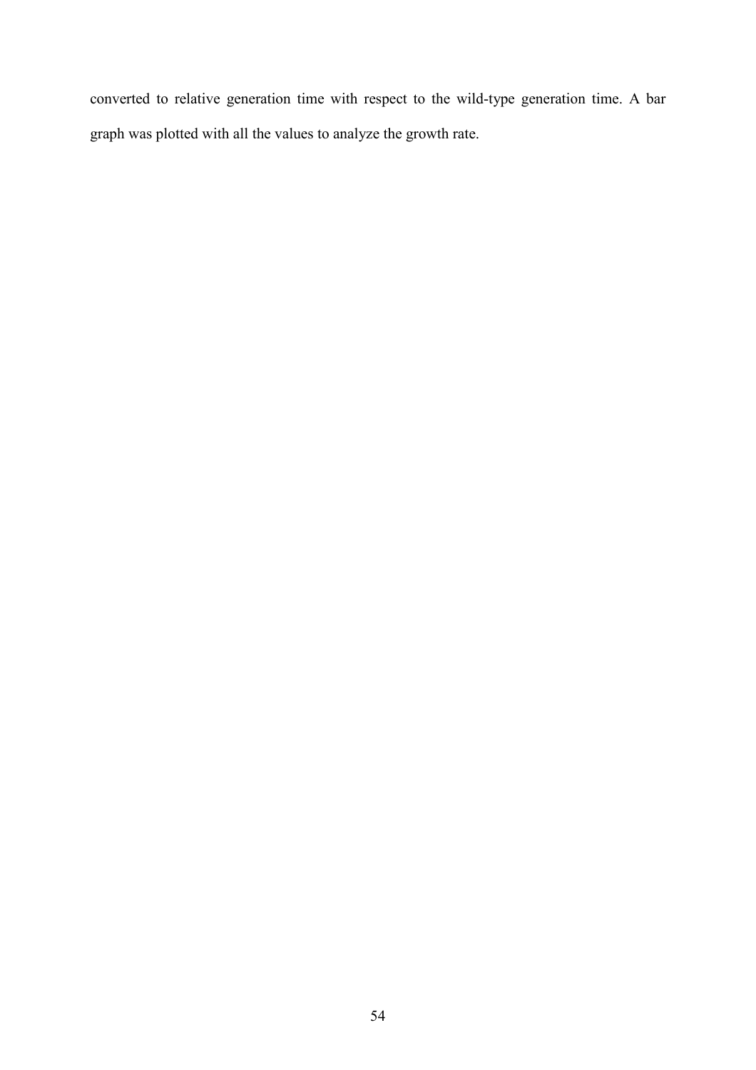converted to relative generation time with respect to the wild-type generation time. A bar graph was plotted with all the values to analyze the growth rate.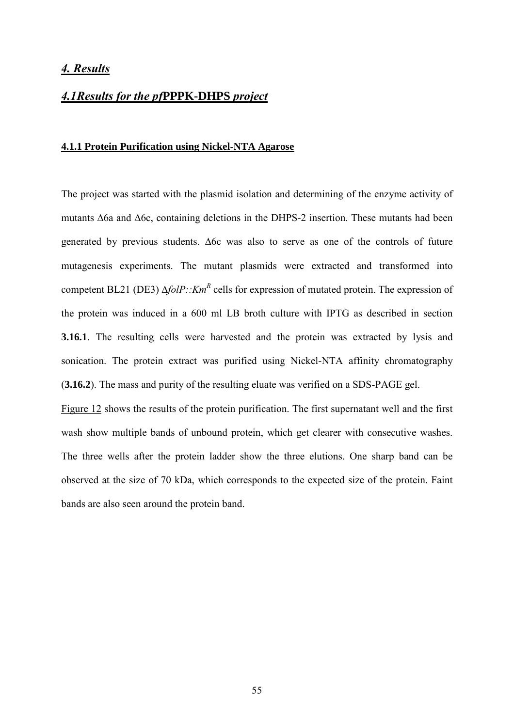# *4. Results*

## *4.1Results for the pf*PPPK-DHPS *project*

### 4.1.1 Protein Purification using Nickel-NTA Agarose

The project was started with the plasmid isolation and determining of the enzyme activity of mutants Δ6a and Δ6c, containing deletions in the DHPS-2 insertion. These mutants had been generated by previous students. Δ6c was also to serve as one of the controls of future mutagenesis experiments. The mutant plasmids were extracted and transformed into competent BL21 (DE3) Δ*folP::Km*$^R$ cells for expression of mutated protein. The expression of the protein was induced in a 600 ml LB broth culture with IPTG as described in section **3.16.1**. The resulting cells were harvested and the protein was extracted by lysis and sonication. The protein extract was purified using Nickel-NTA affinity chromatography (**3.16.2**). The mass and purity of the resulting eluate was verified on a SDS-PAGE gel.

Figure 12 shows the results of the protein purification. The first supernatant well and the first wash show multiple bands of unbound protein, which get clearer with consecutive washes. The three wells after the protein ladder show the three elutions. One sharp band can be observed at the size of 70 kDa, which corresponds to the expected size of the protein. Faint bands are also seen around the protein band.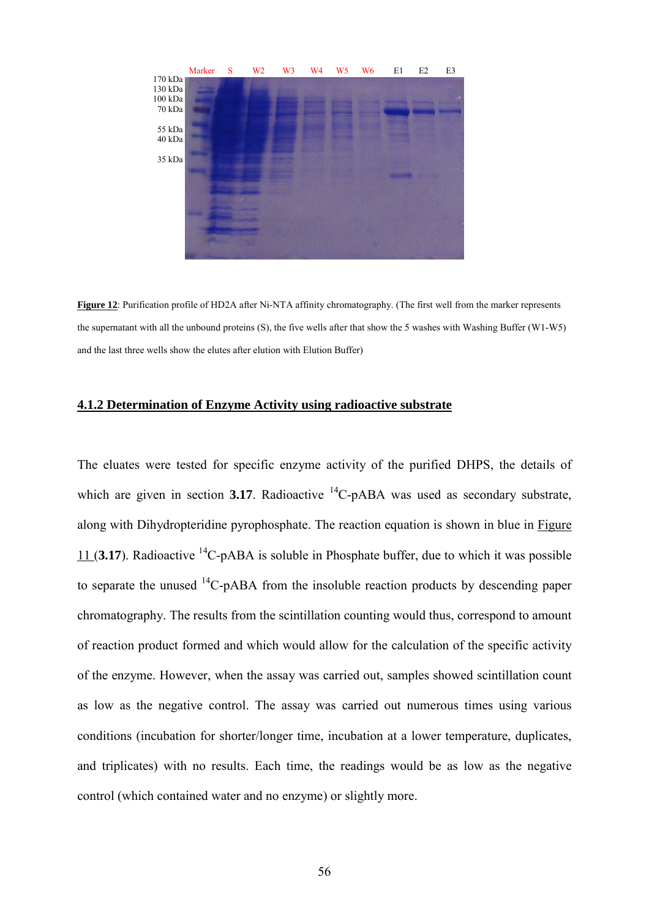**Figure 12**: Purification profile of HD2A after Ni-NTA affinity chromatography. (The first well from the marker represents the supernatant with all the unbound proteins (S), the five wells after that show the 5 washes with Washing Buffer (W1-W5) and the last three wells show the elutes after elution with Elution Buffer)

## 4.1.2 Determination of Enzyme Activity using radioactive substrate

The eluates were tested for specific enzyme activity of the purified DHPS, the details of which are given in section **3.17**. Radioactive $^{14}$C-pABA was used as secondary substrate, along with Dihydropteridine pyrophosphate. The reaction equation is shown in blue in Figure 11 (**3.17**). Radioactive $^{14}$C-pABA is soluble in Phosphate buffer, due to which it was possible to separate the unused $^{14}$C-pABA from the insoluble reaction products by descending paper chromatography. The results from the scintillation counting would thus, correspond to amount of reaction product formed and which would allow for the calculation of the specific activity of the enzyme. However, when the assay was carried out, samples showed scintillation count as low as the negative control. The assay was carried out numerous times using various conditions (incubation for shorter/longer time, incubation at a lower temperature, duplicates, and triplicates) with no results. Each time, the readings would be as low as the negative control (which contained water and no enzyme) or slightly more.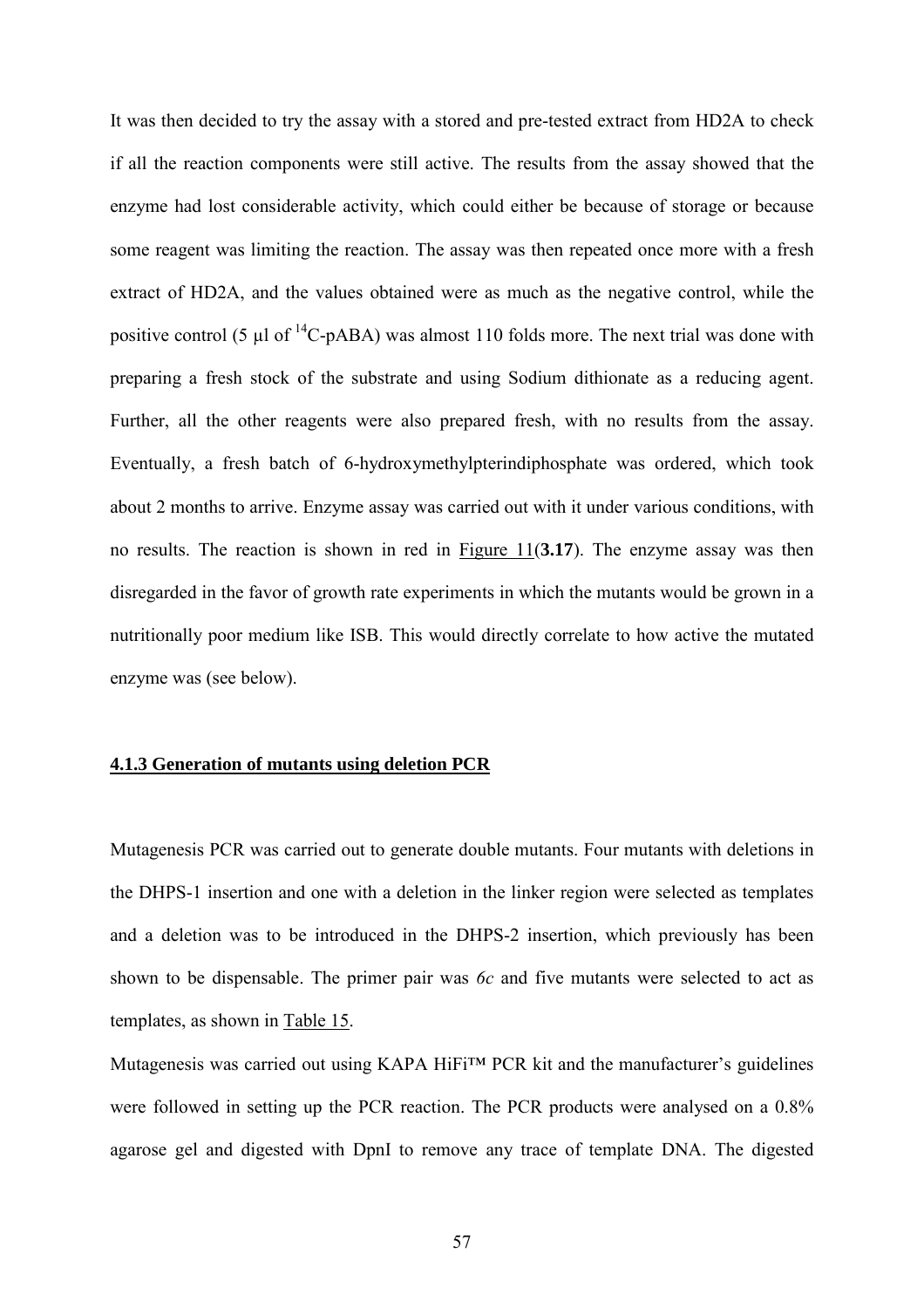It was then decided to try the assay with a stored and pre-tested extract from HD2A to check if all the reaction components were still active. The results from the assay showed that the enzyme had lost considerable activity, which could either be because of storage or because some reagent was limiting the reaction. The assay was then repeated once more with a fresh extract of HD2A, and the values obtained were as much as the negative control, while the positive control (5 µl of $^{14}$C-pABA) was almost 110 folds more. The next trial was done with preparing a fresh stock of the substrate and using Sodium dithionate as a reducing agent. Further, all the other reagents were also prepared fresh, with no results from the assay. Eventually, a fresh batch of 6-hydroxymethylpterindiphosphate was ordered, which took about 2 months to arrive. Enzyme assay was carried out with it under various conditions, with no results. The reaction is shown in red in Figure 11(**3.17**). The enzyme assay was then disregarded in the favor of growth rate experiments in which the mutants would be grown in a nutritionally poor medium like ISB. This would directly correlate to how active the mutated enzyme was (see below).

### 4.1.3 Generation of mutants using deletion PCR

Mutagenesis PCR was carried out to generate double mutants. Four mutants with deletions in the DHPS-1 insertion and one with a deletion in the linker region were selected as templates and a deletion was to be introduced in the DHPS-2 insertion, which previously has been shown to be dispensable. The primer pair was *6c* and five mutants were selected to act as templates, as shown in Table 15.

Mutagenesis was carried out using KAPA HiFi™ PCR kit and the manufacturer's guidelines were followed in setting up the PCR reaction. The PCR products were analysed on a 0.8% agarose gel and digested with DpnI to remove any trace of template DNA. The digested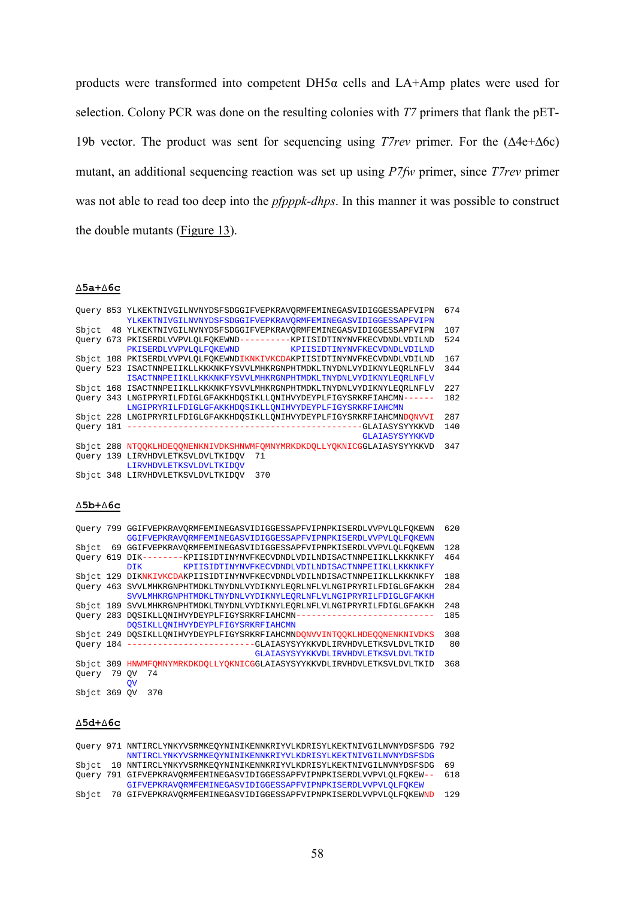products were transformed into competent DH5α cells and LA+Amp plates were used for selection. Colony PCR was done on the resulting colonies with *T7* primers that flank the pET-19b vector. The product was sent for sequencing using *T7rev* primer. For the (Δ4e+Δ6c) mutant, an additional sequencing reaction was set up using *P7fw* primer, since *T7rev* primer was not able to read too deep into the *pfpppk-dhps*. In this manner it was possible to construct the double mutants (Figure 13).

**Δ5a+Δ6c**

```
Query 853 YLKEKTNIVGILNVNYDSFSDGGIFVEPKRAVQRMFEMINEGASVIDIGGESSAPFVIPN  674
          YLKEKTNIVGILNVNYDSFSDGGIFVEPKRAVQRMFEMINEGASVIDIGGESSAPFVIPN
Sbjct  48 YLKEKTNIVGILNVNYDSFSDGGIFVEPKRAVQRMFEMINEGASVIDIGGESSAPFVIPN  107
Query 673 PKISERDLVVPVLQLFQKEWND---------KPIISIDTINYNVFKECVDNDLVDILND  524
          PKISERDLVVPVLQLFQKEWND          KPIISIDTINYNVFKECVDNDLVDILND
Sbjct 108 PKISERDLVVPVLQLFQKEWNDIKNKIVKCDAKPIISIDTINYNVFKECVDNDLVDILND  167
Query 523 ISACTNNPEIIKLLKKKNKFYSVVLMHKRGNPHTMDKLTNYDNLVYDIKNYLEQRLNFLV  344
          ISACTNNPEIIKLLKKKNKFYSVVLMHKRGNPHTMDKLTNYDNLVYDIKNYLEQRLNFLV
Sbjct 168 ISACTNNPEIIKLLKKKNKFYSVVLMHKRGNPHTMDKLTNYDNLVYDIKNYLEQRLNFLV  227
Query 343 LNGIPRYRILFDIGLGFAKKHDQSIKLLQNIHVYDEYPLFIGYSRKRFIAHCMN------  182
          LNGIPRYRILFDIGLGFAKKHDQSIKLLQNIHVYDEYPLFIGYSRKRFIAHCMN
Sbjct 228 LNGIPRYRILFDIGLGFAKKHDQSIKLLQNIHVYDEYPLFIGYSRKRFIAHCMNDQNVVI  287
Query 181 ---------------------------------------------GLAIASYSYYKKVD  140
                                                       GLAIASYSYYKKVD
Sbjct 288 NTQQKLHDEQQNENKNIVDKSHNWMFQMNYMRKDKDQLLYQKNICGGLAIASYSYYKKVD  347
Query 139 LIRVHDVLETKSVLDVLTKIDQV  71
          LIRVHDVLETKSVLDVLTKIDQV
Sbjct 348 LIRVHDVLETKSVLDVLTKIDQV  370
```

**Δ5b+Δ6c**

```
Query 799 GGIFVEPKRAVQRMFEMINEGASVIDIGGESSAPFVIPNPKISERDLVVPVLQLFQKEWN  620
          GGIFVEPKRAVQRMFEMINEGASVIDIGGESSAPFVIPNPKISERDLVVPVLQLFQKEWN
Sbjct  69 GGIFVEPKRAVQRMFEMINEGASVIDIGGESSAPFVIPNPKISERDLVVPVLQLFQKEWN  128
Query 619 DIK--------KPIISIDTINYNVFKECVDNDLVDILNDISACTNNPEIIKLLKKKNKFY  464
          DIK        KPIISIDTINYNVFKECVDNDLVDILNDISACTNNPEIIKLLKKKNKFY
Sbjct 129 DIKNKIVKCDAKPIISIDTINYNVFKECVDNDLVDILNDISACTNNPEIIKLLKKKNKFY  188
Query 463 SVVLMHKRGNPHTMDKLTNYDNLVYDIKNYLEQRLNFLVLNGIPRYRILFDIGLGFAKKH  284
          SVVLMHKRGNPHTMDKLTNYDNLVYDIKNYLEQRLNFLVLNGIPRYRILFDIGLGFAKKH
Sbjct 189 SVVLMHKRGNPHTMDKLTNYDNLVYDIKNYLEQRLNFLVLNGIPRYRILFDIGLGFAKKH  248
Query 283 DQSIKLLQNIHVYDEYPLFIGYSRKRFIAHCMN--------------------------  185
          DQSIKLLQNIHVYDEYPLFIGYSRKRFIAHCMN
Sbjct 249 DQSIKLLQNIHVYDEYPLFIGYSRKRFIAHCMNDQNVVINTQQKLHDEQQNENKNIVDKS  308
Query 184 ------------------------GLAIASYSYYKKVDLIRVHDVLETKSVLDVLTKID   80
                                  GLAIASYSYYKKVDLIRVHDVLETKSVLDVLTKID
Sbjct 309 HNWMFQMNYMRKDKDQLLYQKNICGGLAIASYSYYKKVDLIRVHDVLETKSVLDVLTKID  368
Query  79 QV  74
          QV
Sbjct 369 QV  370
```

**Δ5d+Δ6c**

```
Query 971 NNTIRCLYNKYVSRMKEQYNINIKENNKRIYVLKDRISYLKEKTNIVGILNVNYDSFSDG 792
          NNTIRCLYNKYVSRMKEQYNINIKENNKRIYVLKDRISYLKEKTNIVGILNVNYDSFSDG
Sbjct  10 NNTIRCLYNKYVSRMKEQYNINIKENNKRIYVLKDRISYLKEKTNIVGILNVNYDSFSDG  69
Query 791 GIFVEPKRAVQRMFEMINEGASVIDIGGESSAPFVIPNPKISERDLVVPVLQLFQKEW--  618
          GIFVEPKRAVQRMFEMINEGASVIDIGGESSAPFVIPNPKISERDLVVPVLQLFQKEW
Sbjct  70 GIFVEPKRAVQRMFEMINEGASVIDIGGESSAPFVIPNPKISERDLVVPVLQLFQKEWND  129
```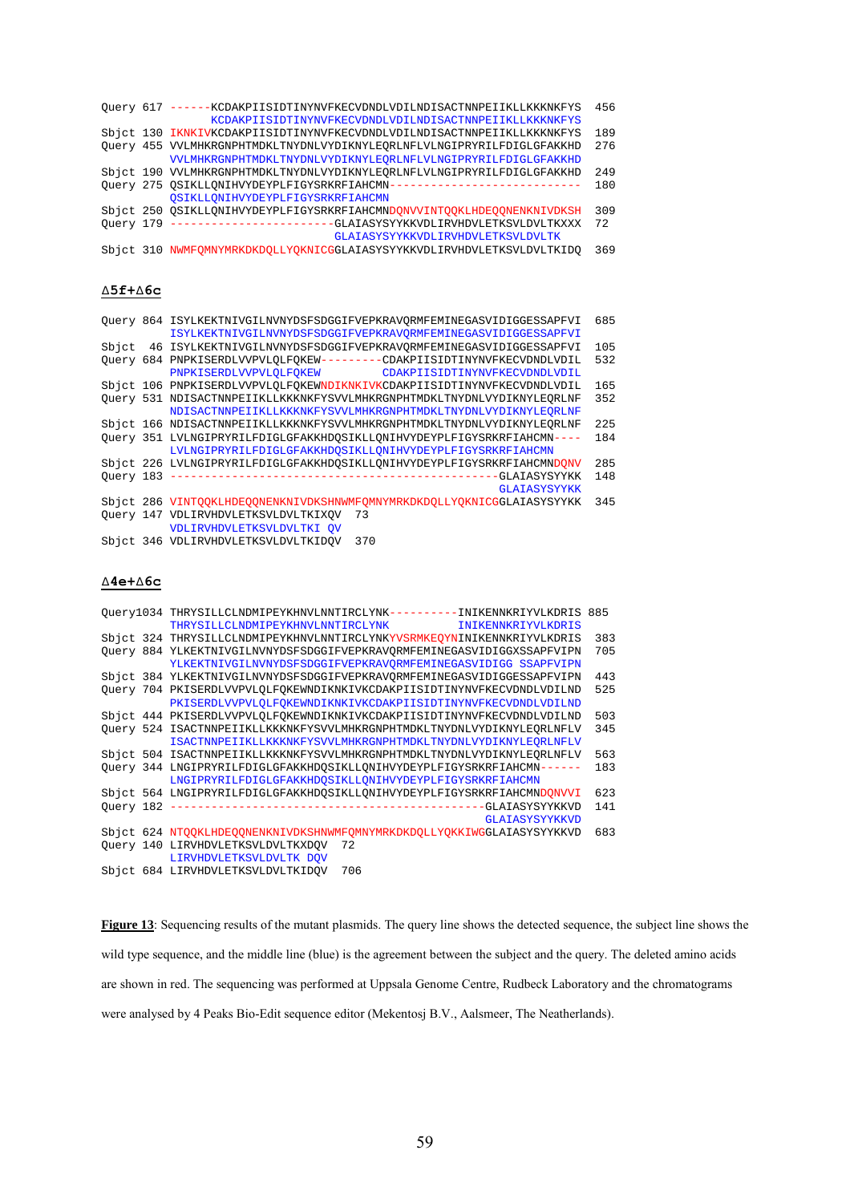```
Query 617 ------KCDAKPIISIDTINYNVFKECVDNDLVDILNDISACTNNPEIIKLLKKKNKFYS  456
                KCDAKPIISIDTINYNVFKECVDNDLVDILNDISACTNNPEIIKLLKKKNKFYS
Sbjct 130 IKNKIVKCDAKPIISIDTINYNVFKECVDNDLVDILNDISACTNNPEIIKLLKKKNKFYS  189
Query 455 VVLMHKRGNPHTMDKLTNYDNLVYDIKNYLEQRLNFLVLNGIPRYRILFDIGLGFAKKHD  276
          VVLMHKRGNPHTMDKLTNYDNLVYDIKNYLEQRLNFLVLNGIPRYRILFDIGLGFAKKHD
Sbjct 190 VVLMHKRGNPHTMDKLTNYDNLVYDIKNYLEQRLNFLVLNGIPRYRILFDIGLGFAKKHD  249
Query 275 QSIKLLQNIHVYDEYPLFIGYSRKRFIAHCMN----------------------------  180
          QSIKLLQNIHVYDEYPLFIGYSRKRFIAHCMN
Sbjct 250 QSIKLLQNIHVYDEYPLFIGYSRKRFIAHCMNDQNVVINTQQKLHDEQQNENKNIVDKSH  309
Query 179 ------------------------GLAIASYSYYKKVDLIRVHDVLETKSVLDVLTKXXX  72
                                  GLAIASYSYYKKVDLIRVHDVLETKSVLDVLTK
Sbjct 310 NWMFQMNYMRKDKDQLLYQKNICGGLAIASYSYYKKVDLIRVHDVLETKSVLDVLTKIDQ  369
```

## Δ5f+Δ6c

```
Query 864 ISYLKEKTNIVGILNVNYDSFSDGGIFVEPKRAVQRMFEMINEGASVIDIGGESSAPFVI  685
          ISYLKEKTNIVGILNVNYDSFSDGGIFVEPKRAVQRMFEMINEGASVIDIGGESSAPFVI
Sbjct  46 ISYLKEKTNIVGILNVNYDSFSDGGIFVEPKRAVQRMFEMINEGASVIDIGGESSAPFVI  105
Query 684 PNPKISERDLVVPVLQLFQKEW---------CDAKPIISIDTINYNVFKECVDNDLVDIL  532
          PNPKISERDLVVPVLQLFQKEW         CDAKPIISIDTINYNVFKECVDNDLVDIL
Sbjct 106 PNPKISERDLVVPVLQLFQKEWNDIKNKIVKCDAKPIISIDTINYNVFKECVDNDLVDIL  165
Query 531 NDISACTNNPEIIKLLKKKNKFYSVVLMHKRGNPHTMDKLTNYDNLVYDIKNYLEQRLNF  352
          NDISACTNNPEIIKLLKKKNKFYSVVLMHKRGNPHTMDKLTNYDNLVYDIKNYLEQRLNF
Sbjct 166 NDISACTNNPEIIKLLKKKNKFYSVVLMHKRGNPHTMDKLTNYDNLVYDIKNYLEQRLNF  225
Query 351 LVLNGIPRYRILFDIGLGFAKKHDQSIKLLQNIHVYDEYPLFIGYSRKRFIAHCMN----  184
          LVLNGIPRYRILFDIGLGFAKKHDQSIKLLQNIHVYDEYPLFIGYSRKRFIAHCMN
Sbjct 226 LVLNGIPRYRILFDIGLGFAKKHDQSIKLLQNIHVYDEYPLFIGYSRKRFIAHCMNDQNV  285
Query 183 ------------------------------------------------GLAIASYSYYKK  148
                                                          GLAIASYSYYKK
Sbjct 286 VINTQQKLHDEQQNENKNIVDKSHNWMFQMNYMRKDKDQLLYQKNICGGLAIASYSYYKK  345
Query 147 VDLIRVHDVLETKSVLDVLTKIXQV  73
          VDLIRVHDVLETKSVLDVLTKI QV
Sbjct 346 VDLIRVHDVLETKSVLDVLTKIDQV  370
```

## Δ4e+Δ6c

```
Query1034 THRYSILLCLNDMIPEYKHNVLNNTIRCLYNK----------INIKENNKRIYVLKDRIS 885
          THRYSILLCLNDMIPEYKHNVLNNTIRCLYNK          INIKENNKRIYVLKDRIS
Sbjct 324 THRYSILLCLNDMIPEYKHNVLNNTIRCLYNKYVSRMKEQYNINIKENNKRIYVLKDRIS  383
Query 884 YLKEKTNIVGILNVNYDSFSDGGIFVEPKRAVQRMFEMINEGASVIDIGGXSSAPFVIPN  705
          YLKEKTNIVGILNVNYDSFSDGGIFVEPKRAVQRMFEMINEGASVIDIGG SSAPFVIPN
Sbjct 384 YLKEKTNIVGILNVNYDSFSDGGIFVEPKRAVQRMFEMINEGASVIDIGGESSAPFVIPN  443
Query 704 PKISERDLVVPVLQLFQKEWNDIKNKIVKCDAKPIISIDTINYNVFKECVDNDLVDILND  525
          PKISERDLVVPVLQLFQKEWNDIKNKIVKCDAKPIISIDTINYNVFKECVDNDLVDILND
Sbjct 444 PKISERDLVVPVLQLFQKEWNDIKNKIVKCDAKPIISIDTINYNVFKECVDNDLVDILND  503
Query 524 ISACTNNPEIIKLLKKKNKFYSVVLMHKRGNPHTMDKLTNYDNLVYDIKNYLEQRLNFLV  345
          ISACTNNPEIIKLLKKKNKFYSVVLMHKRGNPHTMDKLTNYDNLVYDIKNYLEQRLNFLV
Sbjct 504 ISACTNNPEIIKLLKKKNKFYSVVLMHKRGNPHTMDKLTNYDNLVYDIKNYLEQRLNFLV  563
Query 344 LNGIPRYRILFDIGLGFAKKHDQSIKLLQNIHVYDEYPLFIGYSRKRFIAHCMN------  183
          LNGIPRYRILFDIGLGFAKKHDQSIKLLQNIHVYDEYPLFIGYSRKRFIAHCMN
Sbjct 564 LNGIPRYRILFDIGLGFAKKHDQSIKLLQNIHVYDEYPLFIGYSRKRFIAHCMNDQNVVI  623
Query 182 ----------------------------------------------GLAIASYSYYKKVD  141
                                                        GLAIASYSYYKKVD
Sbjct 624 NTQQKLHDEQQNENKNIVDKSHNWMFQMNYMRKDKDQLLYQKKIWGGLAIASYSYYKKVD  683
Query 140 LIRVHDVLETKSVLDVLTKXDQV  72
          LIRVHDVLETKSVLDVLTK DQV
Sbjct 684 LIRVHDVLETKSVLDVLTKIDQV  706
```

**Figure 13**: Sequencing results of the mutant plasmids. The query line shows the detected sequence, the subject line shows the wild type sequence, and the middle line (blue) is the agreement between the subject and the query. The deleted amino acids are shown in red. The sequencing was performed at Uppsala Genome Centre, Rudbeck Laboratory and the chromatograms were analysed by 4 Peaks Bio-Edit sequence editor (Mekentosj B.V., Aalsmeer, The Neatherlands).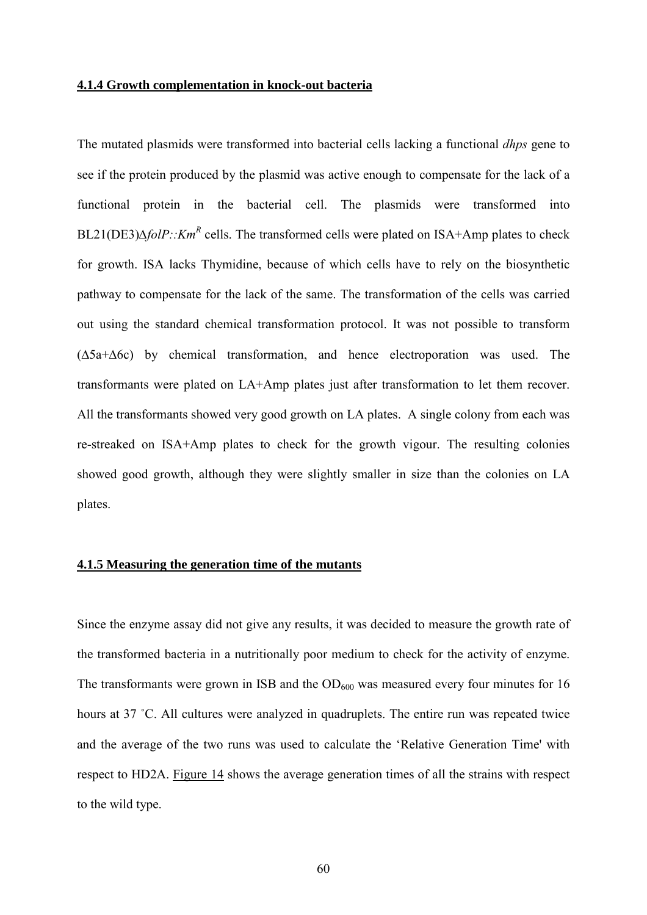#### 4.1.4 Growth complementation in knock-out bacteria

The mutated plasmids were transformed into bacterial cells lacking a functional *dhps* gene to see if the protein produced by the plasmid was active enough to compensate for the lack of a functional protein in the bacterial cell. The plasmids were transformed into BL21(DE3)Δ*folP::Km*$^{R}$ cells. The transformed cells were plated on ISA+Amp plates to check for growth. ISA lacks Thymidine, because of which cells have to rely on the biosynthetic pathway to compensate for the lack of the same. The transformation of the cells was carried out using the standard chemical transformation protocol. It was not possible to transform (Δ5a+Δ6c) by chemical transformation, and hence electroporation was used. The transformants were plated on LA+Amp plates just after transformation to let them recover. All the transformants showed very good growth on LA plates. A single colony from each was re-streaked on ISA+Amp plates to check for the growth vigour. The resulting colonies showed good growth, although they were slightly smaller in size than the colonies on LA plates.

#### 4.1.5 Measuring the generation time of the mutants

Since the enzyme assay did not give any results, it was decided to measure the growth rate of the transformed bacteria in a nutritionally poor medium to check for the activity of enzyme. The transformants were grown in ISB and the $OD_{600}$ was measured every four minutes for 16 hours at 37 ˚C. All cultures were analyzed in quadruplets. The entire run was repeated twice and the average of the two runs was used to calculate the 'Relative Generation Time' with respect to HD2A. Figure 14 shows the average generation times of all the strains with respect to the wild type.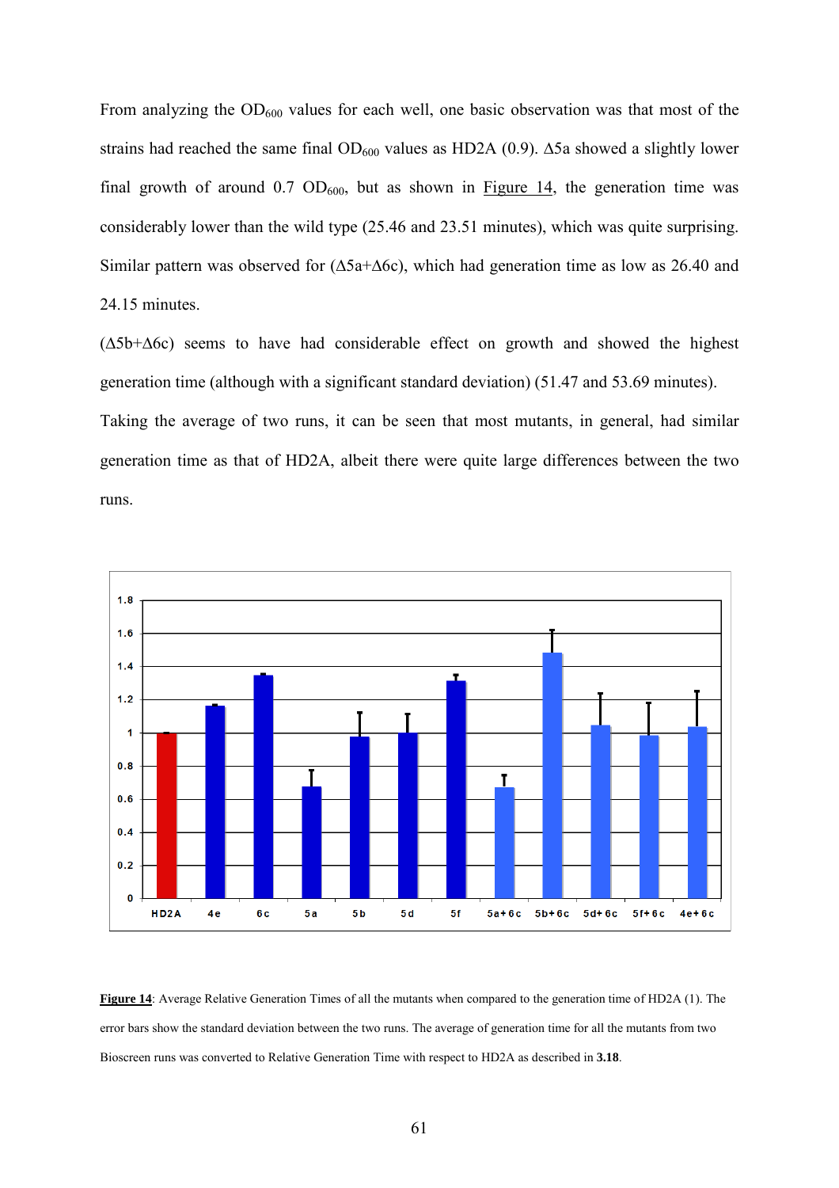From analyzing the $OD_{600}$ values for each well, one basic observation was that most of the strains had reached the same final $OD_{600}$ values as HD2A (0.9). Δ5a showed a slightly lower final growth of around 0.7 $OD_{600}$, but as shown in Figure 14, the generation time was considerably lower than the wild type (25.46 and 23.51 minutes), which was quite surprising. Similar pattern was observed for (Δ5a+Δ6c), which had generation time as low as 26.40 and 24.15 minutes.

(Δ5b+Δ6c) seems to have had considerable effect on growth and showed the highest generation time (although with a significant standard deviation) (51.47 and 53.69 minutes).

Taking the average of two runs, it can be seen that most mutants, in general, had similar generation time as that of HD2A, albeit there were quite large differences between the two runs.

**Figure 14**: Average Relative Generation Times of all the mutants when compared to the generation time of HD2A (1). The error bars show the standard deviation between the two runs. The average of generation time for all the mutants from two Bioscreen runs was converted to Relative Generation Time with respect to HD2A as described in **3.18**.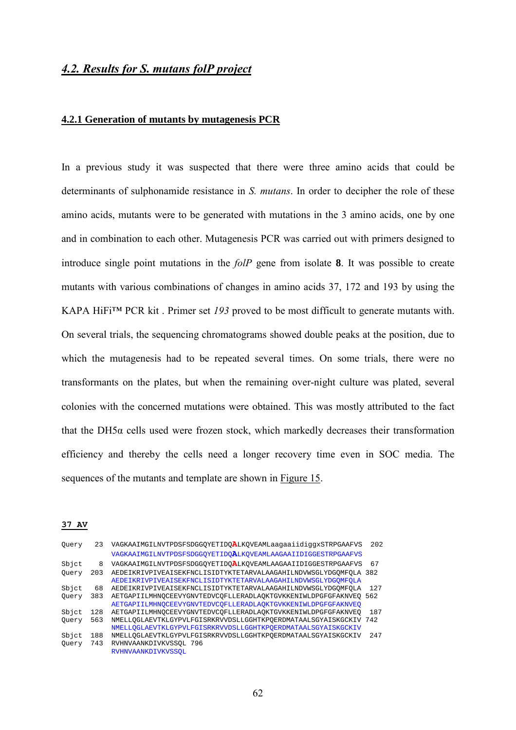## *4.2. Results for S. mutans folP project*

### 4.2.1 Generation of mutants by mutagenesis PCR

In a previous study it was suspected that there were three amino acids that could be determinants of sulphonamide resistance in *S. mutans*. In order to decipher the role of these amino acids, mutants were to be generated with mutations in the 3 amino acids, one by one and in combination to each other. Mutagenesis PCR was carried out with primers designed to introduce single point mutations in the *folP* gene from isolate **8**. It was possible to create mutants with various combinations of changes in amino acids 37, 172 and 193 by using the KAPA HiFi™ PCR kit . Primer set *193* proved to be most difficult to generate mutants with. On several trials, the sequencing chromatograms showed double peaks at the position, due to which the mutagenesis had to be repeated several times. On some trials, there were no transformants on the plates, but when the remaining over-night culture was plated, several colonies with the concerned mutations were obtained. This was mostly attributed to the fact that the DH5α cells used were frozen stock, which markedly decreases their transformation efficiency and thereby the cells need a longer recovery time even in SOC media. The sequences of the mutants and template are shown in Figure 15.

**37 AV**

```
Query   23  VAGKAAIMGILNVTPDSFSDGGQYETIDQALKQVEAMLaagaaiidiggxSTRPGAAFVS  202
            VAGKAAIMGILNVTPDSFSDGGQYETIDQALKQVEAMLAAGAAIIDIGGESTRPGAAFVS
Sbjct    8  VAGKAAIMGILNVTPDSFSDGGQYETIDQALKQVEAMLAAGAAIIDIGGESTRPGAAFVS  67
Query  203  AEDEIKRIVPIVEAISEKFNCLISIDTYKTETARVALAAGAHILNDVWSGLYDGQMFQLA 382
            AEDEIKRIVPIVEAISEKFNCLISIDTYKTETARVALAAGAHILNDVWSGLYDGQMFQLA
Sbjct   68  AEDEIKRIVPIVEAISEKFNCLISIDTYKTETARVALAAGAHILNDVWSGLYDGQMFQLA  127
Query  383  AETGAPIILMHNQCEEVYGNVTEDVCQFLLERADLAQKTGVKKENIWLDPGFGFAKNVEQ 562
            AETGAPIILMHNQCEEVYGNVTEDVCQFLLERADLAQKTGVKKENIWLDPGFGFAKNVEQ
Sbjct  128  AETGAPIILMHNQCEEVYGNVTEDVCQFLLERADLAQKTGVKKENIWLDPGFGFAKNVEQ  187
Query  563  NMELLQGLAEVTKLGYPVLFGISRKRVVDSLLGGHTKPQERDMATAALSGYAISKGCKIV 742
            NMELLQGLAEVTKLGYPVLFGISRKRVVDSLLGGHTKPQERDMATAALSGYAISKGCKIV
Sbjct  188  NMELLQGLAEVTKLGYPVLFGISRKRVVDSLLGGHTKPQERDMATAALSGYAISKGCKIV  247
Query  743  RVHNVAANKDIVKVSSQL 796
            RVHNVAANKDIVKVSSQL
```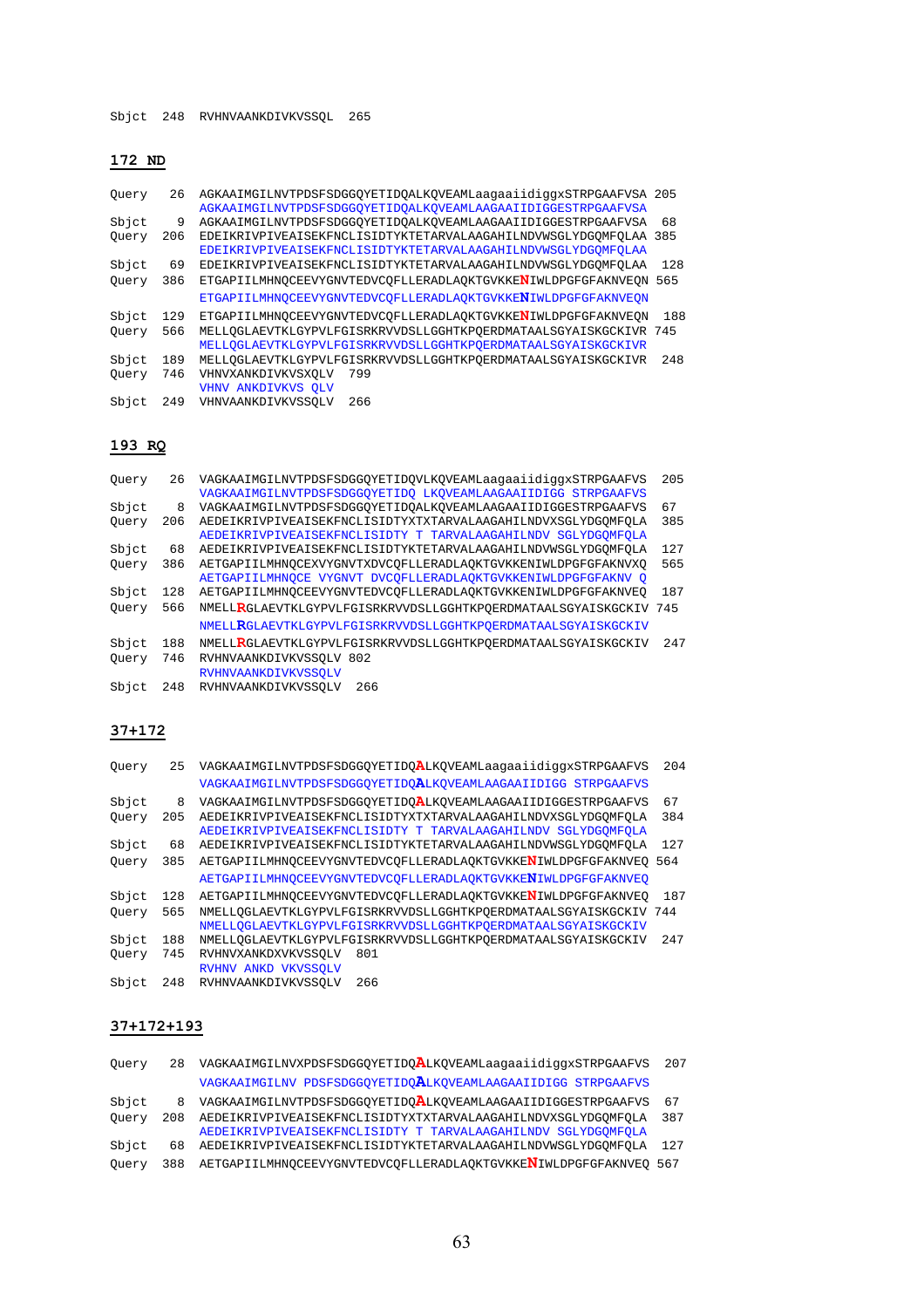```
Sbjct  248  RVHNVAANKDIVKVSSQL  265
```

**172 ND**

```
Query   26  AGKAAIMGILNVTPDSFSDGGQYETIDQALKQVEAMLaagaaiidiggxSTRPGAAFVSA 205
            AGKAAIMGILNVTPDSFSDGGQYETIDQALKQVEAMLAAGAAIIDIGGESTRPGAAFVSA
Sbjct    9  AGKAAIMGILNVTPDSFSDGGQYETIDQALKQVEAMLAAGAAIIDIGGESTRPGAAFVSA  68
Query  206  EDEIKRIVPIVEAISEKFNCLISIDTYKTETARVALAAGAHILNDVWSGLYDGQMFQLAA 385
            EDEIKRIVPIVEAISEKFNCLISIDTYKTETARVALAAGAHILNDVWSGLYDGQMFQLAA
Sbjct   69  EDEIKRIVPIVEAISEKFNCLISIDTYKTETARVALAAGAHILNDVWSGLYDGQMFQLAA  128
Query  386  ETGAPIILMHNQCEEVYGNVTEDVCQFLLERADLAQKTGVKKENIWLDPGFGFAKNVEQN 565
            ETGAPIILMHNQCEEVYGNVTEDVCQFLLERADLAQKTGVKKENIWLDPGFGFAKNVEQN
Sbjct  129  ETGAPIILMHNQCEEVYGNVTEDVCQFLLERADLAQKTGVKKENIWLDPGFGFAKNVEQN  188
Query  566  MELLQGLAEVTKLGYPVLFGISRKRVVDSLLGGHTKPQERDMATAALSGYAISKGCKIVR 745
            MELLQGLAEVTKLGYPVLFGISRKRVVDSLLGGHTKPQERDMATAALSGYAISKGCKIVR
Sbjct  189  MELLQGLAEVTKLGYPVLFGISRKRVVDSLLGGHTKPQERDMATAALSGYAISKGCKIVR  248
Query  746  VHNVXANKDIVKVSXQLV  799
            VHNV ANKDIVKVS QLV
Sbjct  249  VHNVAANKDIVKVSSQLV  266
```

**193 RQ**

```
Query   26  VAGKAAIMGILNVTPDSFSDGGQYETIDQVLKQVEAMLaagaaiidiggxSTRPGAAFVS  205
            VAGKAAIMGILNVTPDSFSDGGQYETIDQ LKQVEAMLAAGAAIIDIGG STRPGAAFVS
Sbjct    8  VAGKAAIMGILNVTPDSFSDGGQYETIDQALKQVEAMLAAGAAIIDIGGESTRPGAAFVS  67
Query  206  AEDEIKRIVPIVEAISEKFNCLISIDTYXTXTARVALAAGAHILNDVXSGLYDGQMFQLA  385
            AEDEIKRIVPIVEAISEKFNCLISIDTY T TARVALAAGAHILNDV SGLYDGQMFQLA
Sbjct   68  AEDEIKRIVPIVEAISEKFNCLISIDTYKTETARVALAAGAHILNDVWSGLYDGQMFQLA  127
Query  386  AETGAPIILMHNQCEXVYGNVTXDVCQFLLERADLAQKTGVKKENIWLDPGFGFAKNVXQ  565
            AETGAPIILMHNQCE VYGNVT DVCQFLLERADLAQKTGVKKENIWLDPGFGFAKNV Q
Sbjct  128  AETGAPIILMHNQCEEVYGNVTEDVCQFLLERADLAQKTGVKKENIWLDPGFGFAKNVEQ  187
Query  566  NMELLRGLAEVTKLGYPVLFGISRKRVVDSLLGGHTKPQERDMATAALSGYAISKGCKIV 745
            NMELLRGLAEVTKLGYPVLFGISRKRVVDSLLGGHTKPQERDMATAALSGYAISKGCKIV
Sbjct  188  NMELLRGLAEVTKLGYPVLFGISRKRVVDSLLGGHTKPQERDMATAALSGYAISKGCKIV  247
Query  746  RVHNVAANKDIVKVSSQLV 802
            RVHNVAANKDIVKVSSQLV
Sbjct  248  RVHNVAANKDIVKVSSQLV  266
```

**37+172**

```
Query   25  VAGKAAIMGILNVTPDSFSDGGQYETIDQALKQVEAMLaagaaiidiggxSTRPGAAFVS  204
            VAGKAAIMGILNVTPDSFSDGGQYETIDQALKQVEAMLAAGAAIIDIGG STRPGAAFVS
Sbjct    8  VAGKAAIMGILNVTPDSFSDGGQYETIDQALKQVEAMLAAGAAIIDIGGESTRPGAAFVS  67
Query  205  AEDEIKRIVPIVEAISEKFNCLISIDTYXTXTARVALAAGAHILNDVXSGLYDGQMFQLA  384
            AEDEIKRIVPIVEAISEKFNCLISIDTY T TARVALAAGAHILNDV SGLYDGQMFQLA
Sbjct   68  AEDEIKRIVPIVEAISEKFNCLISIDTYKTETARVALAAGAHILNDVWSGLYDGQMFQLA  127
Query  385  AETGAPIILMHNQCEEVYGNVTEDVCQFLLERADLAQKTGVKKENIWLDPGFGFAKNVEQ 564
            AETGAPIILMHNQCEEVYGNVTEDVCQFLLERADLAQKTGVKKENIWLDPGFGFAKNVEQ
Sbjct  128  AETGAPIILMHNQCEEVYGNVTEDVCQFLLERADLAQKTGVKKENIWLDPGFGFAKNVEQ  187
Query  565  NMELLQGLAEVTKLGYPVLFGISRKRVVDSLLGGHTKPQERDMATAALSGYAISKGCKIV 744
            NMELLQGLAEVTKLGYPVLFGISRKRVVDSLLGGHTKPQERDMATAALSGYAISKGCKIV
Sbjct  188  NMELLQGLAEVTKLGYPVLFGISRKRVVDSLLGGHTKPQERDMATAALSGYAISKGCKIV  247
Query  745  RVHNVXANKDXVKVSSQLV  801
            RVHNV ANKD VKVSSQLV
Sbjct  248  RVHNVAANKDIVKVSSQLV  266
```

**37+172+193**

```
Query   28  VAGKAAIMGILNVXPDSFSDGGQYETIDQALKQVEAMLaagaaiidiggxSTRPGAAFVS  207
            VAGKAAIMGILNV PDSFSDGGQYETIDQALKQVEAMLAAGAAIIDIGG STRPGAAFVS
Sbjct    8  VAGKAAIMGILNVTPDSFSDGGQYETIDQALKQVEAMLAAGAAIIDIGGESTRPGAAFVS  67
Query  208  AEDEIKRIVPIVEAISEKFNCLISIDTYXTXTARVALAAGAHILNDVXSGLYDGQMFQLA  387
            AEDEIKRIVPIVEAISEKFNCLISIDTY T TARVALAAGAHILNDV SGLYDGQMFQLA
Sbjct   68  AEDEIKRIVPIVEAISEKFNCLISIDTYKTETARVALAAGAHILNDVWSGLYDGQMFQLA  127
Query  388  AETGAPIILMHNQCEEVYGNVTEDVCQFLLERADLAQKTGVKKENIWLDPGFGFAKNVEQ 567
```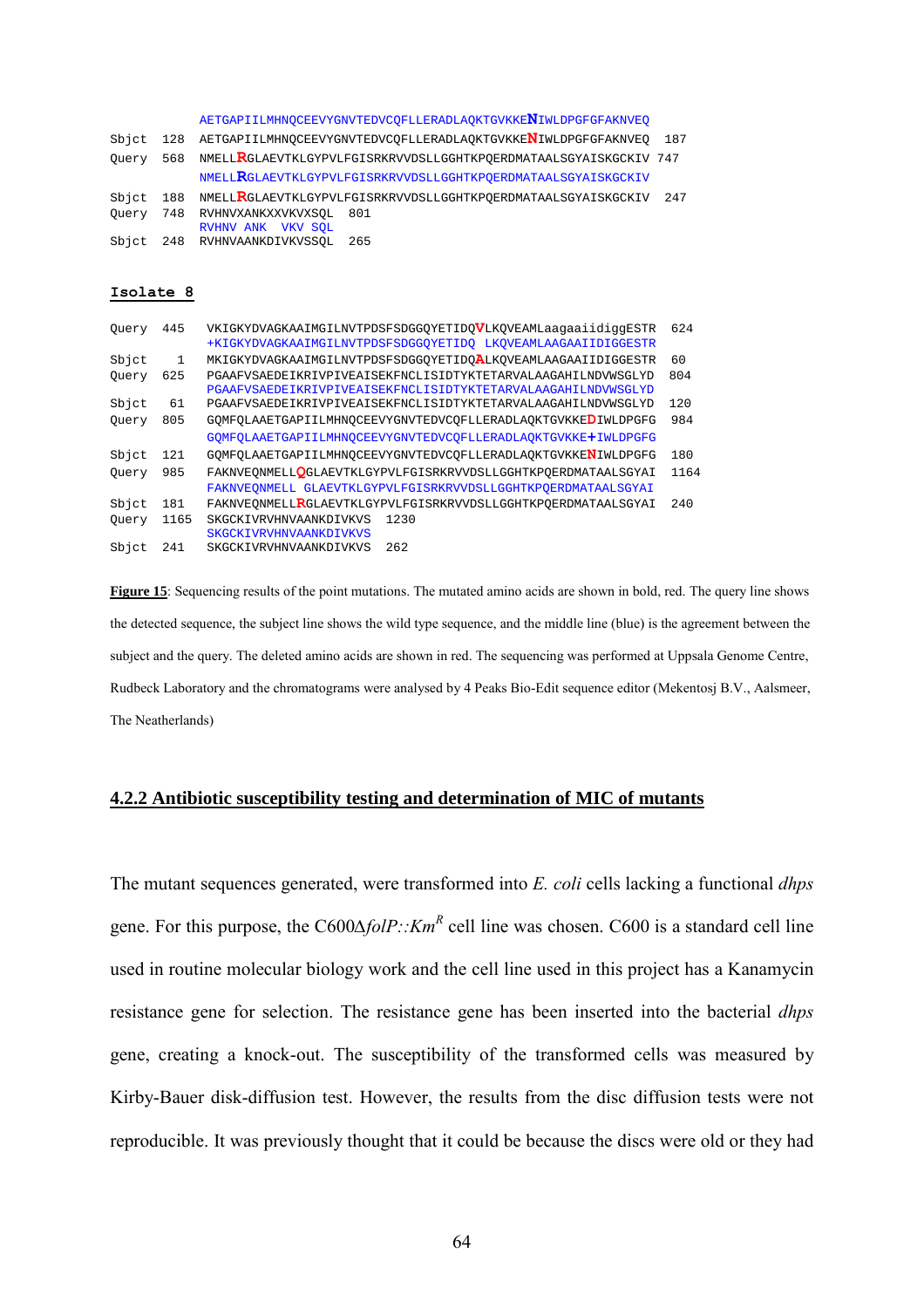```
          AETGAPIILMHNQCEEVYGNVTEDVCQFLLERADLAQKTGVKKENIWLDPGFGFAKNVEQ
Sbjct  128  AETGAPIILMHNQCEEVYGNVTEDVCQFLLERADLAQKTGVKKENIWLDPGFGFAKNVEQ  187
Query  568  NMELLRGLAEVTKLGYPVLFGISRKRVVDSLLGGHTKPQERDMATAALSGYAISKGCKIV 747
            NMELLRGLAEVTKLGYPVLFGISRKRVVDSLLGGHTKPQERDMATAALSGYAISKGCKIV
Sbjct  188  NMELLRGLAEVTKLGYPVLFGISRKRVVDSLLGGHTKPQERDMATAALSGYAISKGCKIV  247
Query  748  RVHNVXANKXXVKVXSQL  801
            RVHNV ANK  VKV SQL
Sbjct  248  RVHNVAANKDIVKVSSQL  265
```

**Isolate 8**

```
Query  445   VKIGKYDVAGKAAIMGILNVTPDSFSDGGQYETIDQVLKQVEAMLaagaaiidiggESTR  624
             +KIGKYDVAGKAAIMGILNVTPDSFSDGGQYETIDQ LKQVEAMLAAGAAIIDIGGESTR
Sbjct    1   MKIGKYDVAGKAAIMGILNVTPDSFSDGGQYETIDQALKQVEAMLAAGAAIIDIGGESTR  60
Query  625   PGAAFVSAEDEIKRIVPIVEAISEKFNCLISIDTYKTETARVALAAGAHILNDVWSGLYD  804
             PGAAFVSAEDEIKRIVPIVEAISEKFNCLISIDTYKTETARVALAAGAHILNDVWSGLYD
Sbjct   61   PGAAFVSAEDEIKRIVPIVEAISEKFNCLISIDTYKTETARVALAAGAHILNDVWSGLYD  120
Query  805   GQMFQLAAETGAPIILMHNQCEEVYGNVTEDVCQFLLERADLAQKTGVKKEDIWLDPGFG  984
             GQMFQLAAETGAPIILMHNQCEEVYGNVTEDVCQFLLERADLAQKTGVKKE+IWLDPGFG
Sbjct  121   GQMFQLAAETGAPIILMHNQCEEVYGNVTEDVCQFLLERADLAQKTGVKKENIWLDPGFG  180
Query  985   FAKNVEQNMELLQGLAEVTKLGYPVLFGISRKRVVDSLLGGHTKPQERDMATAALSGYAI  1164
             FAKNVEQNMELL GLAEVTKLGYPVLFGISRKRVVDSLLGGHTKPQERDMATAALSGYAI
Sbjct  181   FAKNVEQNMELLRGLAEVTKLGYPVLFGISRKRVVDSLLGGHTKPQERDMATAALSGYAI  240
Query  1165  SKGCKIVRVHNVAANKDIVKVS  1230
             SKGCKIVRVHNVAANKDIVKVS
Sbjct  241   SKGCKIVRVHNVAANKDIVKVS  262
```

**Figure 15**: Sequencing results of the point mutations. The mutated amino acids are shown in bold, red. The query line shows the detected sequence, the subject line shows the wild type sequence, and the middle line (blue) is the agreement between the subject and the query. The deleted amino acids are shown in red. The sequencing was performed at Uppsala Genome Centre, Rudbeck Laboratory and the chromatograms were analysed by 4 Peaks Bio-Edit sequence editor (Mekentosj B.V., Aalsmeer, The Neatherlands)

### 4.2.2 Antibiotic susceptibility testing and determination of MIC of mutants

The mutant sequences generated, were transformed into *E. coli* cells lacking a functional *dhps* gene. For this purpose, the C600Δ*folP::Km*$^R$ cell line was chosen. C600 is a standard cell line used in routine molecular biology work and the cell line used in this project has a Kanamycin resistance gene for selection. The resistance gene has been inserted into the bacterial *dhps* gene, creating a knock-out. The susceptibility of the transformed cells was measured by Kirby-Bauer disk-diffusion test. However, the results from the disc diffusion tests were not reproducible. It was previously thought that it could be because the discs were old or they had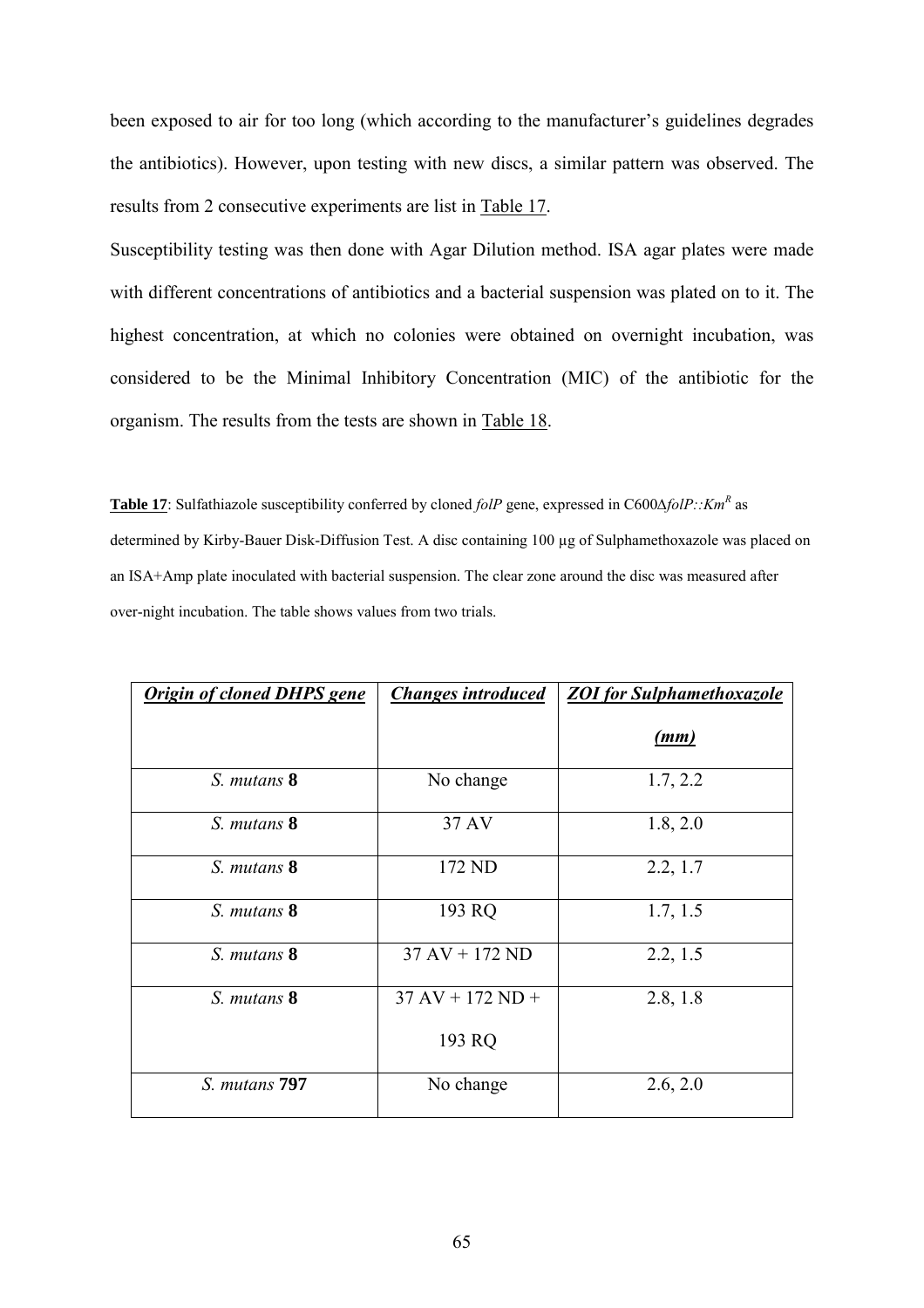been exposed to air for too long (which according to the manufacturer's guidelines degrades the antibiotics). However, upon testing with new discs, a similar pattern was observed. The results from 2 consecutive experiments are list in Table 17.

Susceptibility testing was then done with Agar Dilution method. ISA agar plates were made with different concentrations of antibiotics and a bacterial suspension was plated on to it. The highest concentration, at which no colonies were obtained on overnight incubation, was considered to be the Minimal Inhibitory Concentration (MIC) of the antibiotic for the organism. The results from the tests are shown in Table 18.

**Table 17**: Sulfathiazole susceptibility conferred by cloned *folP* gene, expressed in C600Δ*folP::Km*$^R$ as determined by Kirby-Bauer Disk-Diffusion Test. A disc containing 100 µg of Sulphamethoxazole was placed on an ISA+Amp plate inoculated with bacterial suspension. The clear zone around the disc was measured after over-night incubation. The table shows values from two trials.

| ***Origin of cloned DHPS gene*** | ***Changes introduced*** | ***ZOI for Sulphamethoxazole (mm)*** |
|---|---|---|
| *S. mutans* **8** | No change | 1.7, 2.2 |
| *S. mutans* **8** | 37 AV | 1.8, 2.0 |
| *S. mutans* **8** | 172 ND | 2.2, 1.7 |
| *S. mutans* **8** | 193 RQ | 1.7, 1.5 |
| *S. mutans* **8** | 37 AV + 172 ND | 2.2, 1.5 |
| *S. mutans* **8** | 37 AV + 172 ND + 193 RQ | 2.8, 1.8 |
| *S. mutans* **797** | No change | 2.6, 2.0 |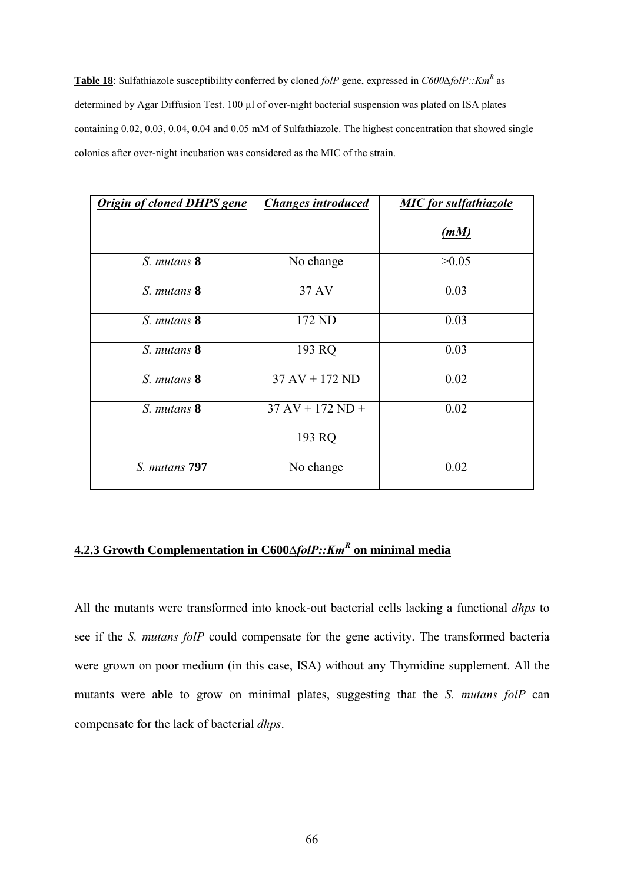**Table 18**: Sulfathiazole susceptibility conferred by cloned *folP* gene, expressed in *C600∆folP::Km^R* as determined by Agar Diffusion Test. 100 µl of over-night bacterial suspension was plated on ISA plates containing 0.02, 0.03, 0.04, 0.04 and 0.05 mM of Sulfathiazole. The highest concentration that showed single colonies after over-night incubation was considered as the MIC of the strain.

| ***Origin of cloned DHPS gene*** | ***Changes introduced*** | ***MIC for sulfathiazole (mM)*** |
|---|---|---|
| *S. mutans* **8** | No change | >0.05 |
| *S. mutans* **8** | 37 AV | 0.03 |
| *S. mutans* **8** | 172 ND | 0.03 |
| *S. mutans* **8** | 193 RQ | 0.03 |
| *S. mutans* **8** | 37 AV + 172 ND | 0.02 |
| *S. mutans* **8** | 37 AV + 172 ND + 193 RQ | 0.02 |
| *S. mutans* **797** | No change | 0.02 |

### 4.2.3 Growth Complementation in C600∆*folP::Km^R* on minimal media

All the mutants were transformed into knock-out bacterial cells lacking a functional *dhps* to see if the *S. mutans folP* could compensate for the gene activity. The transformed bacteria were grown on poor medium (in this case, ISA) without any Thymidine supplement. All the mutants were able to grow on minimal plates, suggesting that the *S. mutans folP* can compensate for the lack of bacterial *dhps*.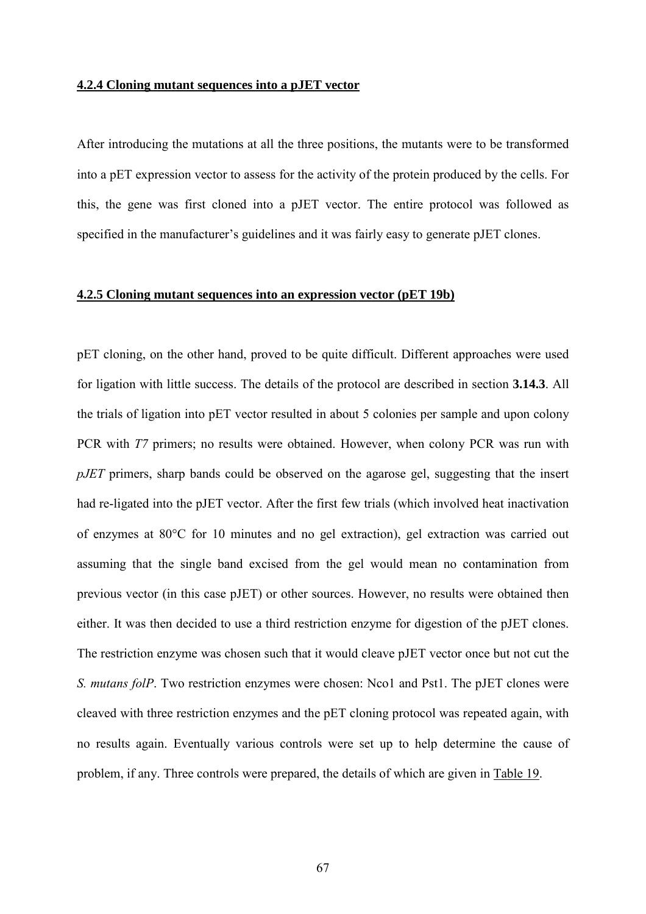#### 4.2.4 Cloning mutant sequences into a pJET vector

After introducing the mutations at all the three positions, the mutants were to be transformed into a pET expression vector to assess for the activity of the protein produced by the cells. For this, the gene was first cloned into a pJET vector. The entire protocol was followed as specified in the manufacturer's guidelines and it was fairly easy to generate pJET clones.

#### 4.2.5 Cloning mutant sequences into an expression vector (pET 19b)

pET cloning, on the other hand, proved to be quite difficult. Different approaches were used for ligation with little success. The details of the protocol are described in section **3.14.3**. All the trials of ligation into pET vector resulted in about 5 colonies per sample and upon colony PCR with *T7* primers; no results were obtained. However, when colony PCR was run with *pJET* primers, sharp bands could be observed on the agarose gel, suggesting that the insert had re-ligated into the pJET vector. After the first few trials (which involved heat inactivation of enzymes at 80°C for 10 minutes and no gel extraction), gel extraction was carried out assuming that the single band excised from the gel would mean no contamination from previous vector (in this case pJET) or other sources. However, no results were obtained then either. It was then decided to use a third restriction enzyme for digestion of the pJET clones. The restriction enzyme was chosen such that it would cleave pJET vector once but not cut the *S. mutans folP*. Two restriction enzymes were chosen: Nco1 and Pst1. The pJET clones were cleaved with three restriction enzymes and the pET cloning protocol was repeated again, with no results again. Eventually various controls were set up to help determine the cause of problem, if any. Three controls were prepared, the details of which are given in Table 19.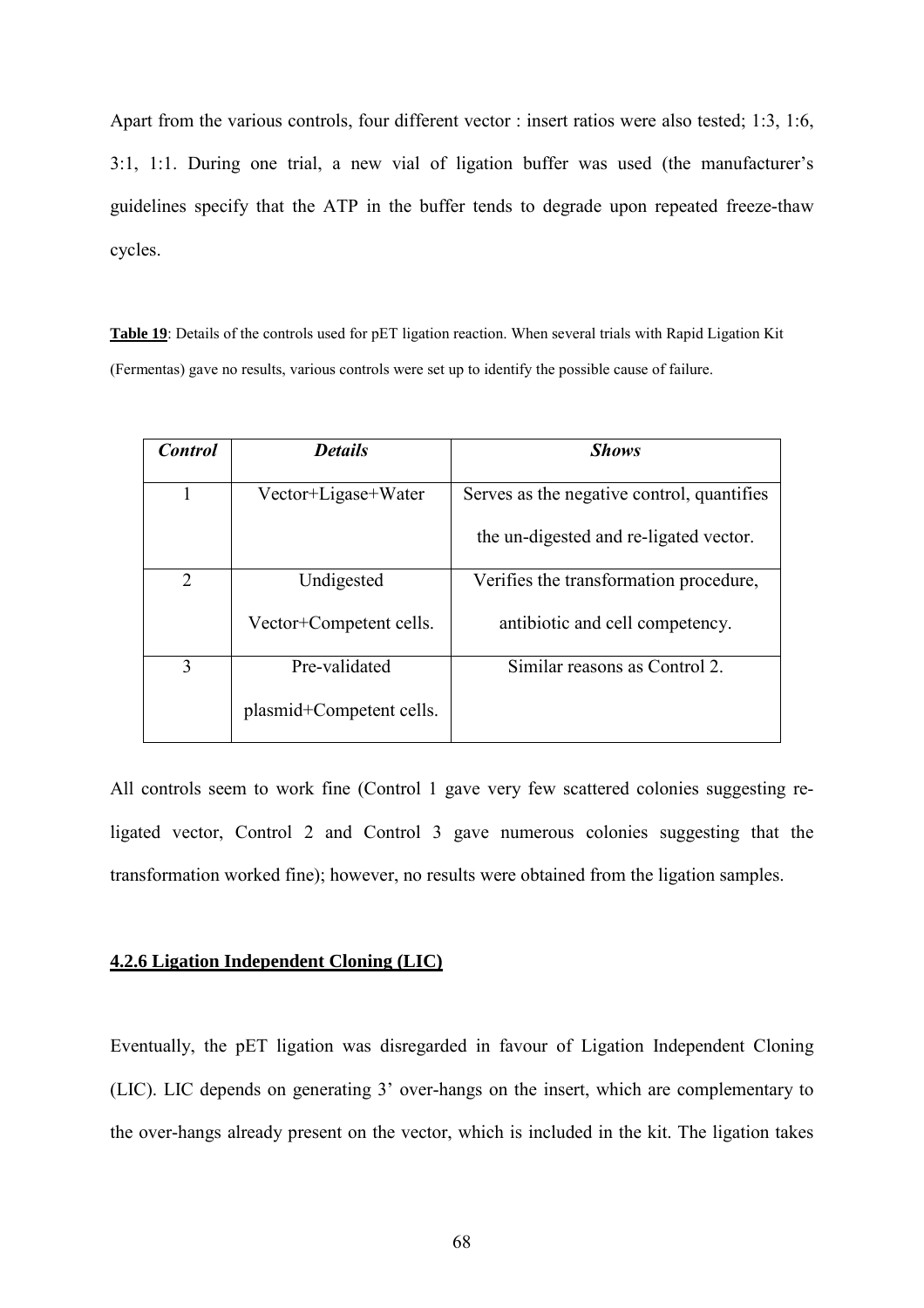Apart from the various controls, four different vector : insert ratios were also tested; 1:3, 1:6, 3:1, 1:1. During one trial, a new vial of ligation buffer was used (the manufacturer's guidelines specify that the ATP in the buffer tends to degrade upon repeated freeze-thaw cycles.

**Table 19**: Details of the controls used for pET ligation reaction. When several trials with Rapid Ligation Kit (Fermentas) gave no results, various controls were set up to identify the possible cause of failure.

| ***Control*** | ***Details*** | ***Shows*** |
| --- | --- | --- |
| 1 | Vector+Ligase+Water | Serves as the negative control, quantifies the un-digested and re-ligated vector. |
| 2 | Undigested Vector+Competent cells. | Verifies the transformation procedure, antibiotic and cell competency. |
| 3 | Pre-validated plasmid+Competent cells. | Similar reasons as Control 2. |

All controls seem to work fine (Control 1 gave very few scattered colonies suggesting re-ligated vector, Control 2 and Control 3 gave numerous colonies suggesting that the transformation worked fine); however, no results were obtained from the ligation samples.

### 4.2.6 Ligation Independent Cloning (LIC)

Eventually, the pET ligation was disregarded in favour of Ligation Independent Cloning (LIC). LIC depends on generating 3' over-hangs on the insert, which are complementary to the over-hangs already present on the vector, which is included in the kit. The ligation takes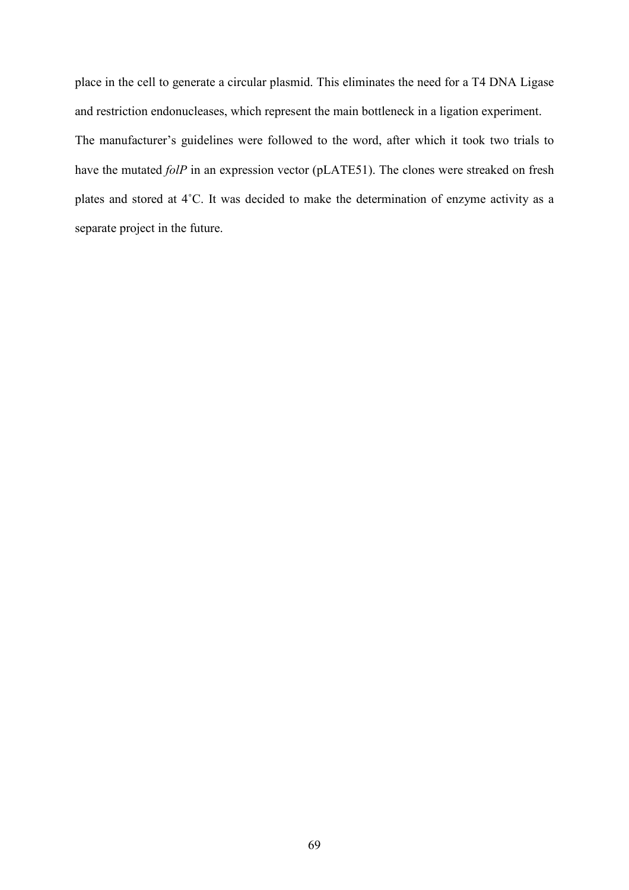place in the cell to generate a circular plasmid. This eliminates the need for a T4 DNA Ligase and restriction endonucleases, which represent the main bottleneck in a ligation experiment.

The manufacturer's guidelines were followed to the word, after which it took two trials to have the mutated *folP* in an expression vector (pLATE51). The clones were streaked on fresh plates and stored at 4˚C. It was decided to make the determination of enzyme activity as a separate project in the future.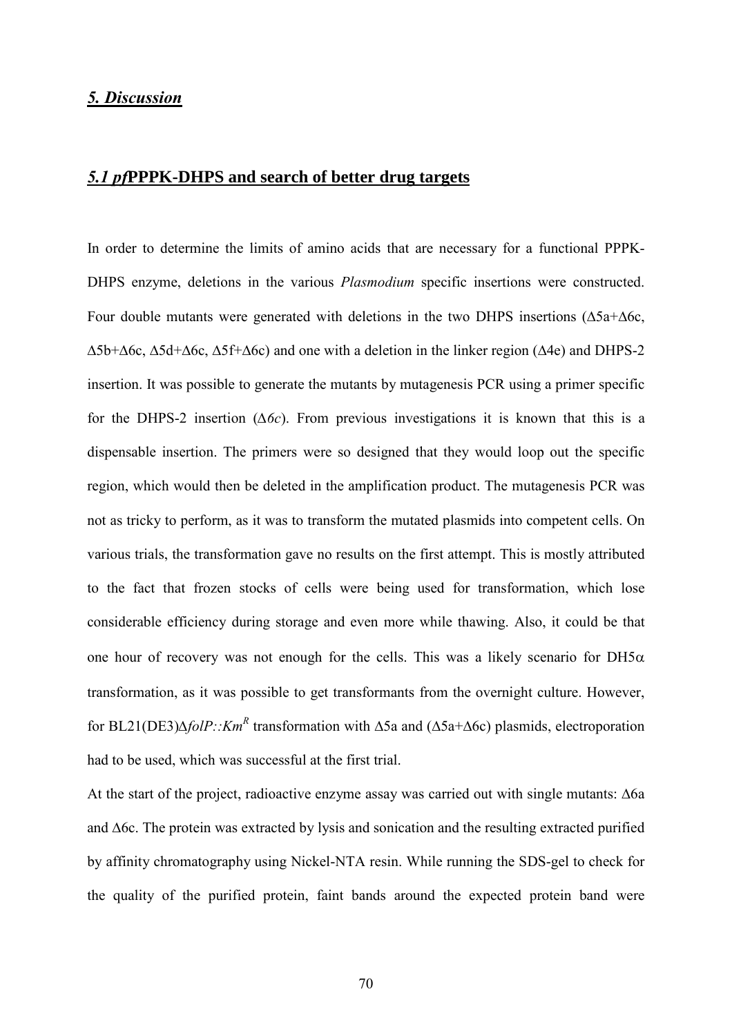## *5. Discussion*

### *5.1 pf*PPPK-DHPS and search of better drug targets

In order to determine the limits of amino acids that are necessary for a functional PPPK-DHPS enzyme, deletions in the various *Plasmodium* specific insertions were constructed. Four double mutants were generated with deletions in the two DHPS insertions (Δ5a+Δ6c, Δ5b+Δ6c, Δ5d+Δ6c, Δ5f+Δ6c) and one with a deletion in the linker region (Δ4e) and DHPS-2 insertion. It was possible to generate the mutants by mutagenesis PCR using a primer specific for the DHPS-2 insertion (Δ*6c*). From previous investigations it is known that this is a dispensable insertion. The primers were so designed that they would loop out the specific region, which would then be deleted in the amplification product. The mutagenesis PCR was not as tricky to perform, as it was to transform the mutated plasmids into competent cells. On various trials, the transformation gave no results on the first attempt. This is mostly attributed to the fact that frozen stocks of cells were being used for transformation, which lose considerable efficiency during storage and even more while thawing. Also, it could be that one hour of recovery was not enough for the cells. This was a likely scenario for DH5α transformation, as it was possible to get transformants from the overnight culture. However, for BL21(DE3)Δ*folP::Km*$^{R}$ transformation with Δ5a and (Δ5a+Δ6c) plasmids, electroporation had to be used, which was successful at the first trial.

At the start of the project, radioactive enzyme assay was carried out with single mutants: Δ6a and Δ6c. The protein was extracted by lysis and sonication and the resulting extracted purified by affinity chromatography using Nickel-NTA resin. While running the SDS-gel to check for the quality of the purified protein, faint bands around the expected protein band were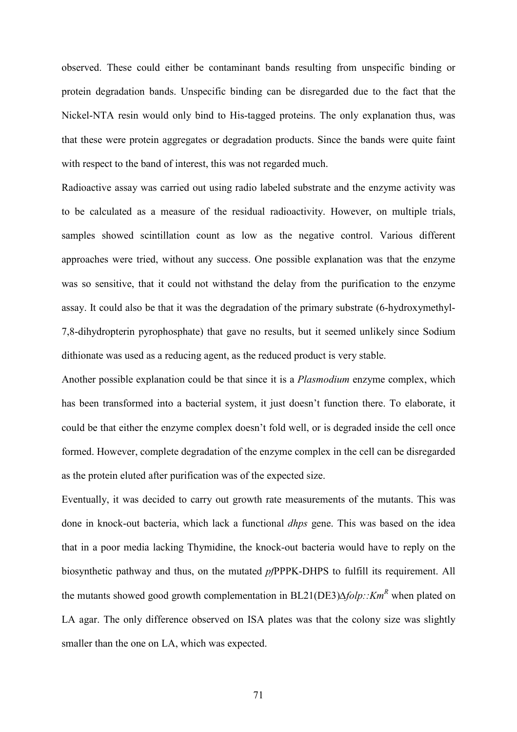observed. These could either be contaminant bands resulting from unspecific binding or protein degradation bands. Unspecific binding can be disregarded due to the fact that the Nickel-NTA resin would only bind to His-tagged proteins. The only explanation thus, was that these were protein aggregates or degradation products. Since the bands were quite faint with respect to the band of interest, this was not regarded much.

Radioactive assay was carried out using radio labeled substrate and the enzyme activity was to be calculated as a measure of the residual radioactivity. However, on multiple trials, samples showed scintillation count as low as the negative control. Various different approaches were tried, without any success. One possible explanation was that the enzyme was so sensitive, that it could not withstand the delay from the purification to the enzyme assay. It could also be that it was the degradation of the primary substrate (6-hydroxymethyl-7,8-dihydropterin pyrophosphate) that gave no results, but it seemed unlikely since Sodium dithionate was used as a reducing agent, as the reduced product is very stable.

Another possible explanation could be that since it is a *Plasmodium* enzyme complex, which has been transformed into a bacterial system, it just doesn't function there. To elaborate, it could be that either the enzyme complex doesn't fold well, or is degraded inside the cell once formed. However, complete degradation of the enzyme complex in the cell can be disregarded as the protein eluted after purification was of the expected size.

Eventually, it was decided to carry out growth rate measurements of the mutants. This was done in knock-out bacteria, which lack a functional *dhps* gene. This was based on the idea that in a poor media lacking Thymidine, the knock-out bacteria would have to reply on the biosynthetic pathway and thus, on the mutated *pf*PPPK-DHPS to fulfill its requirement. All the mutants showed good growth complementation in BL21(DE3)Δ*folp::Km*$^{R}$ when plated on LA agar. The only difference observed on ISA plates was that the colony size was slightly smaller than the one on LA, which was expected.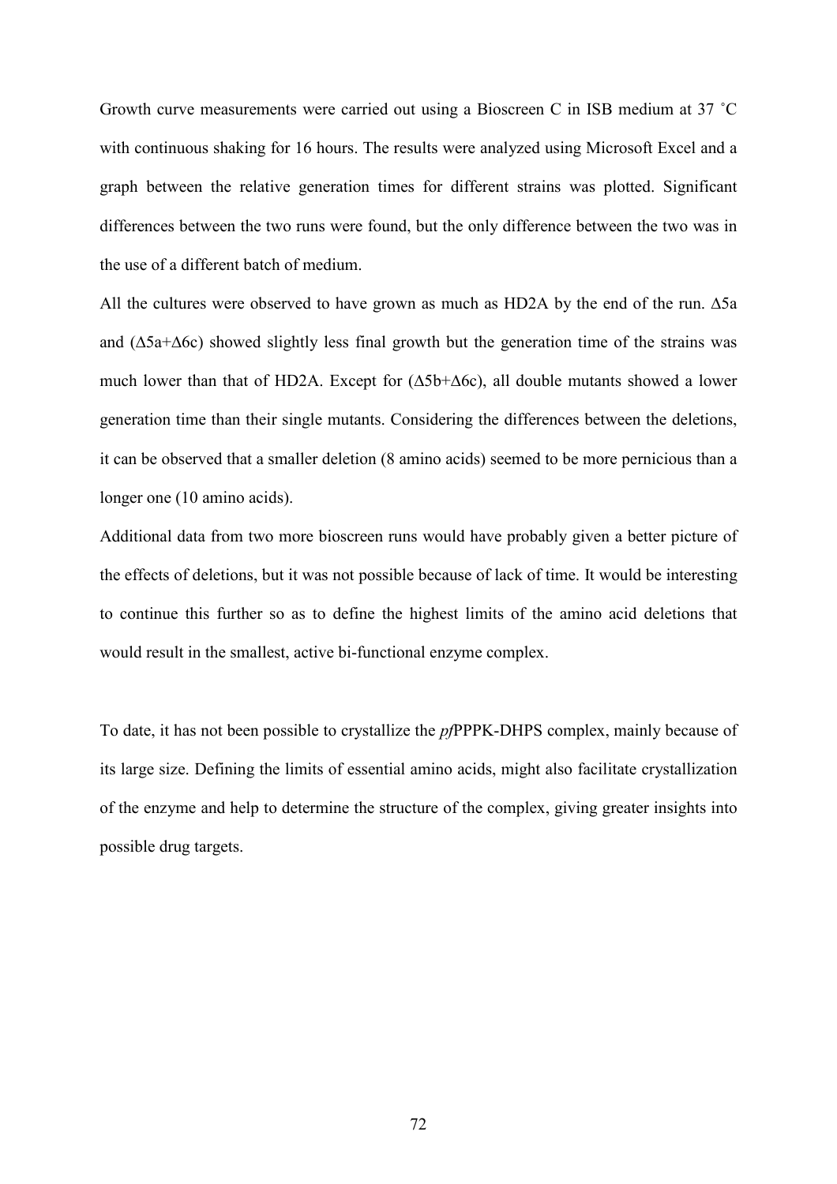Growth curve measurements were carried out using a Bioscreen C in ISB medium at 37 ˚C with continuous shaking for 16 hours. The results were analyzed using Microsoft Excel and a graph between the relative generation times for different strains was plotted. Significant differences between the two runs were found, but the only difference between the two was in the use of a different batch of medium.

All the cultures were observed to have grown as much as HD2A by the end of the run. Δ5a and (Δ5a+Δ6c) showed slightly less final growth but the generation time of the strains was much lower than that of HD2A. Except for (Δ5b+Δ6c), all double mutants showed a lower generation time than their single mutants. Considering the differences between the deletions, it can be observed that a smaller deletion (8 amino acids) seemed to be more pernicious than a longer one (10 amino acids).

Additional data from two more bioscreen runs would have probably given a better picture of the effects of deletions, but it was not possible because of lack of time. It would be interesting to continue this further so as to define the highest limits of the amino acid deletions that would result in the smallest, active bi-functional enzyme complex.

To date, it has not been possible to crystallize the *pf*PPPK-DHPS complex, mainly because of its large size. Defining the limits of essential amino acids, might also facilitate crystallization of the enzyme and help to determine the structure of the complex, giving greater insights into possible drug targets.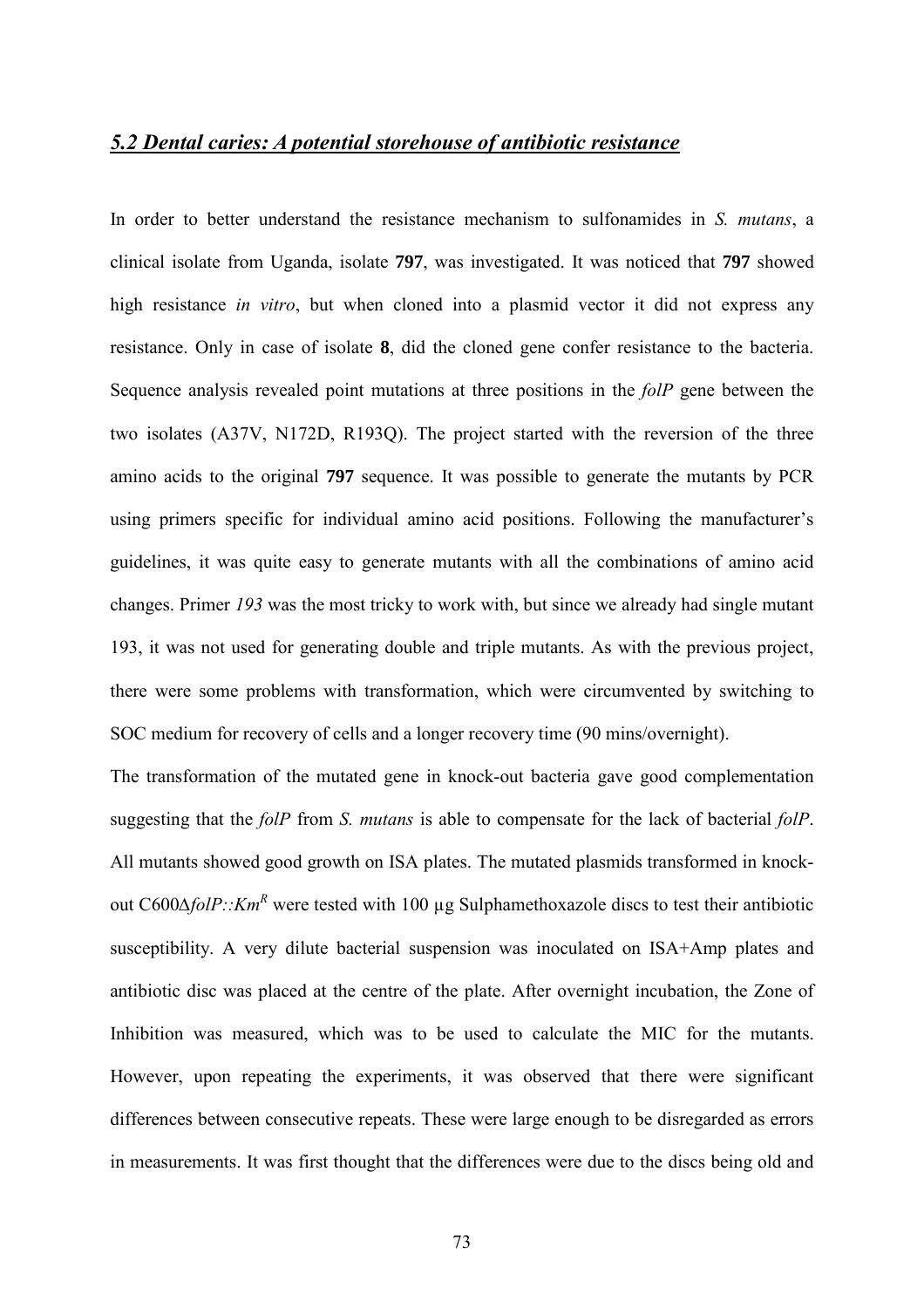## *5.2 Dental caries: A potential storehouse of antibiotic resistance*

In order to better understand the resistance mechanism to sulfonamides in *S. mutans*, a clinical isolate from Uganda, isolate **797**, was investigated. It was noticed that **797** showed high resistance *in vitro*, but when cloned into a plasmid vector it did not express any resistance. Only in case of isolate **8**, did the cloned gene confer resistance to the bacteria. Sequence analysis revealed point mutations at three positions in the *folP* gene between the two isolates (A37V, N172D, R193Q). The project started with the reversion of the three amino acids to the original **797** sequence. It was possible to generate the mutants by PCR using primers specific for individual amino acid positions. Following the manufacturer's guidelines, it was quite easy to generate mutants with all the combinations of amino acid changes. Primer *193* was the most tricky to work with, but since we already had single mutant 193, it was not used for generating double and triple mutants. As with the previous project, there were some problems with transformation, which were circumvented by switching to SOC medium for recovery of cells and a longer recovery time (90 mins/overnight).

The transformation of the mutated gene in knock-out bacteria gave good complementation suggesting that the *folP* from *S. mutans* is able to compensate for the lack of bacterial *folP*. All mutants showed good growth on ISA plates. The mutated plasmids transformed in knock-out C600Δ*folP::Km*$^R$ were tested with 100 μg Sulphamethoxazole discs to test their antibiotic susceptibility. A very dilute bacterial suspension was inoculated on ISA+Amp plates and antibiotic disc was placed at the centre of the plate. After overnight incubation, the Zone of Inhibition was measured, which was to be used to calculate the MIC for the mutants. However, upon repeating the experiments, it was observed that there were significant differences between consecutive repeats. These were large enough to be disregarded as errors in measurements. It was first thought that the differences were due to the discs being old and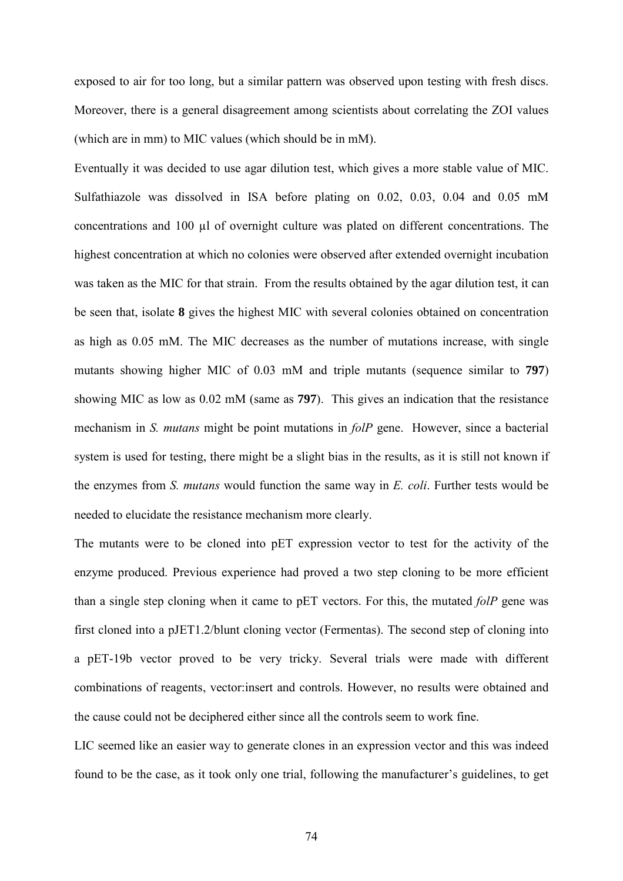exposed to air for too long, but a similar pattern was observed upon testing with fresh discs. Moreover, there is a general disagreement among scientists about correlating the ZOI values (which are in mm) to MIC values (which should be in mM).

Eventually it was decided to use agar dilution test, which gives a more stable value of MIC. Sulfathiazole was dissolved in ISA before plating on 0.02, 0.03, 0.04 and 0.05 mM concentrations and 100 µl of overnight culture was plated on different concentrations. The highest concentration at which no colonies were observed after extended overnight incubation was taken as the MIC for that strain. From the results obtained by the agar dilution test, it can be seen that, isolate **8** gives the highest MIC with several colonies obtained on concentration as high as 0.05 mM. The MIC decreases as the number of mutations increase, with single mutants showing higher MIC of 0.03 mM and triple mutants (sequence similar to **797**) showing MIC as low as 0.02 mM (same as **797**). This gives an indication that the resistance mechanism in *S. mutans* might be point mutations in *folP* gene. However, since a bacterial system is used for testing, there might be a slight bias in the results, as it is still not known if the enzymes from *S. mutans* would function the same way in *E. coli*. Further tests would be needed to elucidate the resistance mechanism more clearly.

The mutants were to be cloned into pET expression vector to test for the activity of the enzyme produced. Previous experience had proved a two step cloning to be more efficient than a single step cloning when it came to pET vectors. For this, the mutated *folP* gene was first cloned into a pJET1.2/blunt cloning vector (Fermentas). The second step of cloning into a pET-19b vector proved to be very tricky. Several trials were made with different combinations of reagents, vector:insert and controls. However, no results were obtained and the cause could not be deciphered either since all the controls seem to work fine.

LIC seemed like an easier way to generate clones in an expression vector and this was indeed found to be the case, as it took only one trial, following the manufacturer's guidelines, to get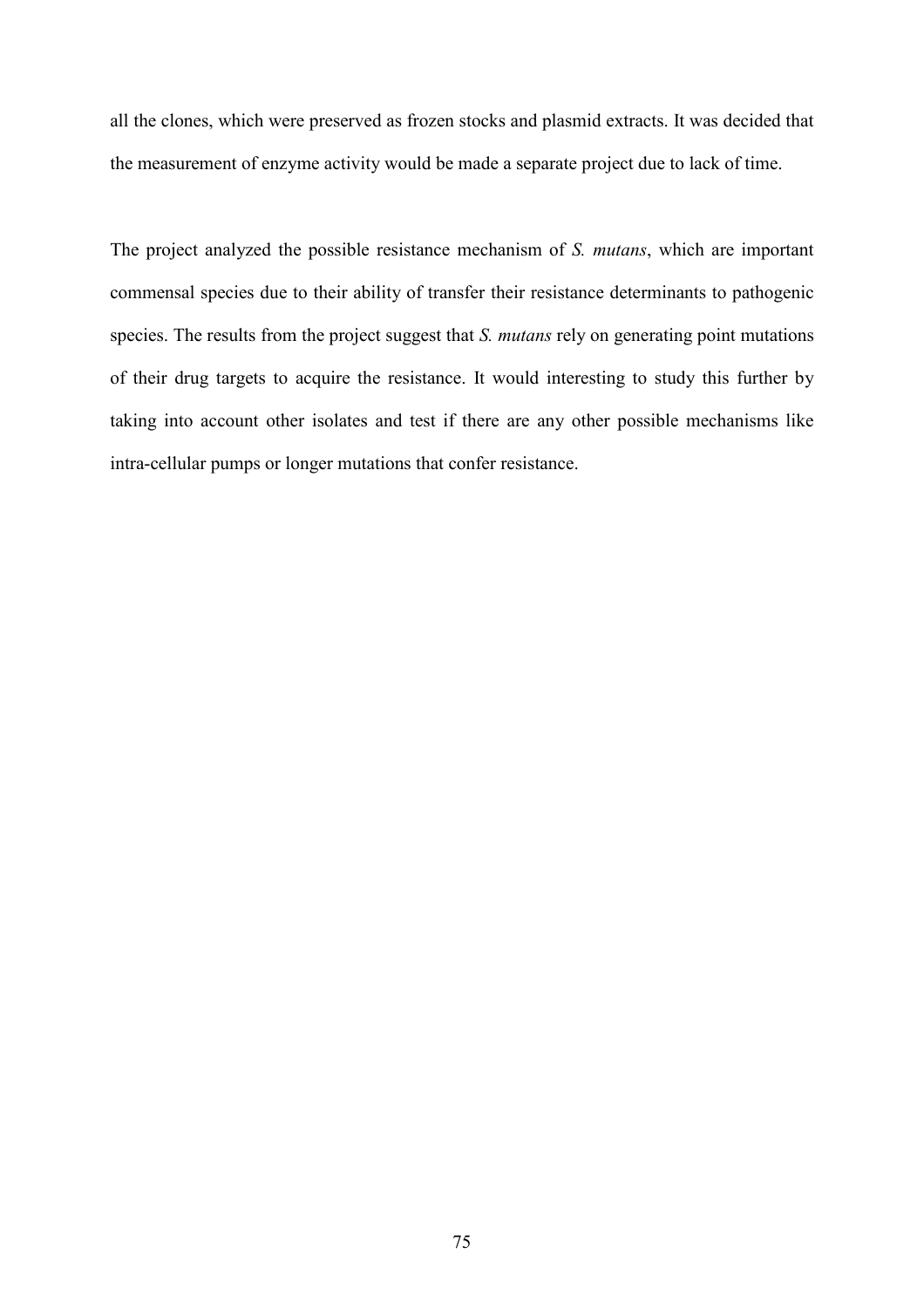all the clones, which were preserved as frozen stocks and plasmid extracts. It was decided that the measurement of enzyme activity would be made a separate project due to lack of time.

The project analyzed the possible resistance mechanism of *S. mutans*, which are important commensal species due to their ability of transfer their resistance determinants to pathogenic species. The results from the project suggest that *S. mutans* rely on generating point mutations of their drug targets to acquire the resistance. It would interesting to study this further by taking into account other isolates and test if there are any other possible mechanisms like intra-cellular pumps or longer mutations that confer resistance.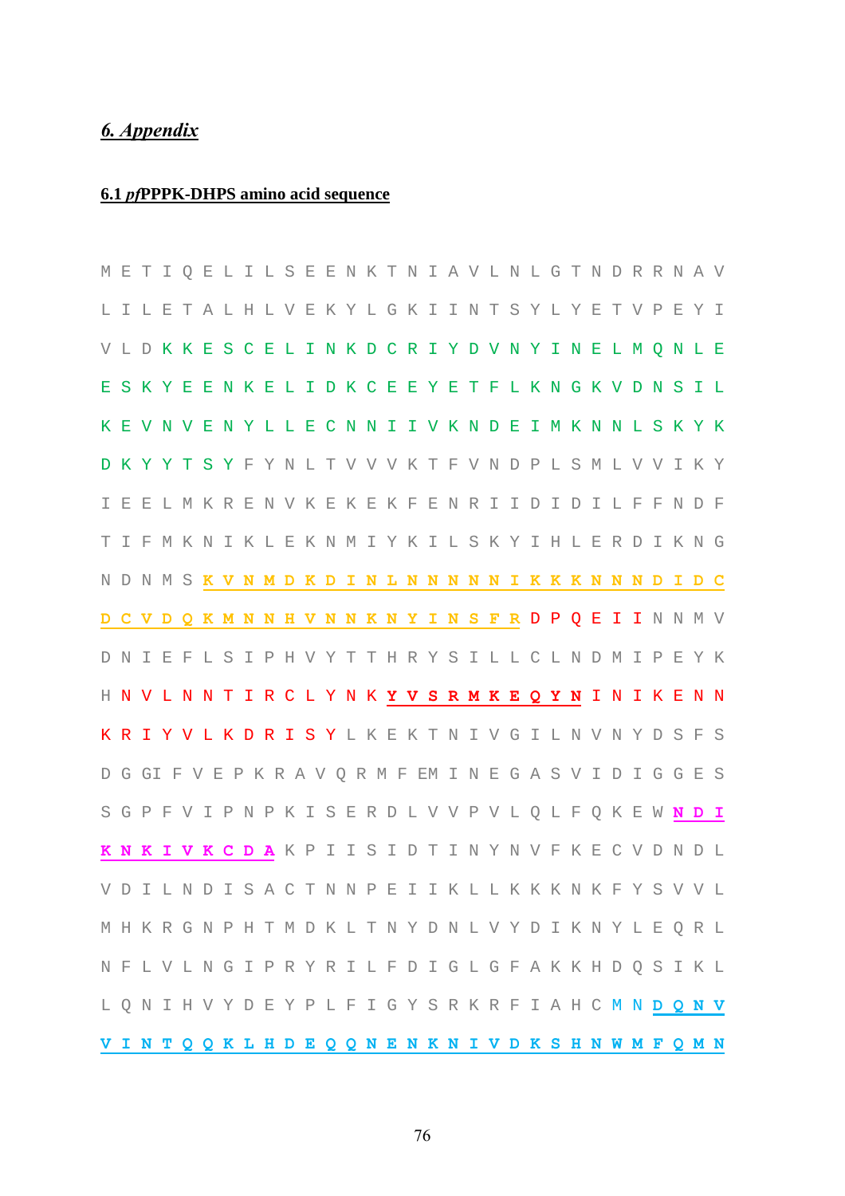## 6. Appendix

### 6.1 *pf*PPPK-DHPS amino acid sequence

M E T I Q E L I L S E E N K T N I A V L N L G T N D R R N A V

L I L E T A L H L V E K Y L G K I I N T S Y L Y E T V P E Y I

V L D K K E S C E L I N K D C R I Y D V N Y I N E L M Q N L E

E S K Y E E N K E L I D K C E E Y E T F L K N G K V D N S I L

K E V N V E N Y L L E C N N I I V K N D E I M K N N L S K Y K

D K Y Y T S Y F Y N L T V V V K T F V N D P L S M L V V I K Y

I E E L M K R E N V K E K E K F E N R I I D I D I L F F N D F

T I F M K N I K L E K N M I Y K I L S K Y I H L E R D I K N G

N D N M S **K V N M D K D I N L N N N N N I K K K N N N D I D C**

**D C V D Q K M N N H V N N K N Y I N S F R** D P Q E I I N N M V

D N I E F L S I P H V Y T T H R Y S I L L C L N D M I P E Y K

H N V L N N T I R C L Y N K **Y V S R M K E Q Y N** I N I K E N N

K R I Y V L K D R I S Y L K E K T N I V G I L N V N Y D S F S

D G GI F V E P K R A V Q R M F EM I N E G A S V I D I G G E S

S G P F V I P N P K I S E R D L V V P V L Q L F Q K E W **N D I**

**K N K I V K C D A** K P I I S I D T I N Y N V F K E C V D N D L

V D I L N D I S A C T N N P E I I K L L K K K N K F Y S V V L

M H K R G N P H T M D K L T N Y D N L V Y D I K N Y L E Q R L

N F L V L N G I P R Y R I L F D I G L G F A K K H D Q S I K L

L Q N I H V Y D E Y P L F I G Y S R K R F I A H C M N **D Q N V**

**V I N T Q Q K L H D E Q Q N E N K N I V D K S H N W M F Q M N**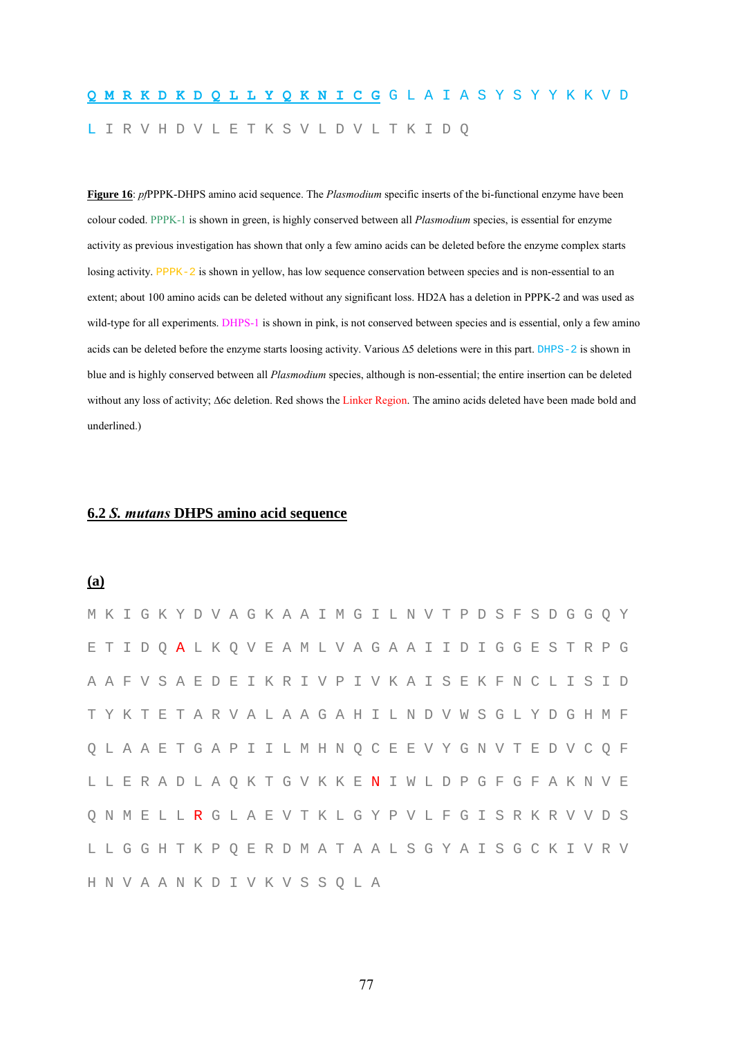**<u>Q M R K D K D Q L L Y Q K N I C G</u>** G L A I A S Y S Y Y K K V D L I R V H D V L E T K S V L D V L T K I D Q

<u>**Figure 16**</u>: *pf*PPPK-DHPS amino acid sequence. The *Plasmodium* specific inserts of the bi-functional enzyme have been colour coded. PPPK-1 is shown in green, is highly conserved between all *Plasmodium* species, is essential for enzyme activity as previous investigation has shown that only a few amino acids can be deleted before the enzyme complex starts losing activity. PPPK-2 is shown in yellow, has low sequence conservation between species and is non-essential to an extent; about 100 amino acids can be deleted without any significant loss. HD2A has a deletion in PPPK-2 and was used as wild-type for all experiments. DHPS-1 is shown in pink, is not conserved between species and is essential, only a few amino acids can be deleted before the enzyme starts loosing activity. Various Δ5 deletions were in this part. DHPS-2 is shown in blue and is highly conserved between all *Plasmodium* species, although is non-essential; the entire insertion can be deleted without any loss of activity; Δ6c deletion. Red shows the Linker Region. The amino acids deleted have been made bold and underlined.)

## <u>6.2 *S. mutans* DHPS amino acid sequence</u>

### <u>(a)</u>

M K I G K Y D V A G K A A I M G I L N V T P D S F S D G G Q Y E T I D Q A L K Q V E A M L V A G A A I I D I G G E S T R P G A A F V S A E D E I K R I V P I V K A I S E K F N C L I S I D T Y K T E T A R V A L A A G A H I L N D V W S G L Y D G H M F Q L A A E T G A P I I L M H N Q C E E V Y G N V T E D V C Q F L L E R A D L A Q K T G V K K E N I W L D P G F G F A K N V E Q N M E L L R G L A E V T K L G Y P V L F G I S R K R V V D S L L G G H T K P Q E R D M A T A A L S G Y A I S G C K I V R V H N V A A N K D I V K V S S Q L A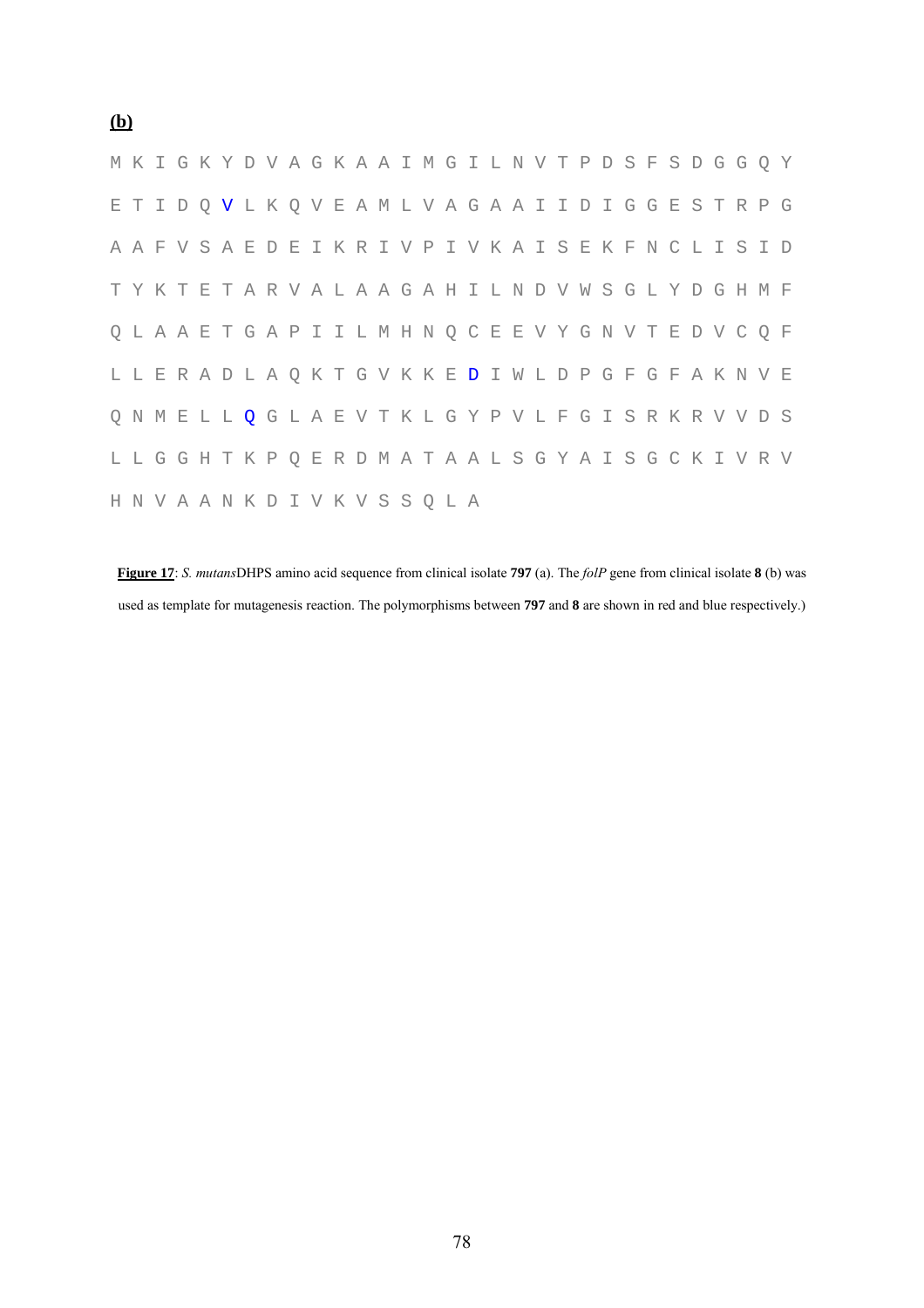**(b)**

```
M K I G K Y D V A G K A A I M G I L N V T P D S F S D G G Q Y
E T I D Q V L K Q V E A M L V A G A A I I D I G G E S T R P G
A A F V S A E D E I K R I V P I V K A I S E K F N C L I S I D
T Y K T E T A R V A L A A G A H I L N D V W S G L Y D G H M F
Q L A A E T G A P I I L M H N Q C E E V Y G N V T E D V C Q F
L L E R A D L A Q K T G V K K E D I W L D P G F G F A K N V E
Q N M E L L Q G L A E V T K L G Y P V L F G I S R K R V V D S
L L G G H T K P Q E R D M A T A A L S G Y A I S G C K I V R V
H N V A A N K D I V K V S S Q L A
```

**Figure 17**: *S. mutans*DHPS amino acid sequence from clinical isolate **797** (a). The *folP* gene from clinical isolate **8** (b) was used as template for mutagenesis reaction. The polymorphisms between **797** and **8** are shown in red and blue respectively.)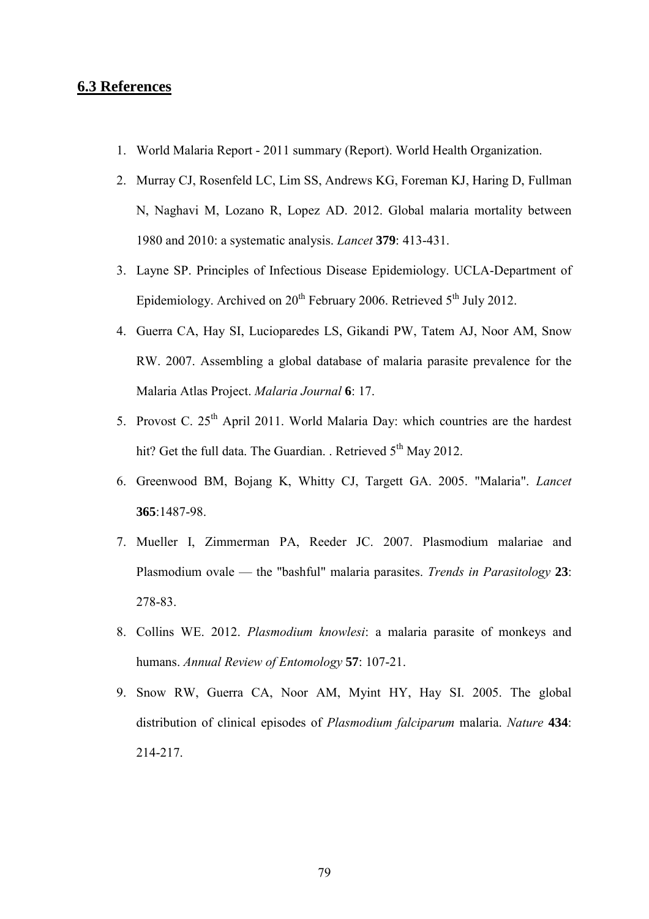## 6.3 References

1. World Malaria Report - 2011 summary (Report). World Health Organization.
2. Murray CJ, Rosenfeld LC, Lim SS, Andrews KG, Foreman KJ, Haring D, Fullman N, Naghavi M, Lozano R, Lopez AD. 2012. Global malaria mortality between 1980 and 2010: a systematic analysis. *Lancet* **379**: 413-431.
3. Layne SP. Principles of Infectious Disease Epidemiology. UCLA-Department of Epidemiology. Archived on 20th February 2006. Retrieved 5th July 2012.
4. Guerra CA, Hay SI, Lucioparedes LS, Gikandi PW, Tatem AJ, Noor AM, Snow RW. 2007. Assembling a global database of malaria parasite prevalence for the Malaria Atlas Project. *Malaria Journal* **6**: 17.
5. Provost C. 25th April 2011. World Malaria Day: which countries are the hardest hit? Get the full data. The Guardian. . Retrieved 5th May 2012.
6. Greenwood BM, Bojang K, Whitty CJ, Targett GA. 2005. "Malaria". *Lancet* **365**:1487-98.
7. Mueller I, Zimmerman PA, Reeder JC. 2007. Plasmodium malariae and Plasmodium ovale — the "bashful" malaria parasites. *Trends in Parasitology* **23**: 278-83.
8. Collins WE. 2012. *Plasmodium knowlesi*: a malaria parasite of monkeys and humans. *Annual Review of Entomology* **57**: 107-21.
9. Snow RW, Guerra CA, Noor AM, Myint HY, Hay SI. 2005. The global distribution of clinical episodes of *Plasmodium falciparum* malaria. *Nature* **434**: 214-217.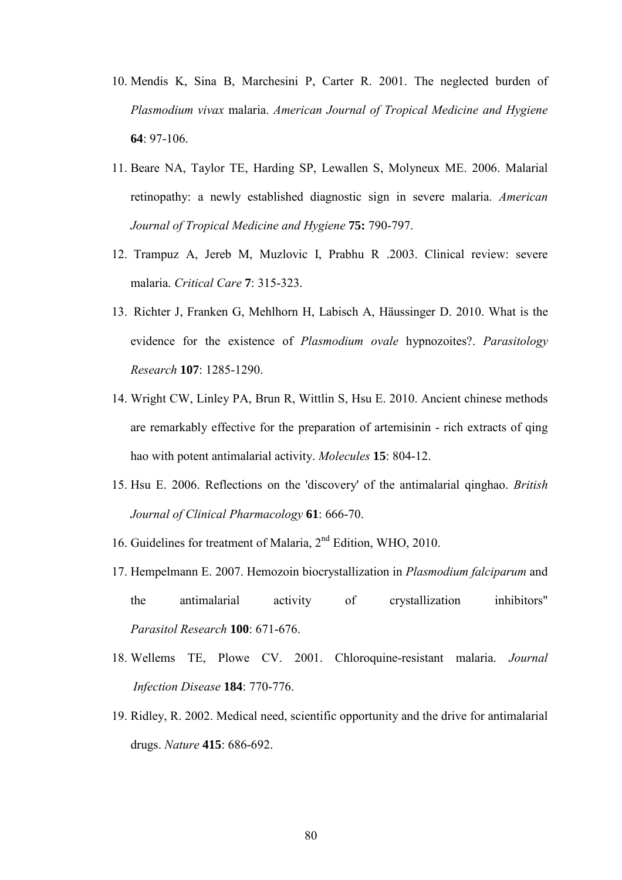10. Mendis K, Sina B, Marchesini P, Carter R. 2001. The neglected burden of *Plasmodium vivax* malaria. *American Journal of Tropical Medicine and Hygiene* **64**: 97-106.

11. Beare NA, Taylor TE, Harding SP, Lewallen S, Molyneux ME. 2006. Malarial retinopathy: a newly established diagnostic sign in severe malaria. *American Journal of Tropical Medicine and Hygiene* **75:** 790-797.

12. Trampuz A, Jereb M, Muzlovic I, Prabhu R .2003. Clinical review: severe malaria. *Critical Care* **7**: 315-323.

13. Richter J, Franken G, Mehlhorn H, Labisch A, Häussinger D. 2010. What is the evidence for the existence of *Plasmodium ovale* hypnozoites?. *Parasitology Research* **107**: 1285-1290.

14. Wright CW, Linley PA, Brun R, Wittlin S, Hsu E. 2010. Ancient chinese methods are remarkably effective for the preparation of artemisinin - rich extracts of qing hao with potent antimalarial activity. *Molecules* **15**: 804-12.

15. Hsu E. 2006. Reflections on the 'discovery' of the antimalarial qinghao. *British Journal of Clinical Pharmacology* **61**: 666-70.

16. Guidelines for treatment of Malaria, 2$^{nd}$ Edition, WHO, 2010.

17. Hempelmann E. 2007. Hemozoin biocrystallization in *Plasmodium falciparum* and the antimalarial activity of crystallization inhibitors" *Parasitol Research* **100**: 671-676.

18. Wellems TE, Plowe CV. 2001. Chloroquine-resistant malaria. *Journal Infection Disease* **184**: 770-776.

19. Ridley, R. 2002. Medical need, scientific opportunity and the drive for antimalarial drugs. *Nature* **415**: 686-692.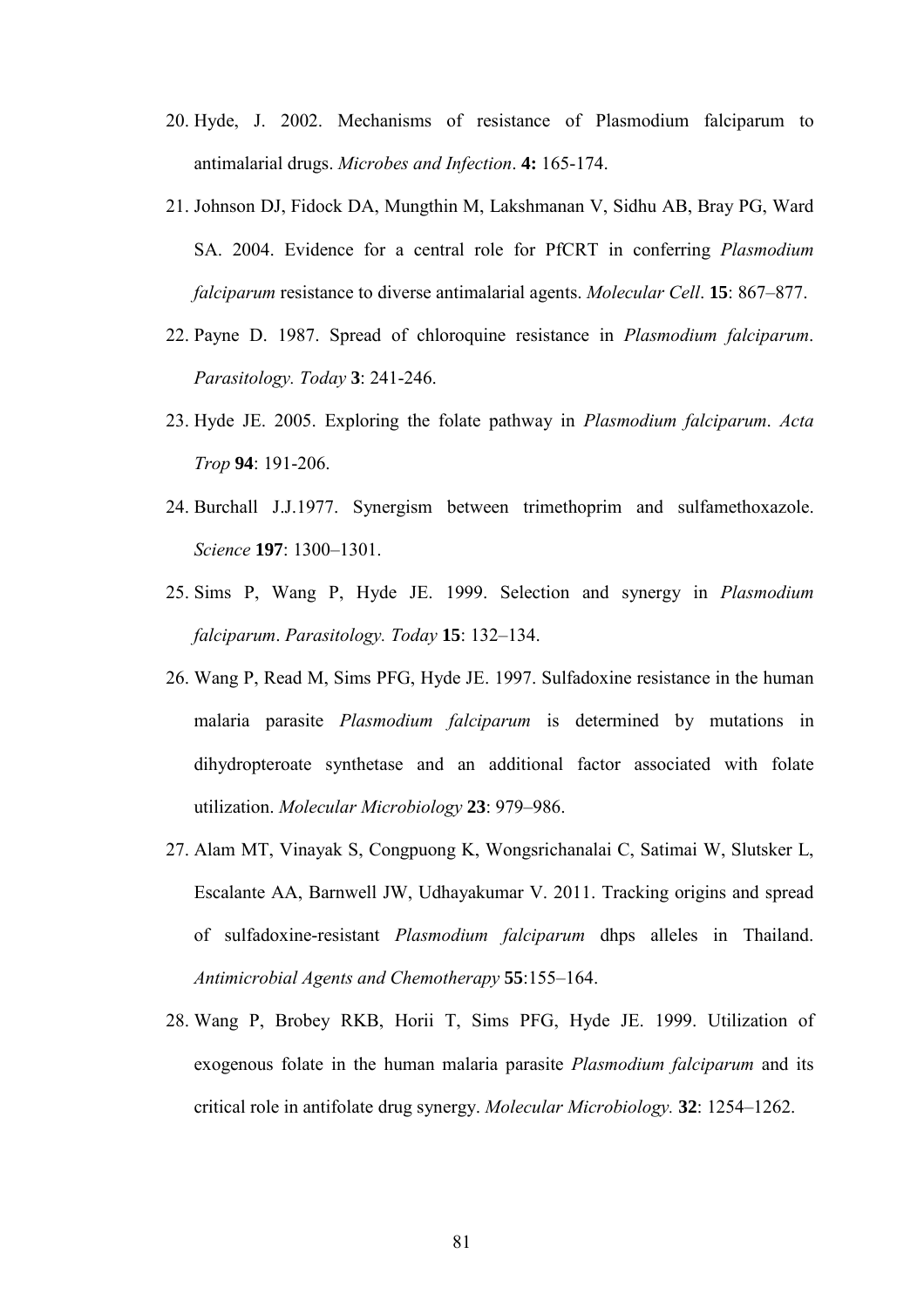20. Hyde, J. 2002. Mechanisms of resistance of Plasmodium falciparum to antimalarial drugs. *Microbes and Infection*. **4:** 165-174.
21. Johnson DJ, Fidock DA, Mungthin M, Lakshmanan V, Sidhu AB, Bray PG, Ward SA. 2004. Evidence for a central role for PfCRT in conferring *Plasmodium falciparum* resistance to diverse antimalarial agents. *Molecular Cell*. **15**: 867–877.
22. Payne D. 1987. Spread of chloroquine resistance in *Plasmodium falciparum*. *Parasitology. Today* **3**: 241-246.
23. Hyde JE. 2005. Exploring the folate pathway in *Plasmodium falciparum*. *Acta Trop* **94**: 191-206.
24. Burchall J.J.1977. Synergism between trimethoprim and sulfamethoxazole. *Science* **197**: 1300–1301.
25. Sims P, Wang P, Hyde JE. 1999. Selection and synergy in *Plasmodium falciparum*. *Parasitology. Today* **15**: 132–134.
26. Wang P, Read M, Sims PFG, Hyde JE. 1997. Sulfadoxine resistance in the human malaria parasite *Plasmodium falciparum* is determined by mutations in dihydropteroate synthetase and an additional factor associated with folate utilization. *Molecular Microbiology* **23**: 979–986.
27. Alam MT, Vinayak S, Congpuong K, Wongsrichanalai C, Satimai W, Slutsker L, Escalante AA, Barnwell JW, Udhayakumar V. 2011. Tracking origins and spread of sulfadoxine-resistant *Plasmodium falciparum* dhps alleles in Thailand. *Antimicrobial Agents and Chemotherapy* **55**:155–164.
28. Wang P, Brobey RKB, Horii T, Sims PFG, Hyde JE. 1999. Utilization of exogenous folate in the human malaria parasite *Plasmodium falciparum* and its critical role in antifolate drug synergy. *Molecular Microbiology.* **32**: 1254–1262.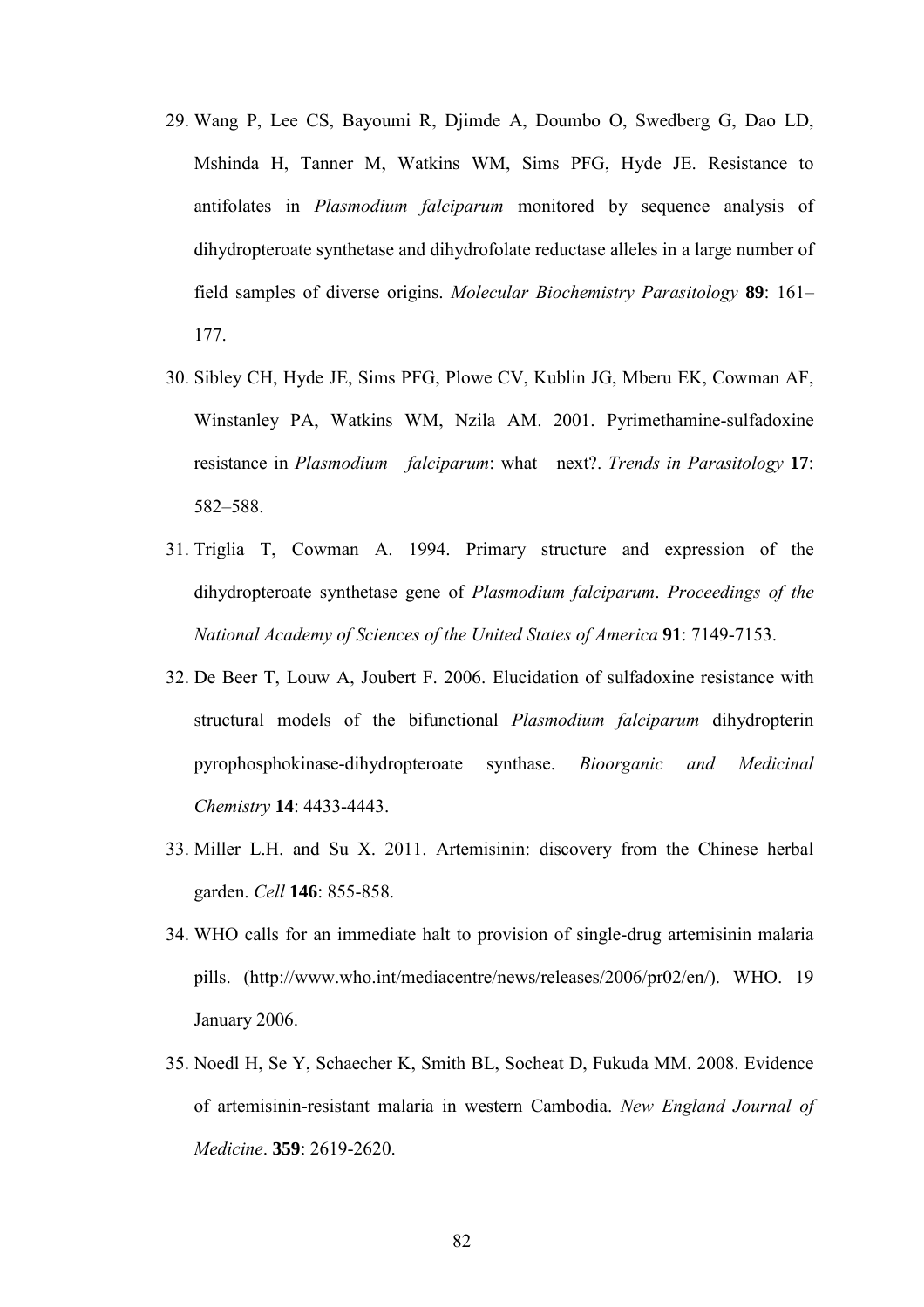29. Wang P, Lee CS, Bayoumi R, Djimde A, Doumbo O, Swedberg G, Dao LD, Mshinda H, Tanner M, Watkins WM, Sims PFG, Hyde JE. Resistance to antifolates in *Plasmodium falciparum* monitored by sequence analysis of dihydropteroate synthetase and dihydrofolate reductase alleles in a large number of field samples of diverse origins. *Molecular Biochemistry Parasitology* **89**: 161–177.

30. Sibley CH, Hyde JE, Sims PFG, Plowe CV, Kublin JG, Mberu EK, Cowman AF, Winstanley PA, Watkins WM, Nzila AM. 2001. Pyrimethamine-sulfadoxine resistance in *Plasmodium falciparum*: what next?. *Trends in Parasitology* **17**: 582–588.

31. Triglia T, Cowman A. 1994. Primary structure and expression of the dihydropteroate synthetase gene of *Plasmodium falciparum*. *Proceedings of the National Academy of Sciences of the United States of America* **91**: 7149-7153.

32. De Beer T, Louw A, Joubert F. 2006. Elucidation of sulfadoxine resistance with structural models of the bifunctional *Plasmodium falciparum* dihydropterin pyrophosphokinase-dihydropteroate synthase. *Bioorganic and Medicinal Chemistry* **14**: 4433-4443.

33. Miller L.H. and Su X. 2011. Artemisinin: discovery from the Chinese herbal garden. *Cell* **146**: 855-858.

34. WHO calls for an immediate halt to provision of single-drug artemisinin malaria pills. (http://www.who.int/mediacentre/news/releases/2006/pr02/en/). WHO. 19 January 2006.

35. Noedl H, Se Y, Schaecher K, Smith BL, Socheat D, Fukuda MM. 2008. Evidence of artemisinin-resistant malaria in western Cambodia. *New England Journal of Medicine*. **359**: 2619-2620.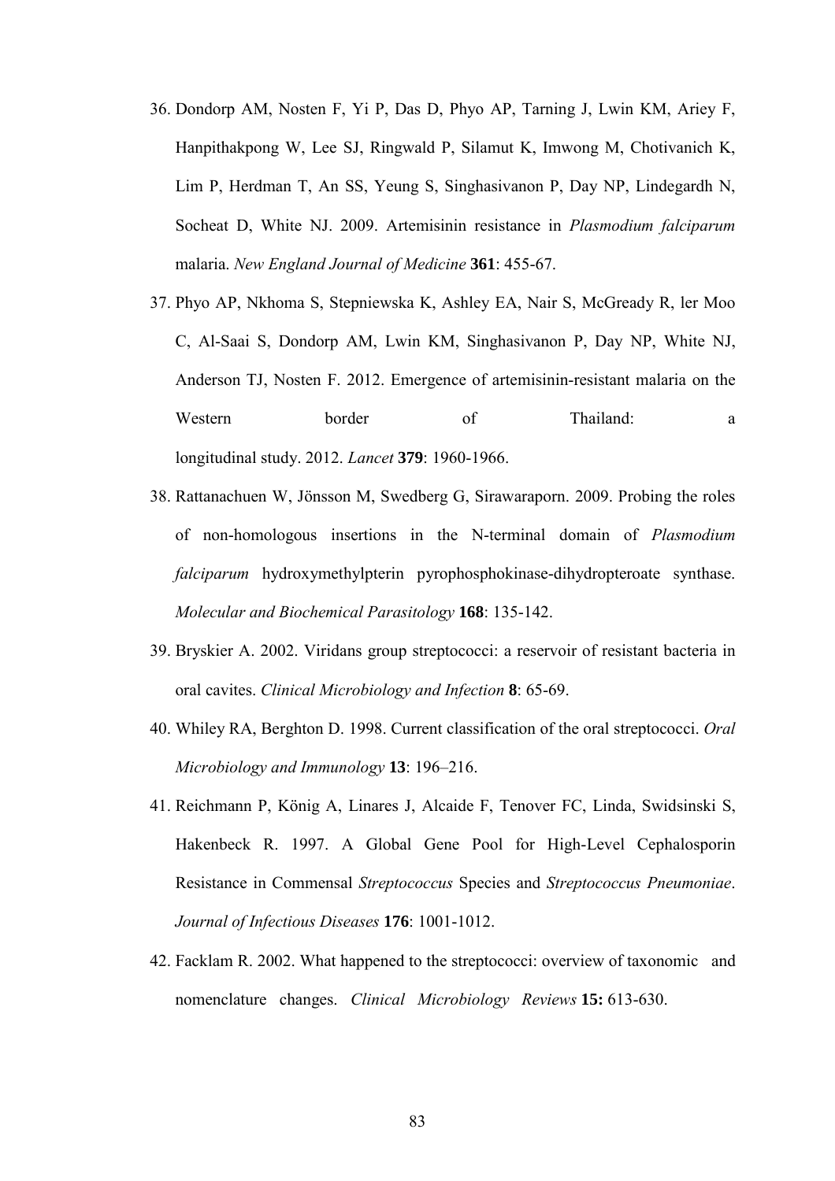36. Dondorp AM, Nosten F, Yi P, Das D, Phyo AP, Tarning J, Lwin KM, Ariey F, Hanpithakpong W, Lee SJ, Ringwald P, Silamut K, Imwong M, Chotivanich K, Lim P, Herdman T, An SS, Yeung S, Singhasivanon P, Day NP, Lindegardh N, Socheat D, White NJ. 2009. Artemisinin resistance in *Plasmodium falciparum* malaria. *New England Journal of Medicine* **361**: 455-67.

37. Phyo AP, Nkhoma S, Stepniewska K, Ashley EA, Nair S, McGready R, ler Moo C, Al-Saai S, Dondorp AM, Lwin KM, Singhasivanon P, Day NP, White NJ, Anderson TJ, Nosten F. 2012. Emergence of artemisinin-resistant malaria on the Western border of Thailand: a longitudinal study. 2012. *Lancet* **379**: 1960-1966.

38. Rattanachuen W, Jönsson M, Swedberg G, Sirawaraporn. 2009. Probing the roles of non-homologous insertions in the N-terminal domain of *Plasmodium falciparum* hydroxymethylpterin pyrophosphokinase-dihydropteroate synthase. *Molecular and Biochemical Parasitology* **168**: 135-142.

39. Bryskier A. 2002. Viridans group streptococci: a reservoir of resistant bacteria in oral cavites. *Clinical Microbiology and Infection* **8**: 65-69.

40. Whiley RA, Berghton D. 1998. Current classification of the oral streptococci. *Oral Microbiology and Immunology* **13**: 196–216.

41. Reichmann P, König A, Linares J, Alcaide F, Tenover FC, Linda, Swidsinski S, Hakenbeck R. 1997. A Global Gene Pool for High-Level Cephalosporin Resistance in Commensal *Streptococcus* Species and *Streptococcus Pneumoniae*. *Journal of Infectious Diseases* **176**: 1001-1012.

42. Facklam R. 2002. What happened to the streptococci: overview of taxonomic and nomenclature changes. *Clinical Microbiology Reviews* **15:** 613-630.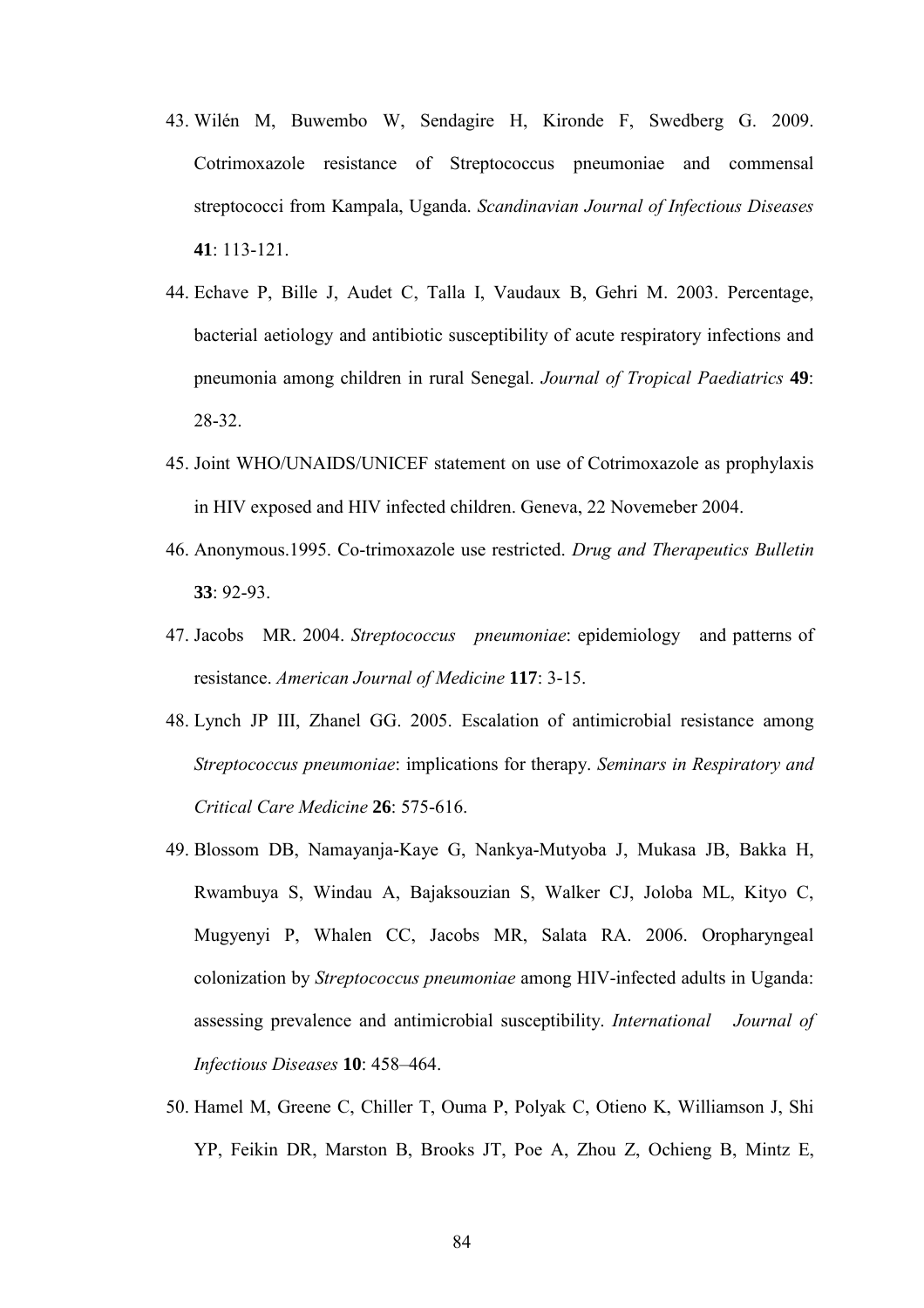43. Wilén M, Buwembo W, Sendagire H, Kironde F, Swedberg G. 2009. Cotrimoxazole resistance of Streptococcus pneumoniae and commensal streptococci from Kampala, Uganda. *Scandinavian Journal of Infectious Diseases* **41**: 113-121.
44. Echave P, Bille J, Audet C, Talla I, Vaudaux B, Gehri M. 2003. Percentage, bacterial aetiology and antibiotic susceptibility of acute respiratory infections and pneumonia among children in rural Senegal. *Journal of Tropical Paediatrics* **49**: 28-32.
45. Joint WHO/UNAIDS/UNICEF statement on use of Cotrimoxazole as prophylaxis in HIV exposed and HIV infected children. Geneva, 22 Novemeber 2004.
46. Anonymous.1995. Co-trimoxazole use restricted. *Drug and Therapeutics Bulletin* **33**: 92-93.
47. Jacobs MR. 2004. *Streptococcus pneumoniae*: epidemiology and patterns of resistance. *American Journal of Medicine* **117**: 3-15.
48. Lynch JP III, Zhanel GG. 2005. Escalation of antimicrobial resistance among *Streptococcus pneumoniae*: implications for therapy. *Seminars in Respiratory and Critical Care Medicine* **26**: 575-616.
49. Blossom DB, Namayanja-Kaye G, Nankya-Mutyoba J, Mukasa JB, Bakka H, Rwambuya S, Windau A, Bajaksouzian S, Walker CJ, Joloba ML, Kityo C, Mugyenyi P, Whalen CC, Jacobs MR, Salata RA. 2006. Oropharyngeal colonization by *Streptococcus pneumoniae* among HIV-infected adults in Uganda: assessing prevalence and antimicrobial susceptibility. *International Journal of Infectious Diseases* **10**: 458–464.
50. Hamel M, Greene C, Chiller T, Ouma P, Polyak C, Otieno K, Williamson J, Shi YP, Feikin DR, Marston B, Brooks JT, Poe A, Zhou Z, Ochieng B, Mintz E,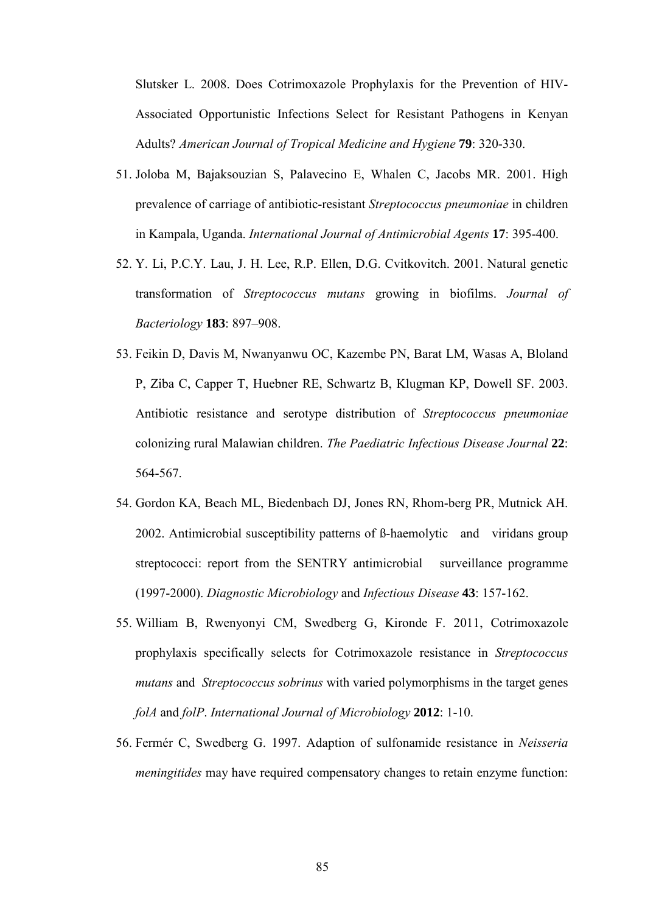Slutsker L. 2008. Does Cotrimoxazole Prophylaxis for the Prevention of HIV-Associated Opportunistic Infections Select for Resistant Pathogens in Kenyan Adults? *American Journal of Tropical Medicine and Hygiene* **79**: 320-330.

51. Joloba M, Bajaksouzian S, Palavecino E, Whalen C, Jacobs MR. 2001. High prevalence of carriage of antibiotic-resistant *Streptococcus pneumoniae* in children in Kampala, Uganda. *International Journal of Antimicrobial Agents* **17**: 395-400.
52. Y. Li, P.C.Y. Lau, J. H. Lee, R.P. Ellen, D.G. Cvitkovitch. 2001. Natural genetic transformation of *Streptococcus mutans* growing in biofilms. *Journal of Bacteriology* **183**: 897–908.
53. Feikin D, Davis M, Nwanyanwu OC, Kazembe PN, Barat LM, Wasas A, Bloland P, Ziba C, Capper T, Huebner RE, Schwartz B, Klugman KP, Dowell SF. 2003. Antibiotic resistance and serotype distribution of *Streptococcus pneumoniae* colonizing rural Malawian children. *The Paediatric Infectious Disease Journal* **22**: 564-567.
54. Gordon KA, Beach ML, Biedenbach DJ, Jones RN, Rhom-berg PR, Mutnick AH. 2002. Antimicrobial susceptibility patterns of ß-haemolytic and viridans group streptococci: report from the SENTRY antimicrobial surveillance programme (1997-2000). *Diagnostic Microbiology* and *Infectious Disease* **43**: 157-162.
55. William B, Rwenyonyi CM, Swedberg G, Kironde F. 2011, Cotrimoxazole prophylaxis specifically selects for Cotrimoxazole resistance in *Streptococcus mutans* and *Streptococcus sobrinus* with varied polymorphisms in the target genes *folA* and *folP*. *International Journal of Microbiology* **2012**: 1-10.
56. Fermér C, Swedberg G. 1997. Adaption of sulfonamide resistance in *Neisseria meningitides* may have required compensatory changes to retain enzyme function: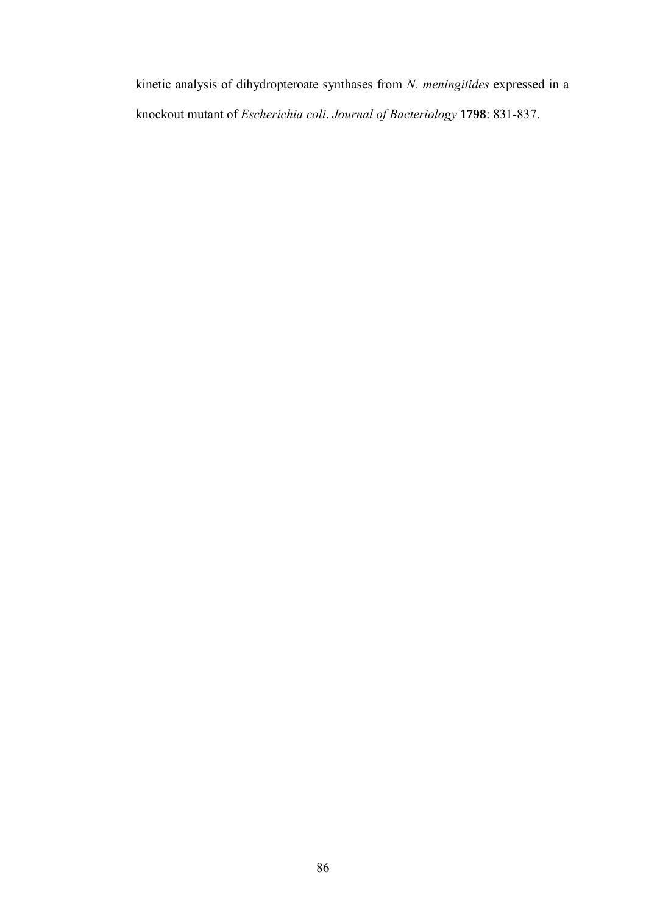kinetic analysis of dihydropteroate synthases from *N. meningitides* expressed in a knockout mutant of *Escherichia coli*. *Journal of Bacteriology* **1798**: 831-837.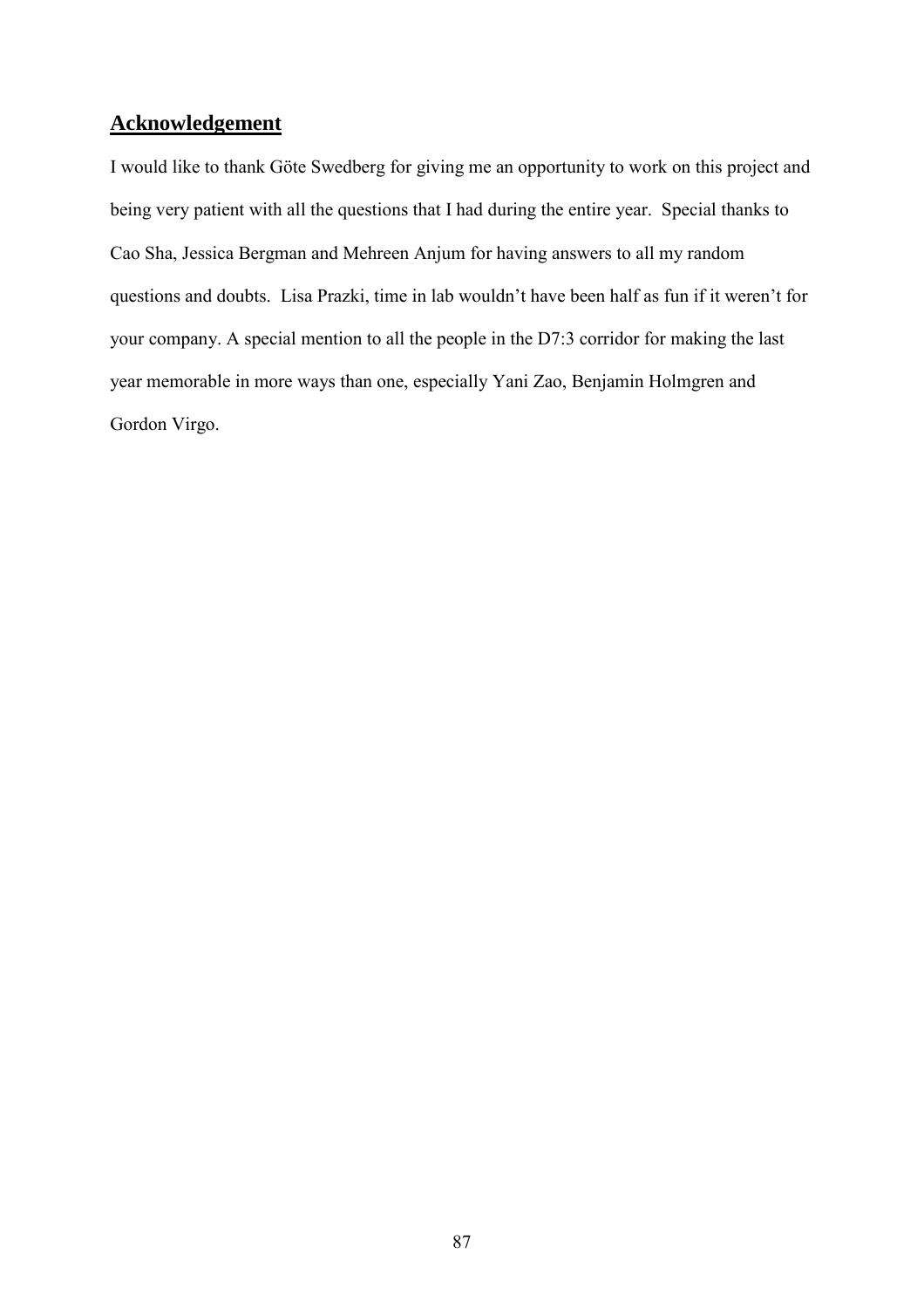## **Acknowledgement**

I would like to thank Göte Swedberg for giving me an opportunity to work on this project and being very patient with all the questions that I had during the entire year. Special thanks to Cao Sha, Jessica Bergman and Mehreen Anjum for having answers to all my random questions and doubts. Lisa Prazki, time in lab wouldn't have been half as fun if it weren't for your company. A special mention to all the people in the D7:3 corridor for making the last year memorable in more ways than one, especially Yani Zao, Benjamin Holmgren and Gordon Virgo.